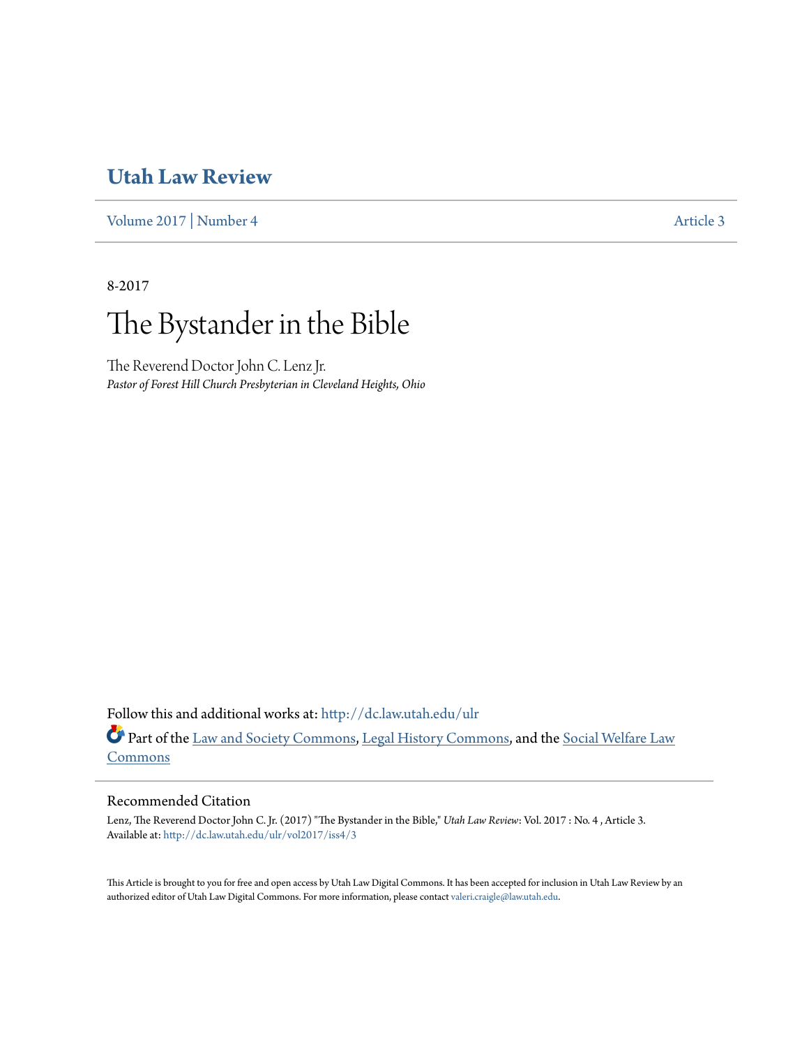# Utah Law Review

Volume 2017 | Number 4 Article 3

8-2017

## The Bystander in the Bible

The Reverend Doctor John C. Lenz Jr.
*Pastor of Forest Hill Church Presbyterian in Cleveland Heights, Ohio*

Follow this and additional works at: http://dc.law.utah.edu/ulr

Part of the Law and Society Commons, Legal History Commons, and the Social Welfare Law Commons

### Recommended Citation

Lenz, The Reverend Doctor John C. Jr. (2017) "The Bystander in the Bible," *Utah Law Review*: Vol. 2017 : No. 4 , Article 3.
Available at: http://dc.law.utah.edu/ulr/vol2017/iss4/3

This Article is brought to you for free and open access by Utah Law Digital Commons. It has been accepted for inclusion in Utah Law Review by an authorized editor of Utah Law Digital Commons. For more information, please contact valeri.craigle@law.utah.edu.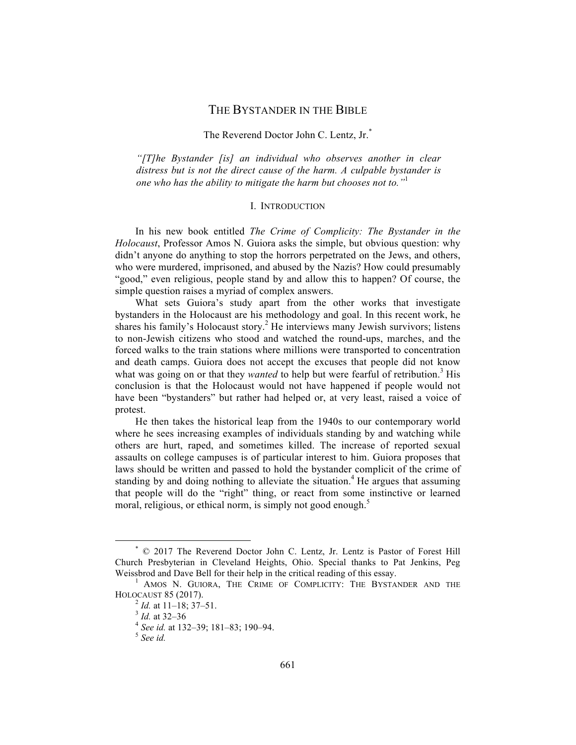# THE BYSTANDER IN THE BIBLE

The Reverend Doctor John C. Lentz, Jr.[*]

*"[T]he Bystander [is] an individual who observes another in clear distress but is not the direct cause of the harm. A culpable bystander is one who has the ability to mitigate the harm but chooses not to."*[1]

## I. INTRODUCTION

In his new book entitled *The Crime of Complicity: The Bystander in the Holocaust*, Professor Amos N. Guiora asks the simple, but obvious question: why didn't anyone do anything to stop the horrors perpetrated on the Jews, and others, who were murdered, imprisoned, and abused by the Nazis? How could presumably "good," even religious, people stand by and allow this to happen? Of course, the simple question raises a myriad of complex answers.

What sets Guiora's study apart from the other works that investigate bystanders in the Holocaust are his methodology and goal. In this recent work, he shares his family's Holocaust story.[2] He interviews many Jewish survivors; listens to non-Jewish citizens who stood and watched the round-ups, marches, and the forced walks to the train stations where millions were transported to concentration and death camps. Guiora does not accept the excuses that people did not know what was going on or that they *wanted* to help but were fearful of retribution.[3] His conclusion is that the Holocaust would not have happened if people would not have been "bystanders" but rather had helped or, at very least, raised a voice of protest.

He then takes the historical leap from the 1940s to our contemporary world where he sees increasing examples of individuals standing by and watching while others are hurt, raped, and sometimes killed. The increase of reported sexual assaults on college campuses is of particular interest to him. Guiora proposes that laws should be written and passed to hold the bystander complicit of the crime of standing by and doing nothing to alleviate the situation.[4] He argues that assuming that people will do the "right" thing, or react from some instinctive or learned moral, religious, or ethical norm, is simply not good enough.[5]

---

[*] © 2017 The Reverend Doctor John C. Lentz, Jr. Lentz is Pastor of Forest Hill Church Presbyterian in Cleveland Heights, Ohio. Special thanks to Pat Jenkins, Peg Weissbrod and Dave Bell for their help in the critical reading of this essay.

[1] AMOS N. GUIORA, THE CRIME OF COMPLICITY: THE BYSTANDER AND THE HOLOCAUST 85 (2017).

[2] *Id.* at 11–18; 37–51.

[3] *Id.* at 32–36

[4] *See id.* at 132–39; 181–83; 190–94.

[5] *See id.*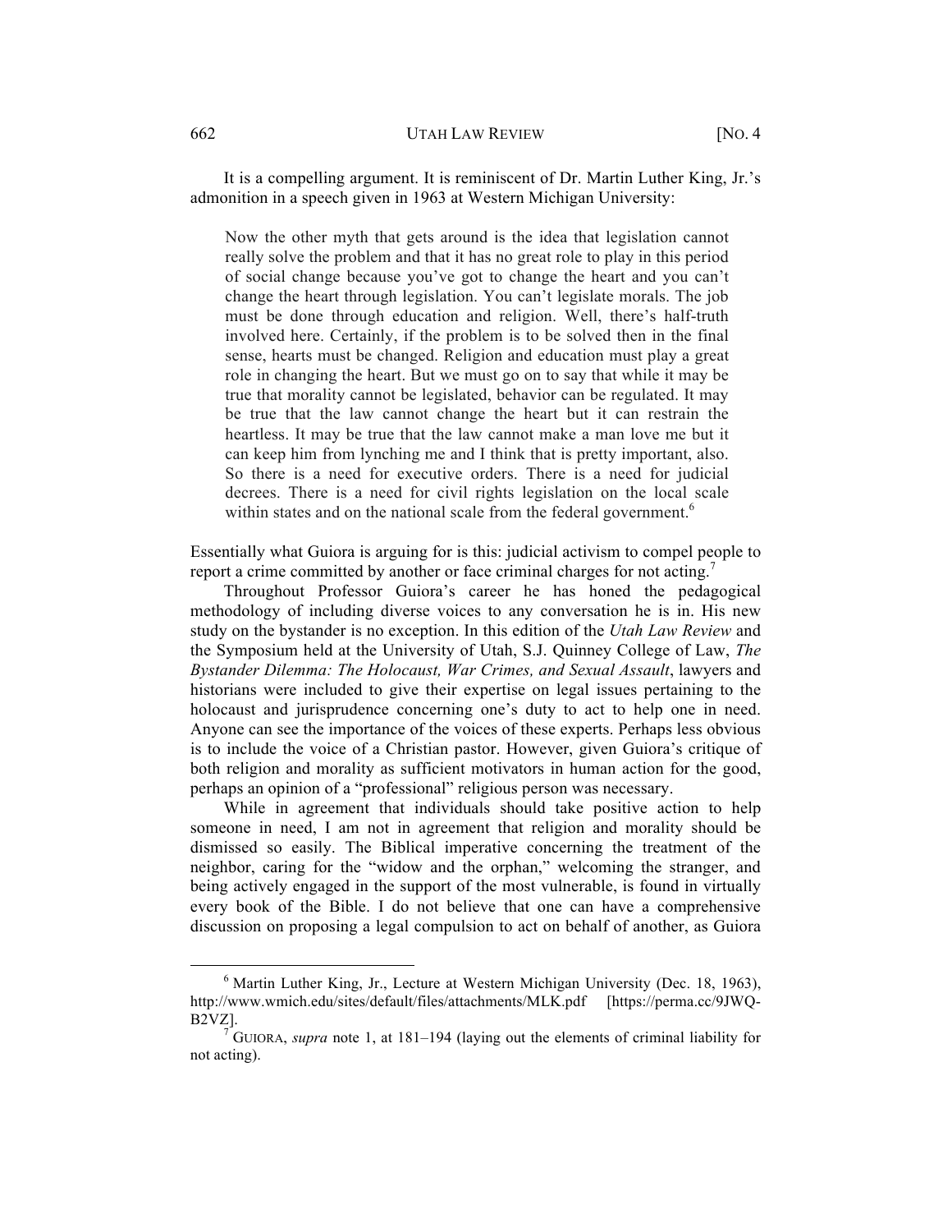It is a compelling argument. It is reminiscent of Dr. Martin Luther King, Jr.'s admonition in a speech given in 1963 at Western Michigan University:

> Now the other myth that gets around is the idea that legislation cannot really solve the problem and that it has no great role to play in this period of social change because you've got to change the heart and you can't change the heart through legislation. You can't legislate morals. The job must be done through education and religion. Well, there's half-truth involved here. Certainly, if the problem is to be solved then in the final sense, hearts must be changed. Religion and education must play a great role in changing the heart. But we must go on to say that while it may be true that morality cannot be legislated, behavior can be regulated. It may be true that the law cannot change the heart but it can restrain the heartless. It may be true that the law cannot make a man love me but it can keep him from lynching me and I think that is pretty important, also. So there is a need for executive orders. There is a need for judicial decrees. There is a need for civil rights legislation on the local scale within states and on the national scale from the federal government.[6]

Essentially what Guiora is arguing for is this: judicial activism to compel people to report a crime committed by another or face criminal charges for not acting.[7]

Throughout Professor Guiora's career he has honed the pedagogical methodology of including diverse voices to any conversation he is in. His new study on the bystander is no exception. In this edition of the *Utah Law Review* and the Symposium held at the University of Utah, S.J. Quinney College of Law, *The Bystander Dilemma: The Holocaust, War Crimes, and Sexual Assault*, lawyers and historians were included to give their expertise on legal issues pertaining to the holocaust and jurisprudence concerning one's duty to act to help one in need. Anyone can see the importance of the voices of these experts. Perhaps less obvious is to include the voice of a Christian pastor. However, given Guiora's critique of both religion and morality as sufficient motivators in human action for the good, perhaps an opinion of a "professional" religious person was necessary.

While in agreement that individuals should take positive action to help someone in need, I am not in agreement that religion and morality should be dismissed so easily. The Biblical imperative concerning the treatment of the neighbor, caring for the "widow and the orphan," welcoming the stranger, and being actively engaged in the support of the most vulnerable, is found in virtually every book of the Bible. I do not believe that one can have a comprehensive discussion on proposing a legal compulsion to act on behalf of another, as Guiora

---

[6] Martin Luther King, Jr., Lecture at Western Michigan University (Dec. 18, 1963), http://www.wmich.edu/sites/default/files/attachments/MLK.pdf [https://perma.cc/9JWQ-B2VZ].

[7] GUIORA, *supra* note 1, at 181–194 (laying out the elements of criminal liability for not acting).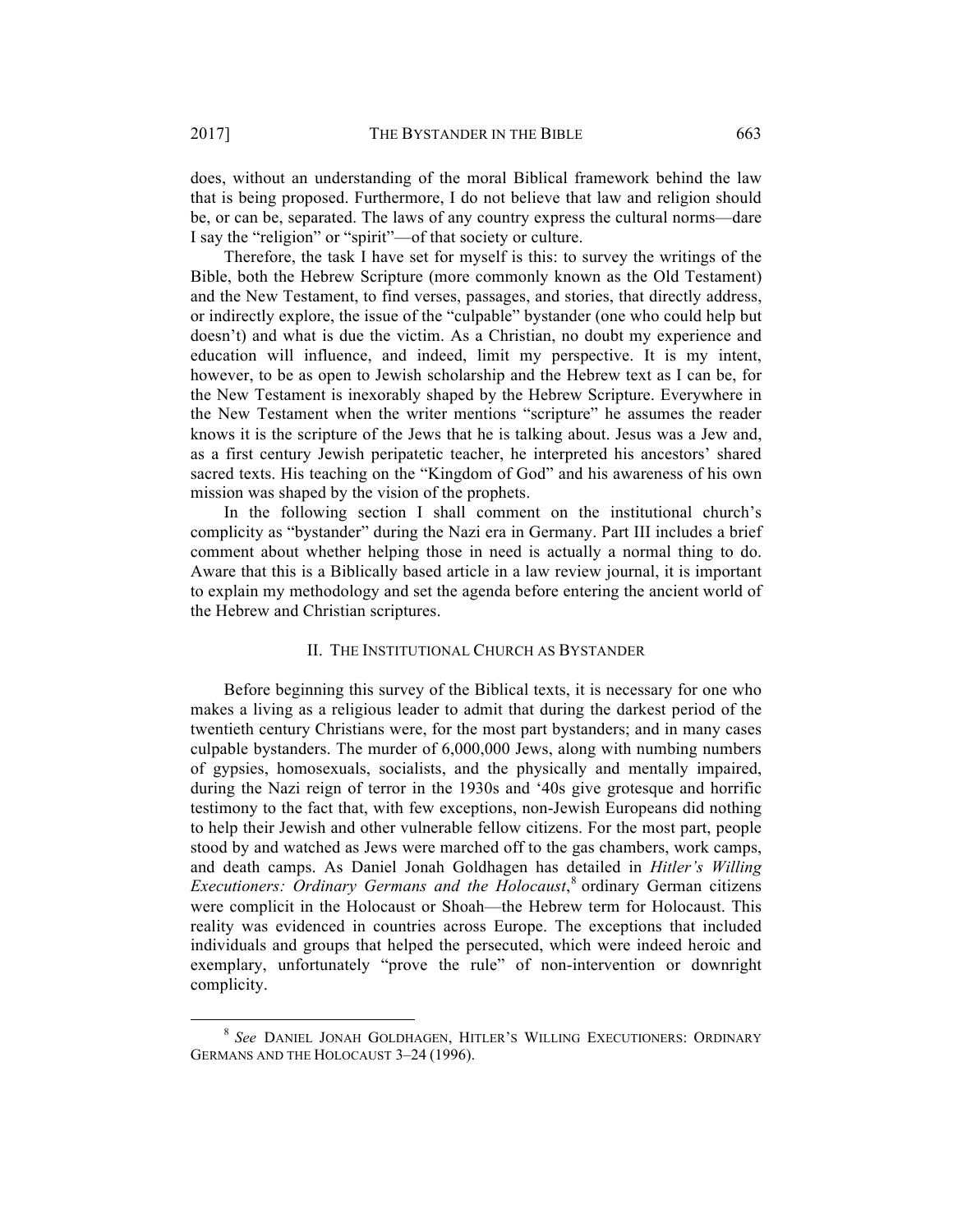does, without an understanding of the moral Biblical framework behind the law that is being proposed. Furthermore, I do not believe that law and religion should be, or can be, separated. The laws of any country express the cultural norms—dare I say the "religion" or "spirit"—of that society or culture.

Therefore, the task I have set for myself is this: to survey the writings of the Bible, both the Hebrew Scripture (more commonly known as the Old Testament) and the New Testament, to find verses, passages, and stories, that directly address, or indirectly explore, the issue of the "culpable" bystander (one who could help but doesn't) and what is due the victim. As a Christian, no doubt my experience and education will influence, and indeed, limit my perspective. It is my intent, however, to be as open to Jewish scholarship and the Hebrew text as I can be, for the New Testament is inexorably shaped by the Hebrew Scripture. Everywhere in the New Testament when the writer mentions "scripture" he assumes the reader knows it is the scripture of the Jews that he is talking about. Jesus was a Jew and, as a first century Jewish peripatetic teacher, he interpreted his ancestors' shared sacred texts. His teaching on the "Kingdom of God" and his awareness of his own mission was shaped by the vision of the prophets.

In the following section I shall comment on the institutional church's complicity as "bystander" during the Nazi era in Germany. Part III includes a brief comment about whether helping those in need is actually a normal thing to do. Aware that this is a Biblically based article in a law review journal, it is important to explain my methodology and set the agenda before entering the ancient world of the Hebrew and Christian scriptures.

## II. The Institutional Church as Bystander

Before beginning this survey of the Biblical texts, it is necessary for one who makes a living as a religious leader to admit that during the darkest period of the twentieth century Christians were, for the most part bystanders; and in many cases culpable bystanders. The murder of 6,000,000 Jews, along with numbing numbers of gypsies, homosexuals, socialists, and the physically and mentally impaired, during the Nazi reign of terror in the 1930s and '40s give grotesque and horrific testimony to the fact that, with few exceptions, non-Jewish Europeans did nothing to help their Jewish and other vulnerable fellow citizens. For the most part, people stood by and watched as Jews were marched off to the gas chambers, work camps, and death camps. As Daniel Jonah Goldhagen has detailed in *Hitler's Willing Executioners: Ordinary Germans and the Holocaust*,[8] ordinary German citizens were complicit in the Holocaust or Shoah—the Hebrew term for Holocaust. This reality was evidenced in countries across Europe. The exceptions that included individuals and groups that helped the persecuted, which were indeed heroic and exemplary, unfortunately "prove the rule" of non-intervention or downright complicity.

---

[8] *See* DANIEL JONAH GOLDHAGEN, HITLER'S WILLING EXECUTIONERS: ORDINARY GERMANS AND THE HOLOCAUST 3–24 (1996).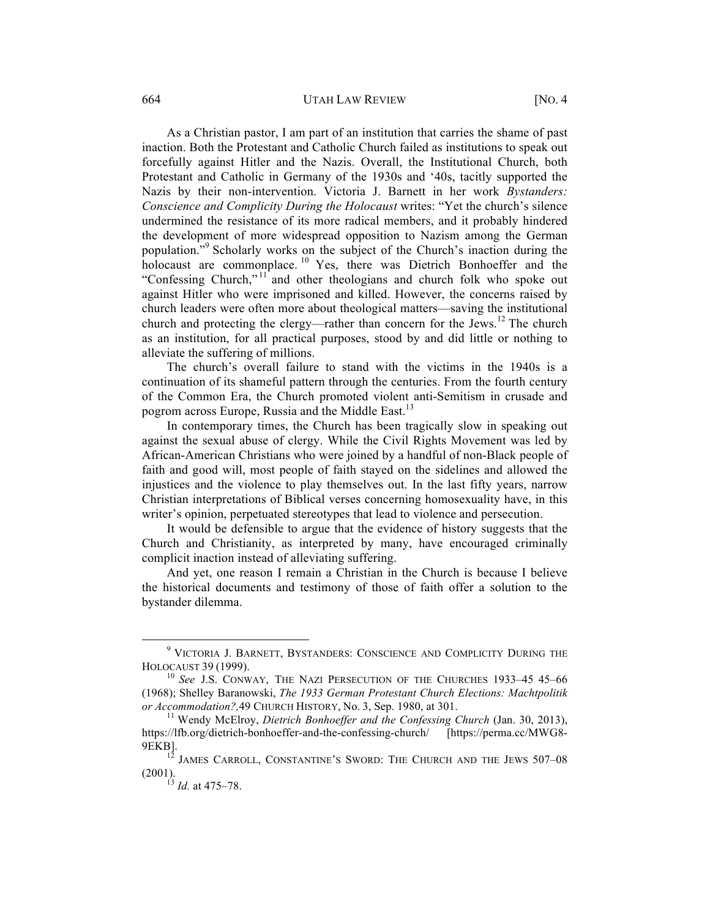As a Christian pastor, I am part of an institution that carries the shame of past inaction. Both the Protestant and Catholic Church failed as institutions to speak out forcefully against Hitler and the Nazis. Overall, the Institutional Church, both Protestant and Catholic in Germany of the 1930s and '40s, tacitly supported the Nazis by their non-intervention. Victoria J. Barnett in her work *Bystanders: Conscience and Complicity During the Holocaust* writes: "Yet the church's silence undermined the resistance of its more radical members, and it probably hindered the development of more widespread opposition to Nazism among the German population."[9] Scholarly works on the subject of the Church's inaction during the holocaust are commonplace.[10] Yes, there was Dietrich Bonhoeffer and the "Confessing Church,"[11] and other theologians and church folk who spoke out against Hitler who were imprisoned and killed. However, the concerns raised by church leaders were often more about theological matters—saving the institutional church and protecting the clergy—rather than concern for the Jews.[12] The church as an institution, for all practical purposes, stood by and did little or nothing to alleviate the suffering of millions.

The church's overall failure to stand with the victims in the 1940s is a continuation of its shameful pattern through the centuries. From the fourth century of the Common Era, the Church promoted violent anti-Semitism in crusade and pogrom across Europe, Russia and the Middle East.[13]

In contemporary times, the Church has been tragically slow in speaking out against the sexual abuse of clergy. While the Civil Rights Movement was led by African-American Christians who were joined by a handful of non-Black people of faith and good will, most people of faith stayed on the sidelines and allowed the injustices and the violence to play themselves out. In the last fifty years, narrow Christian interpretations of Biblical verses concerning homosexuality have, in this writer's opinion, perpetuated stereotypes that lead to violence and persecution.

It would be defensible to argue that the evidence of history suggests that the Church and Christianity, as interpreted by many, have encouraged criminally complicit inaction instead of alleviating suffering.

And yet, one reason I remain a Christian in the Church is because I believe the historical documents and testimony of those of faith offer a solution to the bystander dilemma.

---

[9] VICTORIA J. BARNETT, BYSTANDERS: CONSCIENCE AND COMPLICITY DURING THE HOLOCAUST 39 (1999).

[10] *See* J.S. CONWAY, THE NAZI PERSECUTION OF THE CHURCHES 1933–45 45–66 (1968); Shelley Baranowski, *The 1933 German Protestant Church Elections: Machtpolitik or Accommodation?,* 49 CHURCH HISTORY, No. 3, Sep. 1980, at 301.

[11] Wendy McElroy, *Dietrich Bonhoeffer and the Confessing Church* (Jan. 30, 2013), https://lfb.org/dietrich-bonhoeffer-and-the-confessing-church/ [https://perma.cc/MWG8-9EKB].

[12] JAMES CARROLL, CONSTANTINE'S SWORD: THE CHURCH AND THE JEWS 507–08 (2001).

[13] *Id.* at 475–78.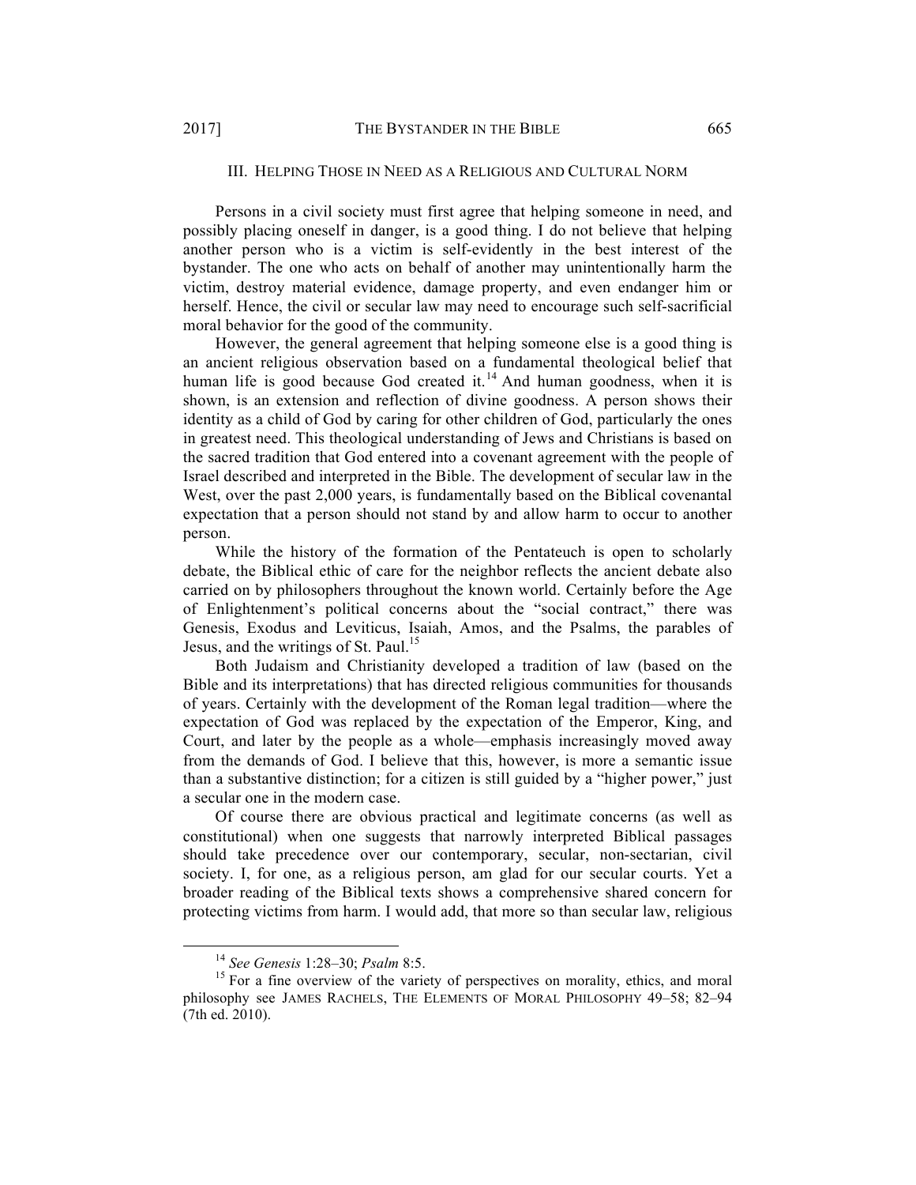## III. HELPING THOSE IN NEED AS A RELIGIOUS AND CULTURAL NORM

Persons in a civil society must first agree that helping someone in need, and possibly placing oneself in danger, is a good thing. I do not believe that helping another person who is a victim is self-evidently in the best interest of the bystander. The one who acts on behalf of another may unintentionally harm the victim, destroy material evidence, damage property, and even endanger him or herself. Hence, the civil or secular law may need to encourage such self-sacrificial moral behavior for the good of the community.

However, the general agreement that helping someone else is a good thing is an ancient religious observation based on a fundamental theological belief that human life is good because God created it.[14] And human goodness, when it is shown, is an extension and reflection of divine goodness. A person shows their identity as a child of God by caring for other children of God, particularly the ones in greatest need. This theological understanding of Jews and Christians is based on the sacred tradition that God entered into a covenant agreement with the people of Israel described and interpreted in the Bible. The development of secular law in the West, over the past 2,000 years, is fundamentally based on the Biblical covenantal expectation that a person should not stand by and allow harm to occur to another person.

While the history of the formation of the Pentateuch is open to scholarly debate, the Biblical ethic of care for the neighbor reflects the ancient debate also carried on by philosophers throughout the known world. Certainly before the Age of Enlightenment's political concerns about the "social contract," there was Genesis, Exodus and Leviticus, Isaiah, Amos, and the Psalms, the parables of Jesus, and the writings of St. Paul.[15]

Both Judaism and Christianity developed a tradition of law (based on the Bible and its interpretations) that has directed religious communities for thousands of years. Certainly with the development of the Roman legal tradition—where the expectation of God was replaced by the expectation of the Emperor, King, and Court, and later by the people as a whole—emphasis increasingly moved away from the demands of God. I believe that this, however, is more a semantic issue than a substantive distinction; for a citizen is still guided by a "higher power," just a secular one in the modern case.

Of course there are obvious practical and legitimate concerns (as well as constitutional) when one suggests that narrowly interpreted Biblical passages should take precedence over our contemporary, secular, non-sectarian, civil society. I, for one, as a religious person, am glad for our secular courts. Yet a broader reading of the Biblical texts shows a comprehensive shared concern for protecting victims from harm. I would add, that more so than secular law, religious

---

[14] *See Genesis* 1:28–30; *Psalm* 8:5.

[15] For a fine overview of the variety of perspectives on morality, ethics, and moral philosophy see JAMES RACHELS, THE ELEMENTS OF MORAL PHILOSOPHY 49–58; 82–94 (7th ed. 2010).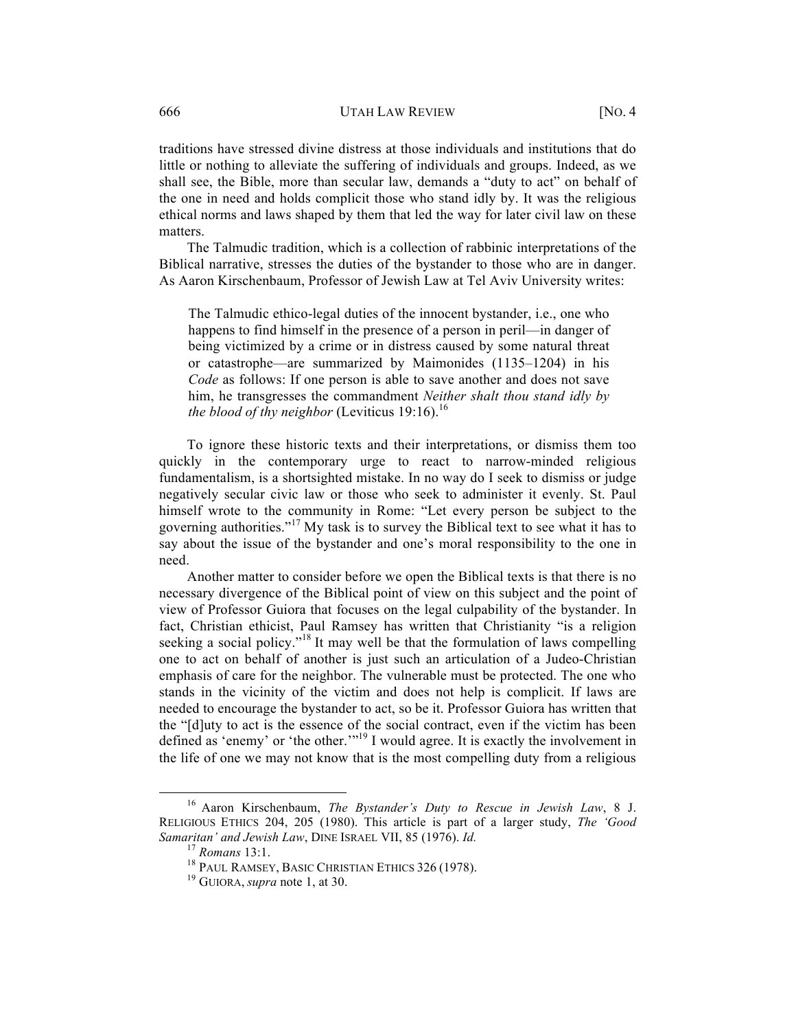traditions have stressed divine distress at those individuals and institutions that do little or nothing to alleviate the suffering of individuals and groups. Indeed, as we shall see, the Bible, more than secular law, demands a "duty to act" on behalf of the one in need and holds complicit those who stand idly by. It was the religious ethical norms and laws shaped by them that led the way for later civil law on these matters.

The Talmudic tradition, which is a collection of rabbinic interpretations of the Biblical narrative, stresses the duties of the bystander to those who are in danger. As Aaron Kirschenbaum, Professor of Jewish Law at Tel Aviv University writes:

> The Talmudic ethico-legal duties of the innocent bystander, i.e., one who happens to find himself in the presence of a person in peril—in danger of being victimized by a crime or in distress caused by some natural threat or catastrophe—are summarized by Maimonides (1135–1204) in his *Code* as follows: If one person is able to save another and does not save him, he transgresses the commandment *Neither shalt thou stand idly by the blood of thy neighbor* (Leviticus 19:16).[16]

To ignore these historic texts and their interpretations, or dismiss them too quickly in the contemporary urge to react to narrow-minded religious fundamentalism, is a shortsighted mistake. In no way do I seek to dismiss or judge negatively secular civic law or those who seek to administer it evenly. St. Paul himself wrote to the community in Rome: "Let every person be subject to the governing authorities."[17] My task is to survey the Biblical text to see what it has to say about the issue of the bystander and one's moral responsibility to the one in need.

Another matter to consider before we open the Biblical texts is that there is no necessary divergence of the Biblical point of view on this subject and the point of view of Professor Guiora that focuses on the legal culpability of the bystander. In fact, Christian ethicist, Paul Ramsey has written that Christianity "is a religion seeking a social policy."[18] It may well be that the formulation of laws compelling one to act on behalf of another is just such an articulation of a Judeo-Christian emphasis of care for the neighbor. The vulnerable must be protected. The one who stands in the vicinity of the victim and does not help is complicit. If laws are needed to encourage the bystander to act, so be it. Professor Guiora has written that the "[d]uty to act is the essence of the social contract, even if the victim has been defined as 'enemy' or 'the other.'"[19] I would agree. It is exactly the involvement in the life of one we may not know that is the most compelling duty from a religious

---

[16] Aaron Kirschenbaum, *The Bystander's Duty to Rescue in Jewish Law*, 8 J. RELIGIOUS ETHICS 204, 205 (1980). This article is part of a larger study, *The 'Good Samaritan' and Jewish Law*, DINE ISRAEL VII, 85 (1976). *Id.*

[17] *Romans* 13:1.

[18] PAUL RAMSEY, BASIC CHRISTIAN ETHICS 326 (1978).

[19] GUIORA, *supra* note 1, at 30.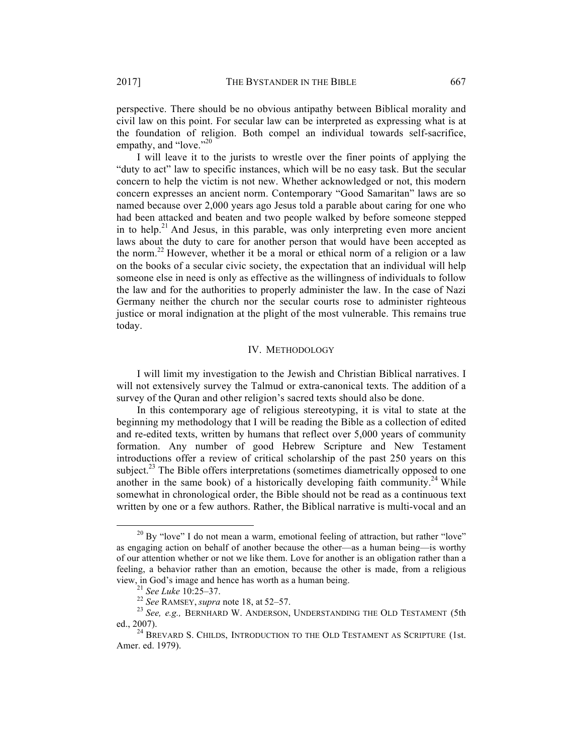perspective. There should be no obvious antipathy between Biblical morality and civil law on this point. For secular law can be interpreted as expressing what is at the foundation of religion. Both compel an individual towards self-sacrifice, empathy, and "love."[20]

I will leave it to the jurists to wrestle over the finer points of applying the "duty to act" law to specific instances, which will be no easy task. But the secular concern to help the victim is not new. Whether acknowledged or not, this modern concern expresses an ancient norm. Contemporary "Good Samaritan" laws are so named because over 2,000 years ago Jesus told a parable about caring for one who had been attacked and beaten and two people walked by before someone stepped in to help.[21] And Jesus, in this parable, was only interpreting even more ancient laws about the duty to care for another person that would have been accepted as the norm.[22] However, whether it be a moral or ethical norm of a religion or a law on the books of a secular civic society, the expectation that an individual will help someone else in need is only as effective as the willingness of individuals to follow the law and for the authorities to properly administer the law. In the case of Nazi Germany neither the church nor the secular courts rose to administer righteous justice or moral indignation at the plight of the most vulnerable. This remains true today.

## IV. METHODOLOGY

I will limit my investigation to the Jewish and Christian Biblical narratives. I will not extensively survey the Talmud or extra-canonical texts. The addition of a survey of the Quran and other religion's sacred texts should also be done.

In this contemporary age of religious stereotyping, it is vital to state at the beginning my methodology that I will be reading the Bible as a collection of edited and re-edited texts, written by humans that reflect over 5,000 years of community formation. Any number of good Hebrew Scripture and New Testament introductions offer a review of critical scholarship of the past 250 years on this subject.[23] The Bible offers interpretations (sometimes diametrically opposed to one another in the same book) of a historically developing faith community.[24] While somewhat in chronological order, the Bible should not be read as a continuous text written by one or a few authors. Rather, the Biblical narrative is multi-vocal and an

---

[20] By "love" I do not mean a warm, emotional feeling of attraction, but rather "love" as engaging action on behalf of another because the other—as a human being—is worthy of our attention whether or not we like them. Love for another is an obligation rather than a feeling, a behavior rather than an emotion, because the other is made, from a religious view, in God's image and hence has worth as a human being.

[21] *See Luke* 10:25–37.

[22] *See* RAMSEY, *supra* note 18, at 52–57.

[23] *See, e.g.,* BERNHARD W. ANDERSON, UNDERSTANDING THE OLD TESTAMENT (5th ed., 2007).

[24] BREVARD S. CHILDS, INTRODUCTION TO THE OLD TESTAMENT AS SCRIPTURE (1st. Amer. ed. 1979).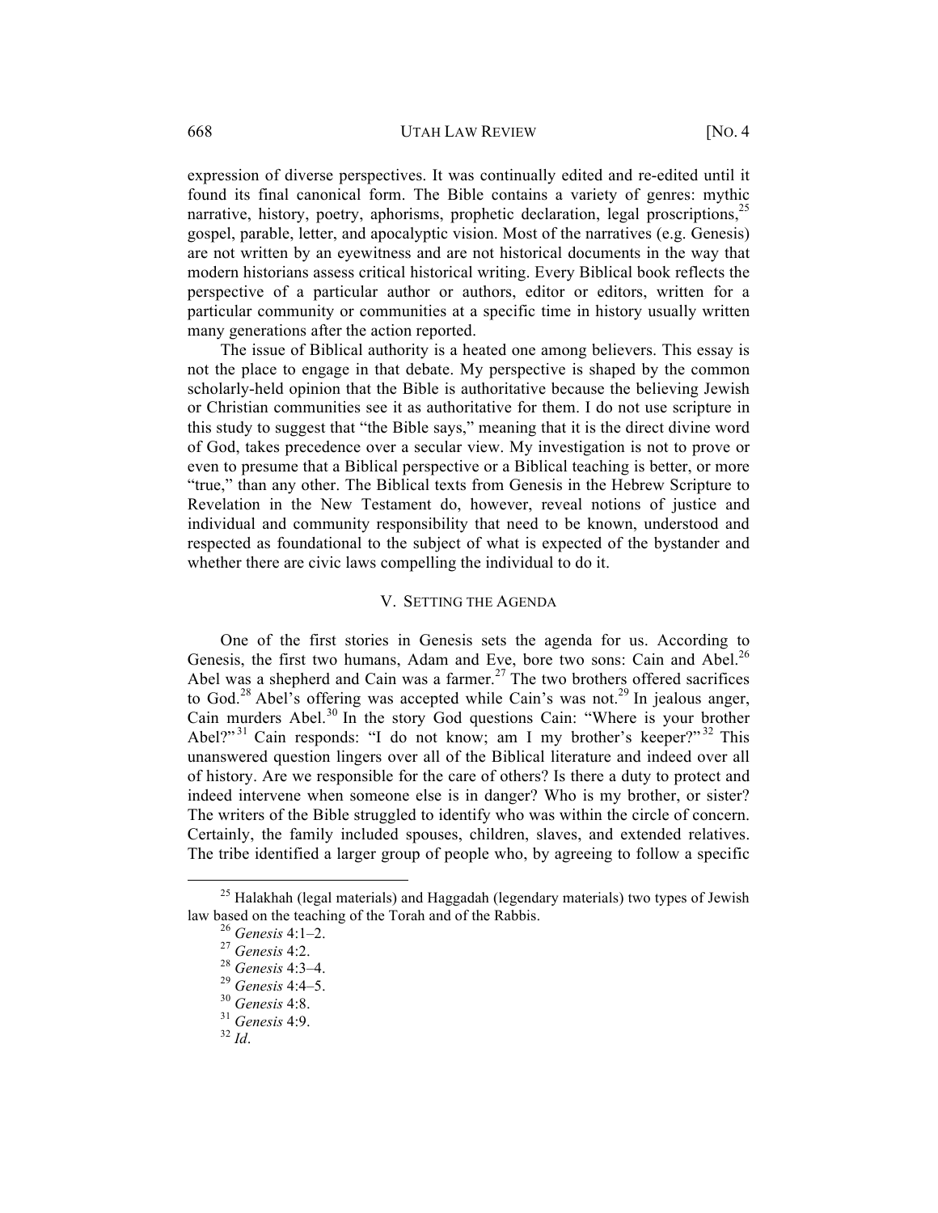expression of diverse perspectives. It was continually edited and re-edited until it found its final canonical form. The Bible contains a variety of genres: mythic narrative, history, poetry, aphorisms, prophetic declaration, legal proscriptions,[25] gospel, parable, letter, and apocalyptic vision. Most of the narratives (e.g. Genesis) are not written by an eyewitness and are not historical documents in the way that modern historians assess critical historical writing. Every Biblical book reflects the perspective of a particular author or authors, editor or editors, written for a particular community or communities at a specific time in history usually written many generations after the action reported.

The issue of Biblical authority is a heated one among believers. This essay is not the place to engage in that debate. My perspective is shaped by the common scholarly-held opinion that the Bible is authoritative because the believing Jewish or Christian communities see it as authoritative for them. I do not use scripture in this study to suggest that "the Bible says," meaning that it is the direct divine word of God, takes precedence over a secular view. My investigation is not to prove or even to presume that a Biblical perspective or a Biblical teaching is better, or more "true," than any other. The Biblical texts from Genesis in the Hebrew Scripture to Revelation in the New Testament do, however, reveal notions of justice and individual and community responsibility that need to be known, understood and respected as foundational to the subject of what is expected of the bystander and whether there are civic laws compelling the individual to do it.

## V. SETTING THE AGENDA

One of the first stories in Genesis sets the agenda for us. According to Genesis, the first two humans, Adam and Eve, bore two sons: Cain and Abel.[26] Abel was a shepherd and Cain was a farmer.[27] The two brothers offered sacrifices to God.[28] Abel's offering was accepted while Cain's was not.[29] In jealous anger, Cain murders Abel.[30] In the story God questions Cain: "Where is your brother Abel?"[31] Cain responds: "I do not know; am I my brother's keeper?"[32] This unanswered question lingers over all of the Biblical literature and indeed over all of history. Are we responsible for the care of others? Is there a duty to protect and indeed intervene when someone else is in danger? Who is my brother, or sister? The writers of the Bible struggled to identify who was within the circle of concern. Certainly, the family included spouses, children, slaves, and extended relatives. The tribe identified a larger group of people who, by agreeing to follow a specific

---

[25] Halakhah (legal materials) and Haggadah (legendary materials) two types of Jewish law based on the teaching of the Torah and of the Rabbis.

[26] *Genesis* 4:1–2.

[27] *Genesis* 4:2.

[28] *Genesis* 4:3–4.

[29] *Genesis* 4:4–5.

[30] *Genesis* 4:8.

[31] *Genesis* 4:9.

[32] *Id*.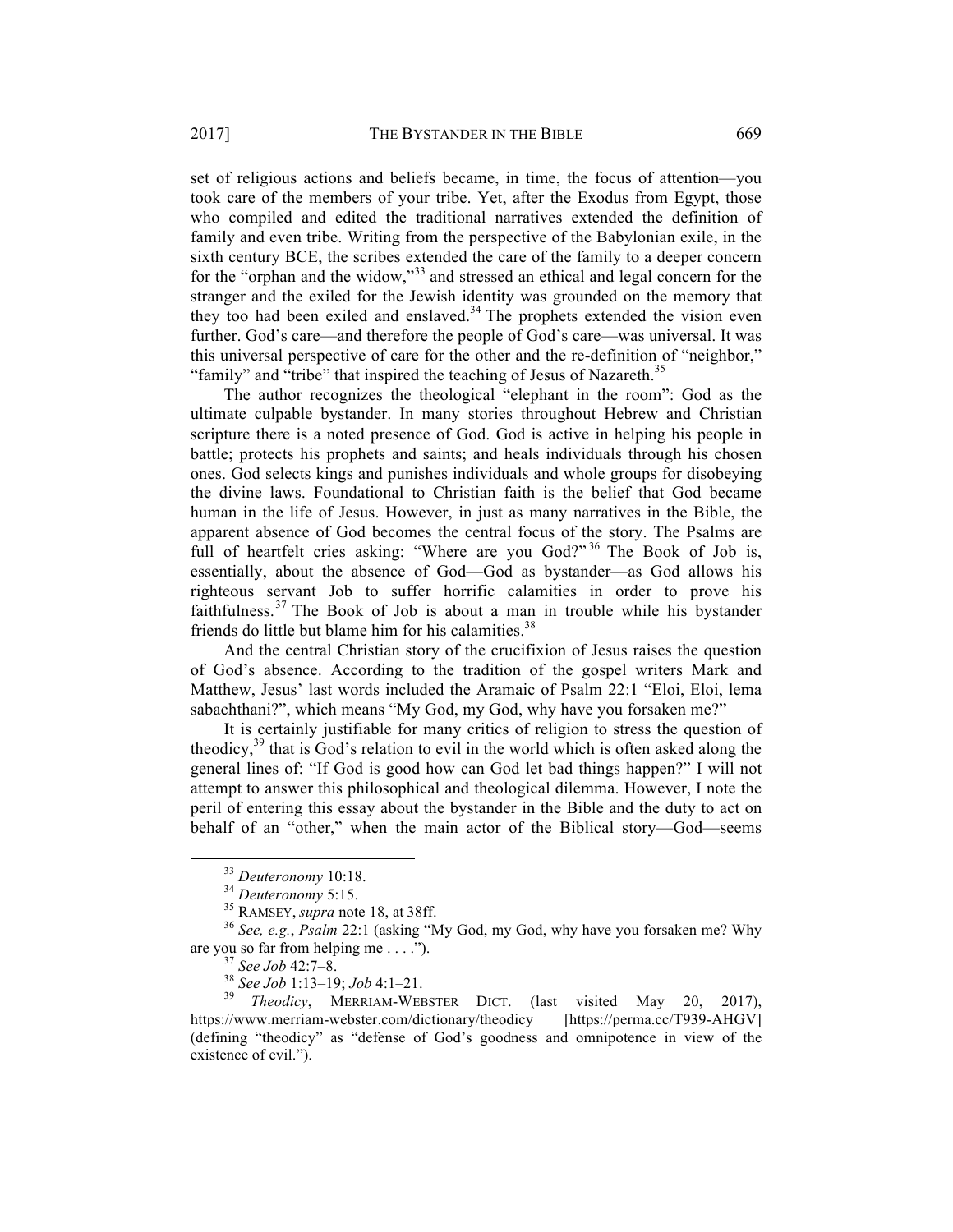set of religious actions and beliefs became, in time, the focus of attention—you took care of the members of your tribe. Yet, after the Exodus from Egypt, those who compiled and edited the traditional narratives extended the definition of family and even tribe. Writing from the perspective of the Babylonian exile, in the sixth century BCE, the scribes extended the care of the family to a deeper concern for the "orphan and the widow,"[33] and stressed an ethical and legal concern for the stranger and the exiled for the Jewish identity was grounded on the memory that they too had been exiled and enslaved.[34] The prophets extended the vision even further. God's care—and therefore the people of God's care—was universal. It was this universal perspective of care for the other and the re-definition of "neighbor," "family" and "tribe" that inspired the teaching of Jesus of Nazareth.[35]

The author recognizes the theological "elephant in the room": God as the ultimate culpable bystander. In many stories throughout Hebrew and Christian scripture there is a noted presence of God. God is active in helping his people in battle; protects his prophets and saints; and heals individuals through his chosen ones. God selects kings and punishes individuals and whole groups for disobeying the divine laws. Foundational to Christian faith is the belief that God became human in the life of Jesus. However, in just as many narratives in the Bible, the apparent absence of God becomes the central focus of the story. The Psalms are full of heartfelt cries asking: "Where are you God?"[36] The Book of Job is, essentially, about the absence of God—God as bystander—as God allows his righteous servant Job to suffer horrific calamities in order to prove his faithfulness.[37] The Book of Job is about a man in trouble while his bystander friends do little but blame him for his calamities.[38]

And the central Christian story of the crucifixion of Jesus raises the question of God's absence. According to the tradition of the gospel writers Mark and Matthew, Jesus' last words included the Aramaic of Psalm 22:1 "Eloi, Eloi, lema sabachthani?", which means "My God, my God, why have you forsaken me?"

It is certainly justifiable for many critics of religion to stress the question of theodicy,[39] that is God's relation to evil in the world which is often asked along the general lines of: "If God is good how can God let bad things happen?" I will not attempt to answer this philosophical and theological dilemma. However, I note the peril of entering this essay about the bystander in the Bible and the duty to act on behalf of an "other," when the main actor of the Biblical story—God—seems

---

[33] *Deuteronomy* 10:18.

[34] *Deuteronomy* 5:15.

[35] RAMSEY, *supra* note 18, at 38ff.

[36] *See, e.g.*, *Psalm* 22:1 (asking "My God, my God, why have you forsaken me? Why are you so far from helping me . . . .").

[37] *See Job* 42:7–8.

[38] *See Job* 1:13–19; *Job* 4:1–21.

[39] *Theodicy*, MERRIAM-WEBSTER DICT. (last visited May 20, 2017), https://www.merriam-webster.com/dictionary/theodicy [https://perma.cc/T939-AHGV] (defining "theodicy" as "defense of God's goodness and omnipotence in view of the existence of evil.").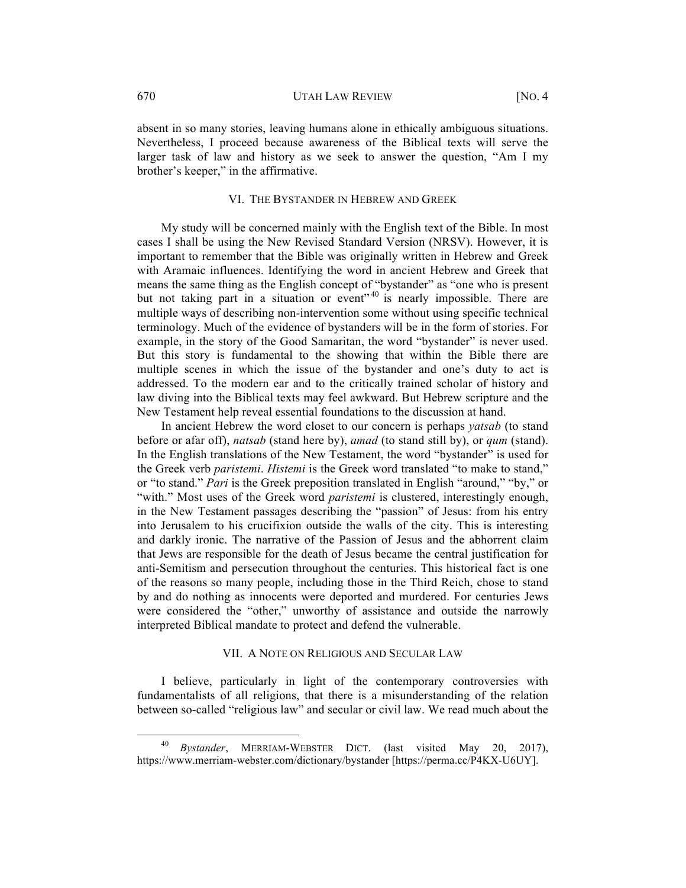absent in so many stories, leaving humans alone in ethically ambiguous situations. Nevertheless, I proceed because awareness of the Biblical texts will serve the larger task of law and history as we seek to answer the question, "Am I my brother's keeper," in the affirmative.

## VI. The Bystander in Hebrew and Greek

My study will be concerned mainly with the English text of the Bible. In most cases I shall be using the New Revised Standard Version (NRSV). However, it is important to remember that the Bible was originally written in Hebrew and Greek with Aramaic influences. Identifying the word in ancient Hebrew and Greek that means the same thing as the English concept of "bystander" as "one who is present but not taking part in a situation or event"[40] is nearly impossible. There are multiple ways of describing non-intervention some without using specific technical terminology. Much of the evidence of bystanders will be in the form of stories. For example, in the story of the Good Samaritan, the word "bystander" is never used. But this story is fundamental to the showing that within the Bible there are multiple scenes in which the issue of the bystander and one's duty to act is addressed. To the modern ear and to the critically trained scholar of history and law diving into the Biblical texts may feel awkward. But Hebrew scripture and the New Testament help reveal essential foundations to the discussion at hand.

In ancient Hebrew the word closet to our concern is perhaps *yatsab* (to stand before or afar off), *natsab* (stand here by), *amad* (to stand still by), or *qum* (stand). In the English translations of the New Testament, the word "bystander" is used for the Greek verb *paristemi*. *Histemi* is the Greek word translated "to make to stand," or "to stand." *Pari* is the Greek preposition translated in English "around," "by," or "with." Most uses of the Greek word *paristemi* is clustered, interestingly enough, in the New Testament passages describing the "passion" of Jesus: from his entry into Jerusalem to his crucifixion outside the walls of the city. This is interesting and darkly ironic. The narrative of the Passion of Jesus and the abhorrent claim that Jews are responsible for the death of Jesus became the central justification for anti-Semitism and persecution throughout the centuries. This historical fact is one of the reasons so many people, including those in the Third Reich, chose to stand by and do nothing as innocents were deported and murdered. For centuries Jews were considered the "other," unworthy of assistance and outside the narrowly interpreted Biblical mandate to protect and defend the vulnerable.

## VII. A Note on Religious and Secular Law

I believe, particularly in light of the contemporary controversies with fundamentalists of all religions, that there is a misunderstanding of the relation between so-called "religious law" and secular or civil law. We read much about the

---

[40] *Bystander*, MERRIAM-WEBSTER DICT. (last visited May 20, 2017), https://www.merriam-webster.com/dictionary/bystander [https://perma.cc/P4KX-U6UY].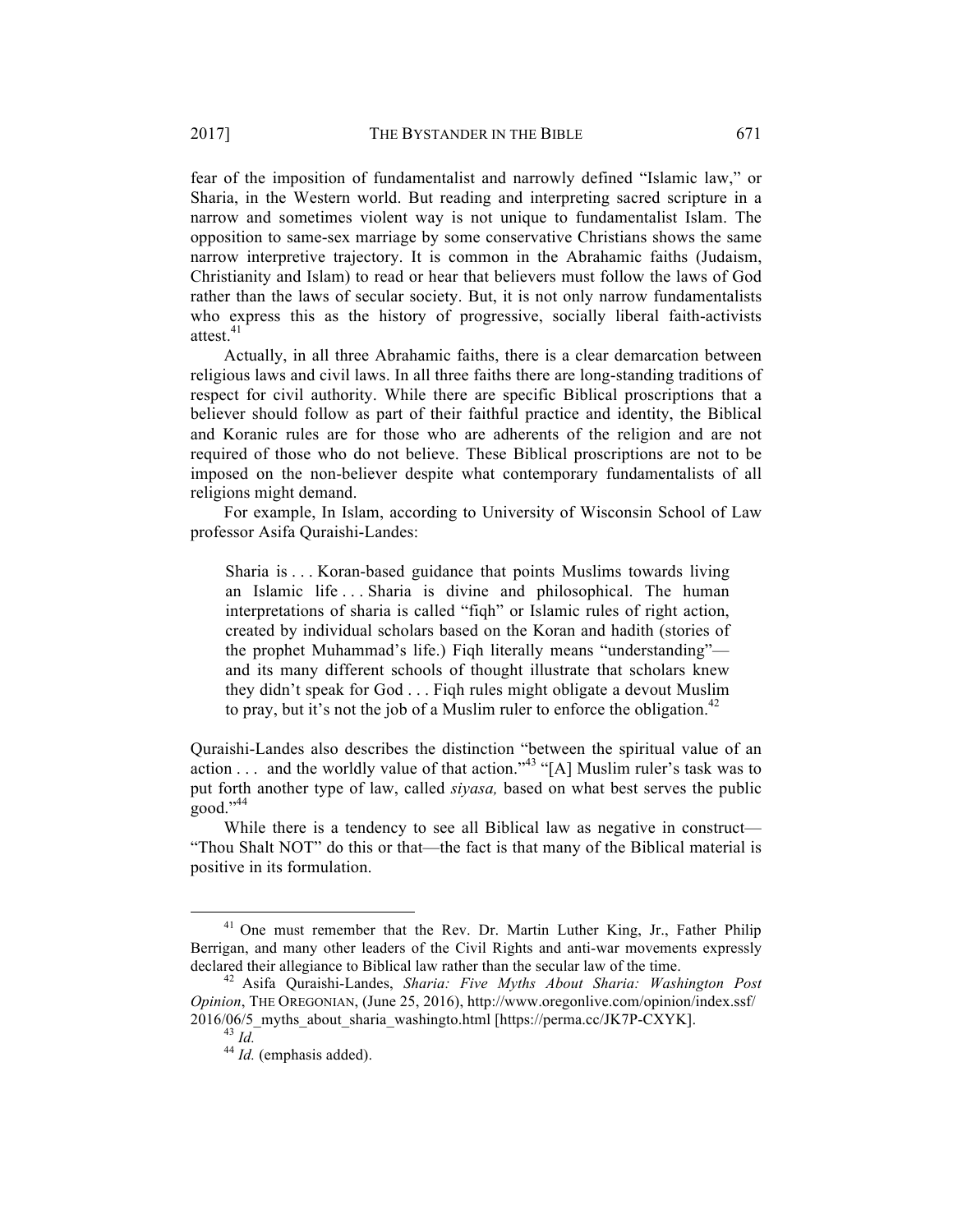fear of the imposition of fundamentalist and narrowly defined "Islamic law," or Sharia, in the Western world. But reading and interpreting sacred scripture in a narrow and sometimes violent way is not unique to fundamentalist Islam. The opposition to same-sex marriage by some conservative Christians shows the same narrow interpretive trajectory. It is common in the Abrahamic faiths (Judaism, Christianity and Islam) to read or hear that believers must follow the laws of God rather than the laws of secular society. But, it is not only narrow fundamentalists who express this as the history of progressive, socially liberal faith-activists attest.[41]

Actually, in all three Abrahamic faiths, there is a clear demarcation between religious laws and civil laws. In all three faiths there are long-standing traditions of respect for civil authority. While there are specific Biblical proscriptions that a believer should follow as part of their faithful practice and identity, the Biblical and Koranic rules are for those who are adherents of the religion and are not required of those who do not believe. These Biblical proscriptions are not to be imposed on the non-believer despite what contemporary fundamentalists of all religions might demand.

For example, In Islam, according to University of Wisconsin School of Law professor Asifa Quraishi-Landes:

> Sharia is . . . Koran-based guidance that points Muslims towards living an Islamic life . . . Sharia is divine and philosophical. The human interpretations of sharia is called "fiqh" or Islamic rules of right action, created by individual scholars based on the Koran and hadith (stories of the prophet Muhammad's life.) Fiqh literally means "understanding"—and its many different schools of thought illustrate that scholars knew they didn't speak for God . . . Fiqh rules might obligate a devout Muslim to pray, but it's not the job of a Muslim ruler to enforce the obligation.[42]

Quraishi-Landes also describes the distinction "between the spiritual value of an action . . . and the worldly value of that action."[43] "[A] Muslim ruler's task was to put forth another type of law, called *siyasa,* based on what best serves the public good."[44]

While there is a tendency to see all Biblical law as negative in construct—"Thou Shalt NOT" do this or that—the fact is that many of the Biblical material is positive in its formulation.

---

[41] One must remember that the Rev. Dr. Martin Luther King, Jr., Father Philip Berrigan, and many other leaders of the Civil Rights and anti-war movements expressly declared their allegiance to Biblical law rather than the secular law of the time.

[42] Asifa Quraishi-Landes, *Sharia: Five Myths About Sharia: Washington Post Opinion*, THE OREGONIAN, (June 25, 2016), http://www.oregonlive.com/opinion/index.ssf/2016/06/5_myths_about_sharia_washingto.html [https://perma.cc/JK7P-CXYK].

[43] *Id.*

[44] *Id.* (emphasis added).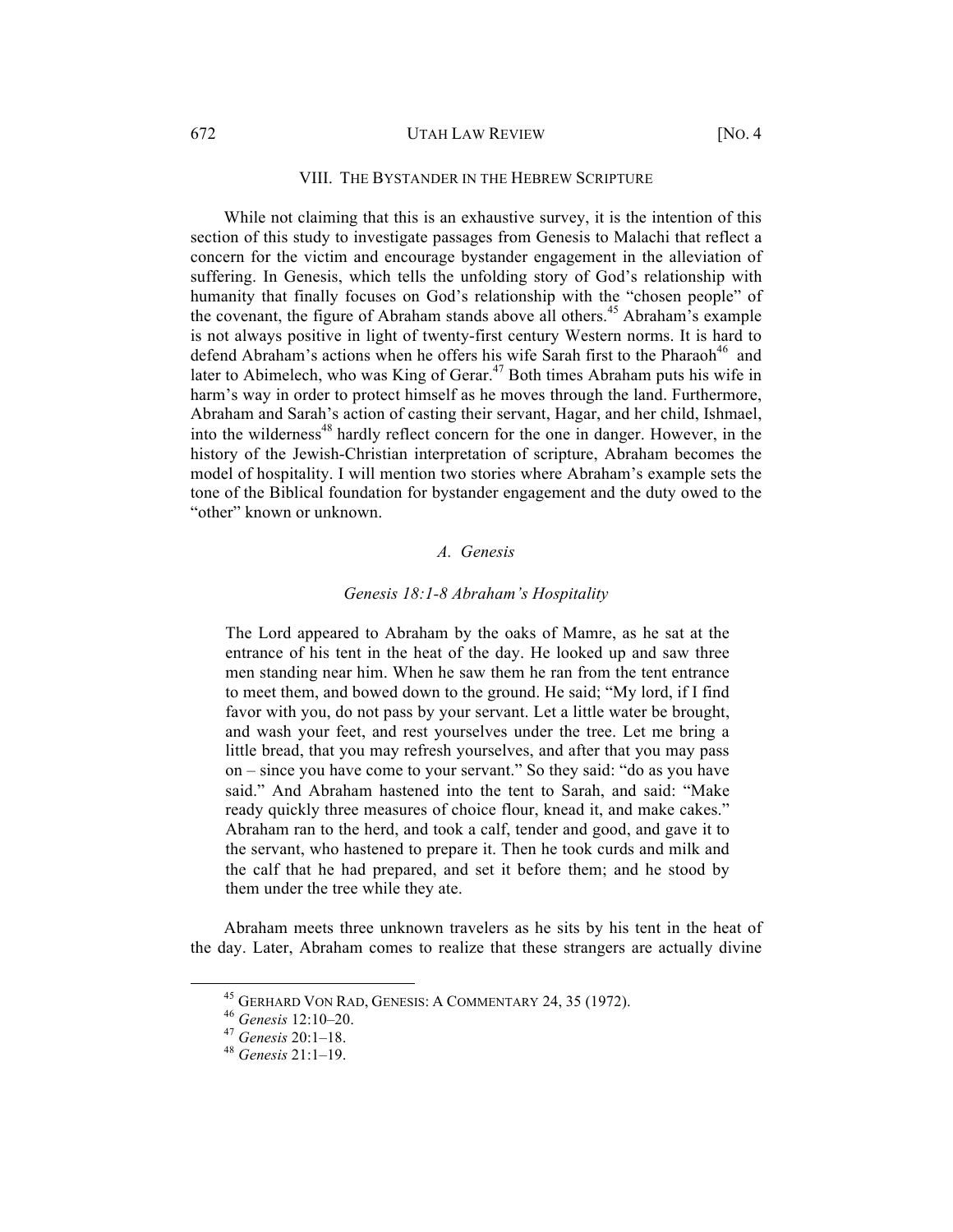## VIII. THE BYSTANDER IN THE HEBREW SCRIPTURE

While not claiming that this is an exhaustive survey, it is the intention of this section of this study to investigate passages from Genesis to Malachi that reflect a concern for the victim and encourage bystander engagement in the alleviation of suffering. In Genesis, which tells the unfolding story of God's relationship with humanity that finally focuses on God's relationship with the "chosen people" of the covenant, the figure of Abraham stands above all others.[45] Abraham's example is not always positive in light of twenty-first century Western norms. It is hard to defend Abraham's actions when he offers his wife Sarah first to the Pharaoh[46] and later to Abimelech, who was King of Gerar.[47] Both times Abraham puts his wife in harm's way in order to protect himself as he moves through the land. Furthermore, Abraham and Sarah's action of casting their servant, Hagar, and her child, Ishmael, into the wilderness[48] hardly reflect concern for the one in danger. However, in the history of the Jewish-Christian interpretation of scripture, Abraham becomes the model of hospitality. I will mention two stories where Abraham's example sets the tone of the Biblical foundation for bystander engagement and the duty owed to the "other" known or unknown.

### *A. Genesis*

#### *Genesis 18:1-8 Abraham's Hospitality*

> The Lord appeared to Abraham by the oaks of Mamre, as he sat at the entrance of his tent in the heat of the day. He looked up and saw three men standing near him. When he saw them he ran from the tent entrance to meet them, and bowed down to the ground. He said; "My lord, if I find favor with you, do not pass by your servant. Let a little water be brought, and wash your feet, and rest yourselves under the tree. Let me bring a little bread, that you may refresh yourselves, and after that you may pass on – since you have come to your servant." So they said: "do as you have said." And Abraham hastened into the tent to Sarah, and said: "Make ready quickly three measures of choice flour, knead it, and make cakes." Abraham ran to the herd, and took a calf, tender and good, and gave it to the servant, who hastened to prepare it. Then he took curds and milk and the calf that he had prepared, and set it before them; and he stood by them under the tree while they ate.

Abraham meets three unknown travelers as he sits by his tent in the heat of the day. Later, Abraham comes to realize that these strangers are actually divine

---

[45] GERHARD VON RAD, GENESIS: A COMMENTARY 24, 35 (1972).

[46] *Genesis* 12:10–20.

[47] *Genesis* 20:1–18.

[48] *Genesis* 21:1–19.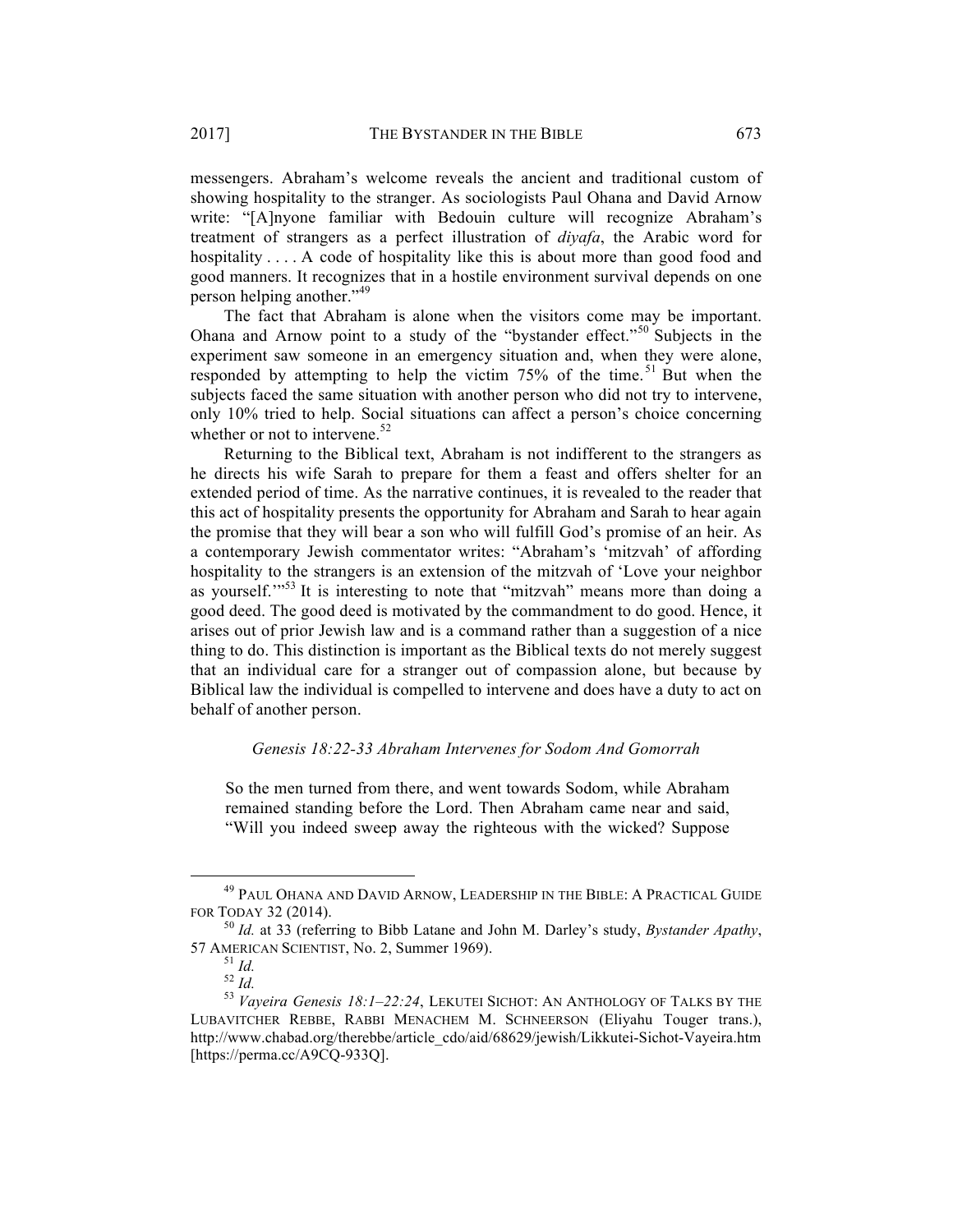messengers. Abraham's welcome reveals the ancient and traditional custom of showing hospitality to the stranger. As sociologists Paul Ohana and David Arnow write: "[A]nyone familiar with Bedouin culture will recognize Abraham's treatment of strangers as a perfect illustration of *diyafa*, the Arabic word for hospitality . . . . A code of hospitality like this is about more than good food and good manners. It recognizes that in a hostile environment survival depends on one person helping another."[49]

The fact that Abraham is alone when the visitors come may be important. Ohana and Arnow point to a study of the "bystander effect."[50] Subjects in the experiment saw someone in an emergency situation and, when they were alone, responded by attempting to help the victim 75% of the time.[51] But when the subjects faced the same situation with another person who did not try to intervene, only 10% tried to help. Social situations can affect a person's choice concerning whether or not to intervene.[52]

Returning to the Biblical text, Abraham is not indifferent to the strangers as he directs his wife Sarah to prepare for them a feast and offers shelter for an extended period of time. As the narrative continues, it is revealed to the reader that this act of hospitality presents the opportunity for Abraham and Sarah to hear again the promise that they will bear a son who will fulfill God's promise of an heir. As a contemporary Jewish commentator writes: "Abraham's 'mitzvah' of affording hospitality to the strangers is an extension of the mitzvah of 'Love your neighbor as yourself.'"[53] It is interesting to note that "mitzvah" means more than doing a good deed. The good deed is motivated by the commandment to do good. Hence, it arises out of prior Jewish law and is a command rather than a suggestion of a nice thing to do. This distinction is important as the Biblical texts do not merely suggest that an individual care for a stranger out of compassion alone, but because by Biblical law the individual is compelled to intervene and does have a duty to act on behalf of another person.

*Genesis 18:22-33 Abraham Intervenes for Sodom And Gomorrah*

> So the men turned from there, and went towards Sodom, while Abraham remained standing before the Lord. Then Abraham came near and said, "Will you indeed sweep away the righteous with the wicked? Suppose

---

[49] PAUL OHANA AND DAVID ARNOW, LEADERSHIP IN THE BIBLE: A PRACTICAL GUIDE FOR TODAY 32 (2014).

[50] *Id.* at 33 (referring to Bibb Latane and John M. Darley's study, *Bystander Apathy*, 57 AMERICAN SCIENTIST, No. 2, Summer 1969).

[51] *Id.*

[52] *Id.*

[53] *Vayeira Genesis 18:1–22:24*, LEKUTEI SICHOT: AN ANTHOLOGY OF TALKS BY THE LUBAVITCHER REBBE, RABBI MENACHEM M. SCHNEERSON (Eliyahu Touger trans.), http://www.chabad.org/therebbe/article_cdo/aid/68629/jewish/Likkutei-Sichot-Vayeira.htm [https://perma.cc/A9CQ-933Q].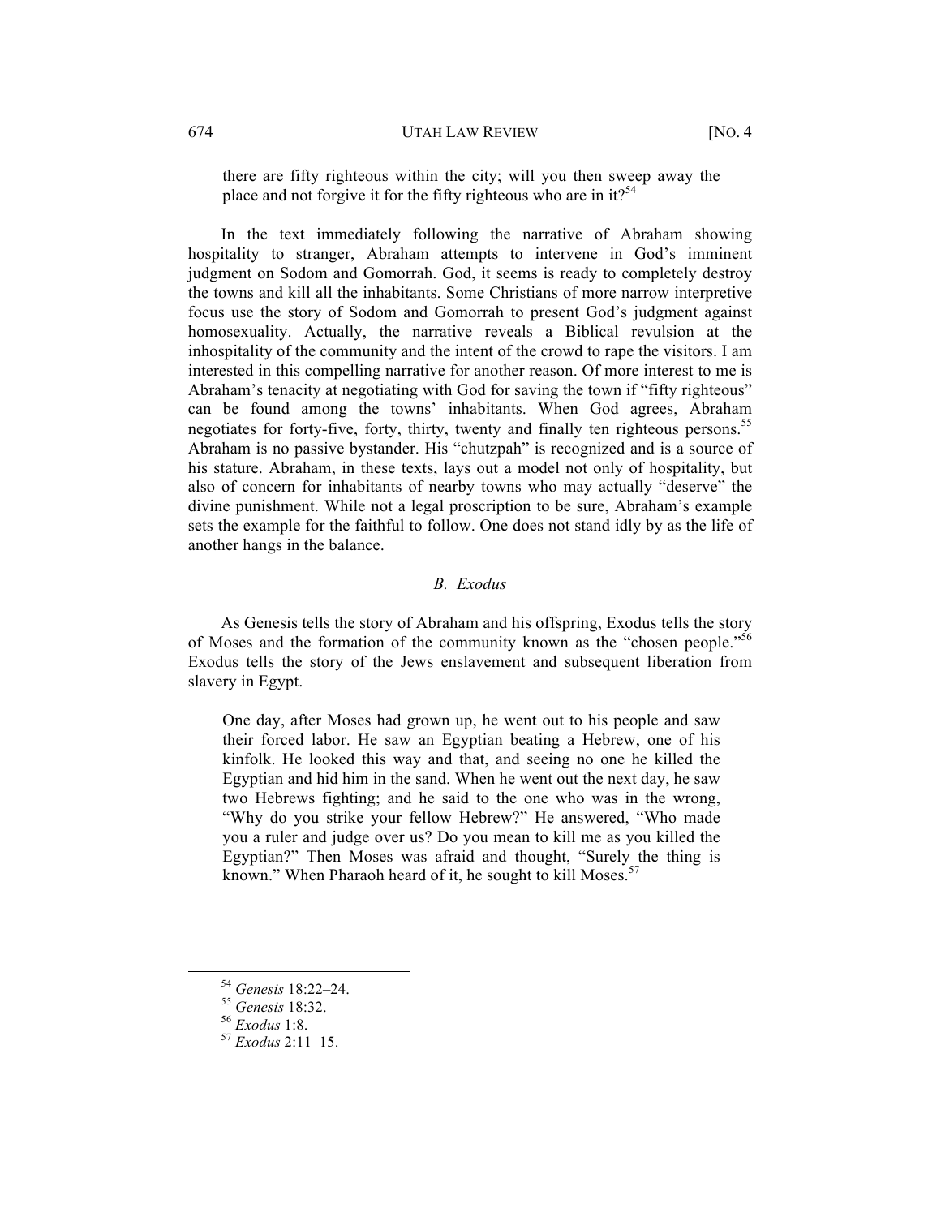> there are fifty righteous within the city; will you then sweep away the place and not forgive it for the fifty righteous who are in it?[54]

In the text immediately following the narrative of Abraham showing hospitality to stranger, Abraham attempts to intervene in God's imminent judgment on Sodom and Gomorrah. God, it seems is ready to completely destroy the towns and kill all the inhabitants. Some Christians of more narrow interpretive focus use the story of Sodom and Gomorrah to present God's judgment against homosexuality. Actually, the narrative reveals a Biblical revulsion at the inhospitality of the community and the intent of the crowd to rape the visitors. I am interested in this compelling narrative for another reason. Of more interest to me is Abraham's tenacity at negotiating with God for saving the town if "fifty righteous" can be found among the towns' inhabitants. When God agrees, Abraham negotiates for forty-five, forty, thirty, twenty and finally ten righteous persons.[55] Abraham is no passive bystander. His "chutzpah" is recognized and is a source of his stature. Abraham, in these texts, lays out a model not only of hospitality, but also of concern for inhabitants of nearby towns who may actually "deserve" the divine punishment. While not a legal proscription to be sure, Abraham's example sets the example for the faithful to follow. One does not stand idly by as the life of another hangs in the balance.

### *B. Exodus*

As Genesis tells the story of Abraham and his offspring, Exodus tells the story of Moses and the formation of the community known as the "chosen people."[56] Exodus tells the story of the Jews enslavement and subsequent liberation from slavery in Egypt.

> One day, after Moses had grown up, he went out to his people and saw their forced labor. He saw an Egyptian beating a Hebrew, one of his kinfolk. He looked this way and that, and seeing no one he killed the Egyptian and hid him in the sand. When he went out the next day, he saw two Hebrews fighting; and he said to the one who was in the wrong, "Why do you strike your fellow Hebrew?" He answered, "Who made you a ruler and judge over us? Do you mean to kill me as you killed the Egyptian?" Then Moses was afraid and thought, "Surely the thing is known." When Pharaoh heard of it, he sought to kill Moses.[57]

---

[54] *Genesis* 18:22–24.

[55] *Genesis* 18:32.

[56] *Exodus* 1:8.

[57] *Exodus* 2:11–15.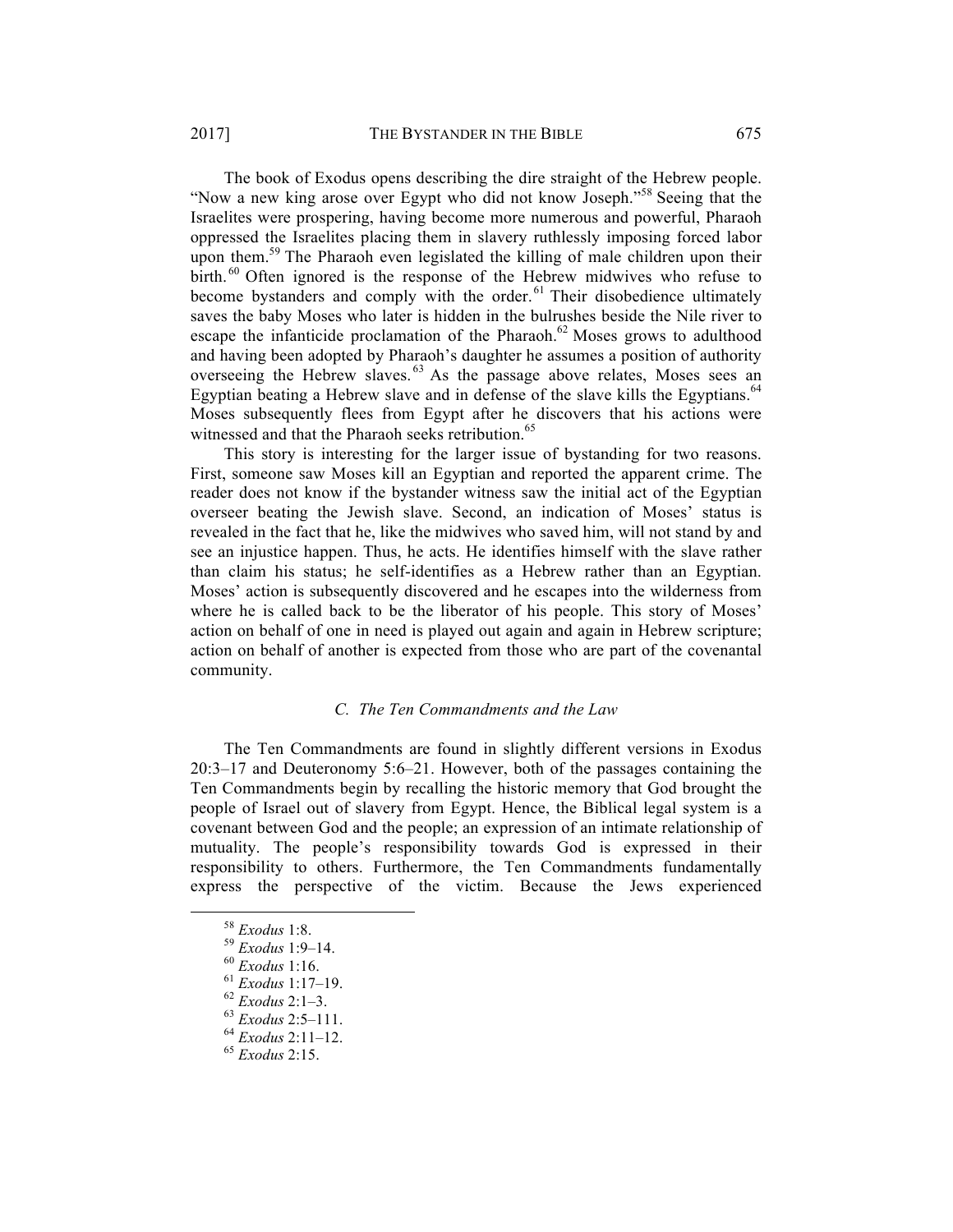The book of Exodus opens describing the dire straight of the Hebrew people. "Now a new king arose over Egypt who did not know Joseph."[58] Seeing that the Israelites were prospering, having become more numerous and powerful, Pharaoh oppressed the Israelites placing them in slavery ruthlessly imposing forced labor upon them.[59] The Pharaoh even legislated the killing of male children upon their birth.[60] Often ignored is the response of the Hebrew midwives who refuse to become bystanders and comply with the order.[61] Their disobedience ultimately saves the baby Moses who later is hidden in the bulrushes beside the Nile river to escape the infanticide proclamation of the Pharaoh.[62] Moses grows to adulthood and having been adopted by Pharaoh's daughter he assumes a position of authority overseeing the Hebrew slaves.[63] As the passage above relates, Moses sees an Egyptian beating a Hebrew slave and in defense of the slave kills the Egyptians.[64] Moses subsequently flees from Egypt after he discovers that his actions were witnessed and that the Pharaoh seeks retribution.[65]

This story is interesting for the larger issue of bystanding for two reasons. First, someone saw Moses kill an Egyptian and reported the apparent crime. The reader does not know if the bystander witness saw the initial act of the Egyptian overseer beating the Jewish slave. Second, an indication of Moses' status is revealed in the fact that he, like the midwives who saved him, will not stand by and see an injustice happen. Thus, he acts. He identifies himself with the slave rather than claim his status; he self-identifies as a Hebrew rather than an Egyptian. Moses' action is subsequently discovered and he escapes into the wilderness from where he is called back to be the liberator of his people. This story of Moses' action on behalf of one in need is played out again and again in Hebrew scripture; action on behalf of another is expected from those who are part of the covenantal community.

### *C. The Ten Commandments and the Law*

The Ten Commandments are found in slightly different versions in Exodus 20:3–17 and Deuteronomy 5:6–21. However, both of the passages containing the Ten Commandments begin by recalling the historic memory that God brought the people of Israel out of slavery from Egypt. Hence, the Biblical legal system is a covenant between God and the people; an expression of an intimate relationship of mutuality. The people's responsibility towards God is expressed in their responsibility to others. Furthermore, the Ten Commandments fundamentally express the perspective of the victim. Because the Jews experienced

---

[58] *Exodus* 1:8.
[59] *Exodus* 1:9–14.
[60] *Exodus* 1:16.
[61] *Exodus* 1:17–19.
[62] *Exodus* 2:1–3.
[63] *Exodus* 2:5–111.
[64] *Exodus* 2:11–12.
[65] *Exodus* 2:15.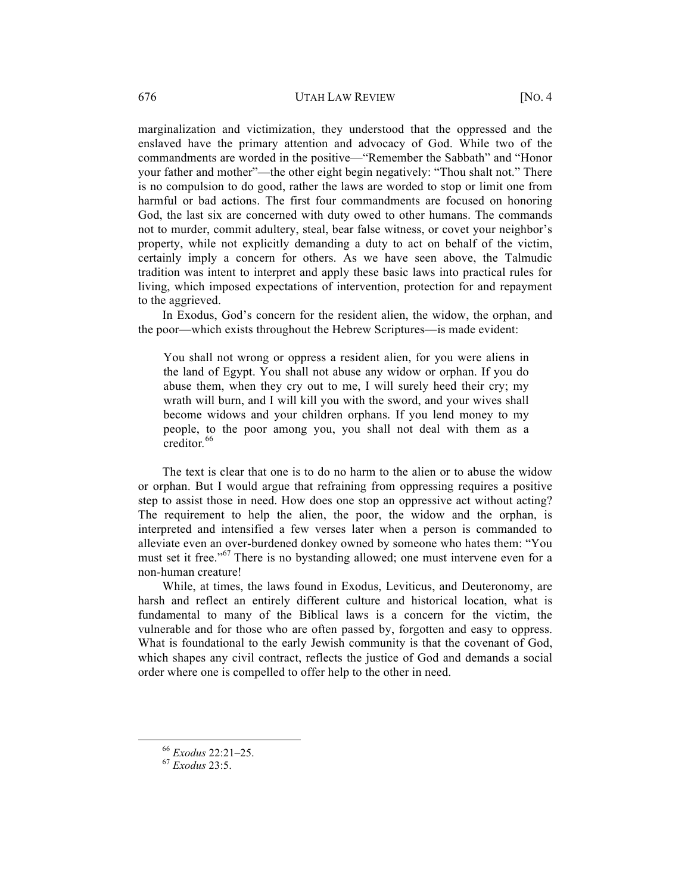marginalization and victimization, they understood that the oppressed and the enslaved have the primary attention and advocacy of God. While two of the commandments are worded in the positive—"Remember the Sabbath" and "Honor your father and mother"—the other eight begin negatively: "Thou shalt not." There is no compulsion to do good, rather the laws are worded to stop or limit one from harmful or bad actions. The first four commandments are focused on honoring God, the last six are concerned with duty owed to other humans. The commands not to murder, commit adultery, steal, bear false witness, or covet your neighbor's property, while not explicitly demanding a duty to act on behalf of the victim, certainly imply a concern for others. As we have seen above, the Talmudic tradition was intent to interpret and apply these basic laws into practical rules for living, which imposed expectations of intervention, protection for and repayment to the aggrieved.

In Exodus, God's concern for the resident alien, the widow, the orphan, and the poor—which exists throughout the Hebrew Scriptures—is made evident:

> You shall not wrong or oppress a resident alien, for you were aliens in the land of Egypt. You shall not abuse any widow or orphan. If you do abuse them, when they cry out to me, I will surely heed their cry; my wrath will burn, and I will kill you with the sword, and your wives shall become widows and your children orphans. If you lend money to my people, to the poor among you, you shall not deal with them as a creditor.[66]

The text is clear that one is to do no harm to the alien or to abuse the widow or orphan. But I would argue that refraining from oppressing requires a positive step to assist those in need. How does one stop an oppressive act without acting? The requirement to help the alien, the poor, the widow and the orphan, is interpreted and intensified a few verses later when a person is commanded to alleviate even an over-burdened donkey owned by someone who hates them: "You must set it free."[67] There is no bystanding allowed; one must intervene even for a non-human creature!

While, at times, the laws found in Exodus, Leviticus, and Deuteronomy, are harsh and reflect an entirely different culture and historical location, what is fundamental to many of the Biblical laws is a concern for the victim, the vulnerable and for those who are often passed by, forgotten and easy to oppress. What is foundational to the early Jewish community is that the covenant of God, which shapes any civil contract, reflects the justice of God and demands a social order where one is compelled to offer help to the other in need.

---

[66] *Exodus* 22:21–25.

[67] *Exodus* 23:5.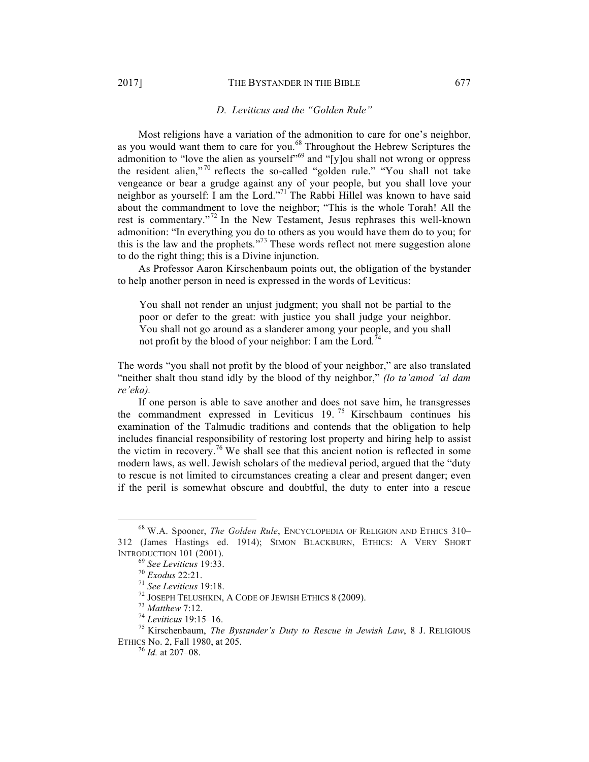### *D. Leviticus and the "Golden Rule"*

Most religions have a variation of the admonition to care for one's neighbor, as you would want them to care for you.[68] Throughout the Hebrew Scriptures the admonition to "love the alien as yourself"[69] and "[y]ou shall not wrong or oppress the resident alien,"[70] reflects the so-called "golden rule." "You shall not take vengeance or bear a grudge against any of your people, but you shall love your neighbor as yourself: I am the Lord."[71] The Rabbi Hillel was known to have said about the commandment to love the neighbor; "This is the whole Torah! All the rest is commentary."[72] In the New Testament, Jesus rephrases this well-known admonition: "In everything you do to others as you would have them do to you; for this is the law and the prophets."[73] These words reflect not mere suggestion alone to do the right thing; this is a Divine injunction.

As Professor Aaron Kirschenbaum points out, the obligation of the bystander to help another person in need is expressed in the words of Leviticus:

> You shall not render an unjust judgment; you shall not be partial to the poor or defer to the great: with justice you shall judge your neighbor. You shall not go around as a slanderer among your people, and you shall not profit by the blood of your neighbor: I am the Lord.[74]

The words "you shall not profit by the blood of your neighbor," are also translated "neither shalt thou stand idly by the blood of thy neighbor," *(lo ta'amod 'al dam re'eka).*

If one person is able to save another and does not save him, he transgresses the commandment expressed in Leviticus 19.[75] Kirschbaum continues his examination of the Talmudic traditions and contends that the obligation to help includes financial responsibility of restoring lost property and hiring help to assist the victim in recovery.[76] We shall see that this ancient notion is reflected in some modern laws, as well. Jewish scholars of the medieval period, argued that the "duty to rescue is not limited to circumstances creating a clear and present danger; even if the peril is somewhat obscure and doubtful, the duty to enter into a rescue

---

[68] W.A. Spooner, *The Golden Rule*, ENCYCLOPEDIA OF RELIGION AND ETHICS 310–312 (James Hastings ed. 1914); SIMON BLACKBURN, ETHICS: A VERY SHORT INTRODUCTION 101 (2001).

[69] *See Leviticus* 19:33.

[70] *Exodus* 22:21.

[71] *See Leviticus* 19:18.

[72] JOSEPH TELUSHKIN, A CODE OF JEWISH ETHICS 8 (2009).

[73] *Matthew* 7:12.

[74] *Leviticus* 19:15–16.

[75] Kirschenbaum, *The Bystander's Duty to Rescue in Jewish Law*, 8 J. RELIGIOUS ETHICS No. 2, Fall 1980, at 205.

[76] *Id.* at 207–08.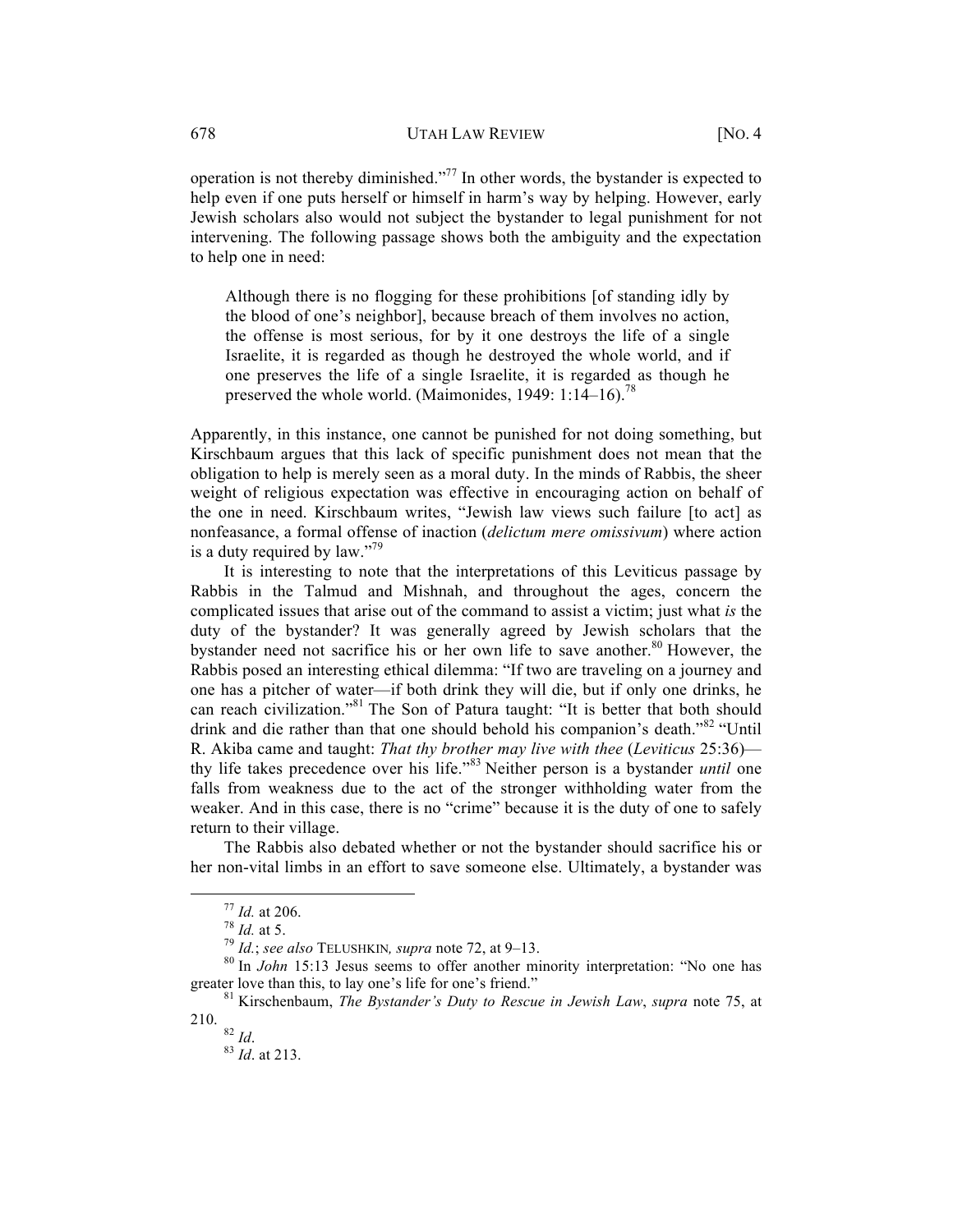operation is not thereby diminished."[77] In other words, the bystander is expected to help even if one puts herself or himself in harm's way by helping. However, early Jewish scholars also would not subject the bystander to legal punishment for not intervening. The following passage shows both the ambiguity and the expectation to help one in need:

> Although there is no flogging for these prohibitions [of standing idly by the blood of one's neighbor], because breach of them involves no action, the offense is most serious, for by it one destroys the life of a single Israelite, it is regarded as though he destroyed the whole world, and if one preserves the life of a single Israelite, it is regarded as though he preserved the whole world. (Maimonides, 1949: 1:14–16).[78]

Apparently, in this instance, one cannot be punished for not doing something, but Kirschbaum argues that this lack of specific punishment does not mean that the obligation to help is merely seen as a moral duty. In the minds of Rabbis, the sheer weight of religious expectation was effective in encouraging action on behalf of the one in need. Kirschbaum writes, "Jewish law views such failure [to act] as nonfeasance, a formal offense of inaction (*delictum mere omissivum*) where action is a duty required by law."[79]

It is interesting to note that the interpretations of this Leviticus passage by Rabbis in the Talmud and Mishnah, and throughout the ages, concern the complicated issues that arise out of the command to assist a victim; just what *is* the duty of the bystander? It was generally agreed by Jewish scholars that the bystander need not sacrifice his or her own life to save another.[80] However, the Rabbis posed an interesting ethical dilemma: "If two are traveling on a journey and one has a pitcher of water—if both drink they will die, but if only one drinks, he can reach civilization."[81] The Son of Patura taught: "It is better that both should drink and die rather than that one should behold his companion's death."[82] "Until R. Akiba came and taught: *That thy brother may live with thee* (*Leviticus* 25:36)—thy life takes precedence over his life."[83] Neither person is a bystander *until* one falls from weakness due to the act of the stronger withholding water from the weaker. And in this case, there is no "crime" because it is the duty of one to safely return to their village.

The Rabbis also debated whether or not the bystander should sacrifice his or her non-vital limbs in an effort to save someone else. Ultimately, a bystander was

---

[77] *Id.* at 206.

[78] *Id.* at 5.

[79] *Id.*; *see also* TELUSHKIN, *supra* note 72, at 9–13.

[80] In *John* 15:13 Jesus seems to offer another minority interpretation: "No one has greater love than this, to lay one's life for one's friend."

[81] Kirschenbaum, *The Bystander's Duty to Rescue in Jewish Law*, *supra* note 75, at 210.

[82] *Id*.

[83] *Id*. at 213.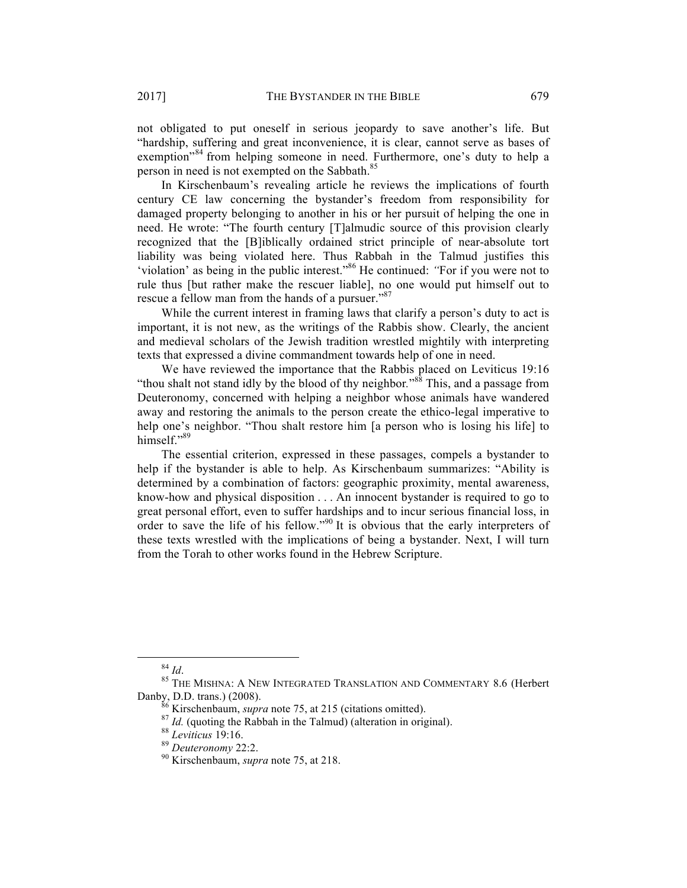not obligated to put oneself in serious jeopardy to save another's life. But "hardship, suffering and great inconvenience, it is clear, cannot serve as bases of exemption"[84] from helping someone in need. Furthermore, one's duty to help a person in need is not exempted on the Sabbath.[85]

In Kirschenbaum's revealing article he reviews the implications of fourth century CE law concerning the bystander's freedom from responsibility for damaged property belonging to another in his or her pursuit of helping the one in need. He wrote: "The fourth century [T]almudic source of this provision clearly recognized that the [B]iblically ordained strict principle of near-absolute tort liability was being violated here. Thus Rabbah in the Talmud justifies this 'violation' as being in the public interest."[86] He continued: *"*For if you were not to rule thus [but rather make the rescuer liable], no one would put himself out to rescue a fellow man from the hands of a pursuer."[87]

While the current interest in framing laws that clarify a person's duty to act is important, it is not new, as the writings of the Rabbis show. Clearly, the ancient and medieval scholars of the Jewish tradition wrestled mightily with interpreting texts that expressed a divine commandment towards help of one in need.

We have reviewed the importance that the Rabbis placed on Leviticus 19:16 "thou shalt not stand idly by the blood of thy neighbor."[88] This, and a passage from Deuteronomy, concerned with helping a neighbor whose animals have wandered away and restoring the animals to the person create the ethico-legal imperative to help one's neighbor. "Thou shalt restore him [a person who is losing his life] to himself."[89]

The essential criterion, expressed in these passages, compels a bystander to help if the bystander is able to help. As Kirschenbaum summarizes: "Ability is determined by a combination of factors: geographic proximity, mental awareness, know-how and physical disposition . . . An innocent bystander is required to go to great personal effort, even to suffer hardships and to incur serious financial loss, in order to save the life of his fellow."[90] It is obvious that the early interpreters of these texts wrestled with the implications of being a bystander. Next, I will turn from the Torah to other works found in the Hebrew Scripture.

---

[84] *Id*.

[85] THE MISHNA: A NEW INTEGRATED TRANSLATION AND COMMENTARY 8.6 (Herbert Danby, D.D. trans.) (2008).

[86] Kirschenbaum, *supra* note 75, at 215 (citations omitted).

[87] *Id.* (quoting the Rabbah in the Talmud) (alteration in original).

[88] *Leviticus* 19:16.

[89] *Deuteronomy* 22:2.

[90] Kirschenbaum, *supra* note 75, at 218.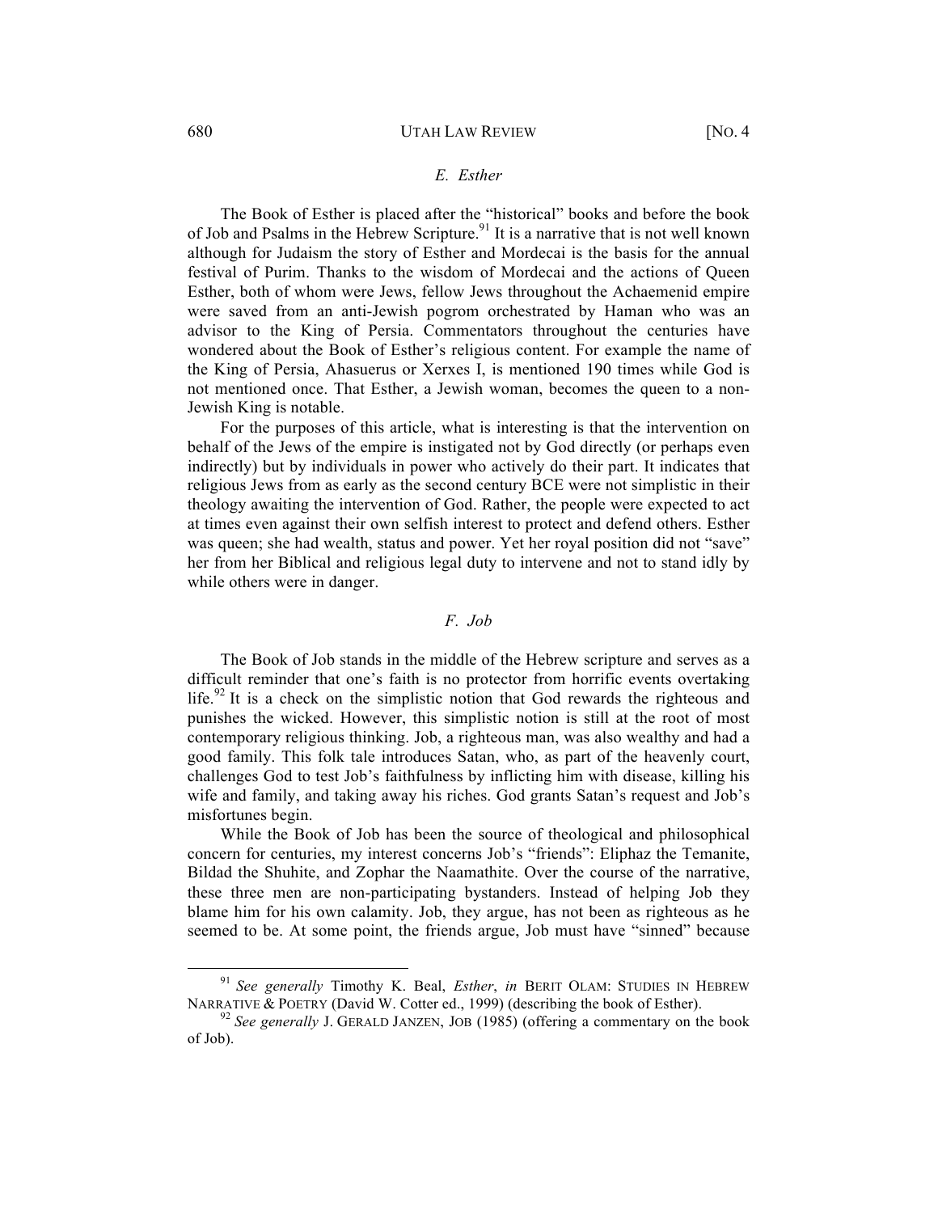### *E. Esther*

The Book of Esther is placed after the "historical" books and before the book of Job and Psalms in the Hebrew Scripture.[91] It is a narrative that is not well known although for Judaism the story of Esther and Mordecai is the basis for the annual festival of Purim. Thanks to the wisdom of Mordecai and the actions of Queen Esther, both of whom were Jews, fellow Jews throughout the Achaemenid empire were saved from an anti-Jewish pogrom orchestrated by Haman who was an advisor to the King of Persia. Commentators throughout the centuries have wondered about the Book of Esther's religious content. For example the name of the King of Persia, Ahasuerus or Xerxes I, is mentioned 190 times while God is not mentioned once. That Esther, a Jewish woman, becomes the queen to a non-Jewish King is notable.

For the purposes of this article, what is interesting is that the intervention on behalf of the Jews of the empire is instigated not by God directly (or perhaps even indirectly) but by individuals in power who actively do their part. It indicates that religious Jews from as early as the second century BCE were not simplistic in their theology awaiting the intervention of God. Rather, the people were expected to act at times even against their own selfish interest to protect and defend others. Esther was queen; she had wealth, status and power. Yet her royal position did not "save" her from her Biblical and religious legal duty to intervene and not to stand idly by while others were in danger.

### *F. Job*

The Book of Job stands in the middle of the Hebrew scripture and serves as a difficult reminder that one's faith is no protector from horrific events overtaking life.[92] It is a check on the simplistic notion that God rewards the righteous and punishes the wicked. However, this simplistic notion is still at the root of most contemporary religious thinking. Job, a righteous man, was also wealthy and had a good family. This folk tale introduces Satan, who, as part of the heavenly court, challenges God to test Job's faithfulness by inflicting him with disease, killing his wife and family, and taking away his riches. God grants Satan's request and Job's misfortunes begin.

While the Book of Job has been the source of theological and philosophical concern for centuries, my interest concerns Job's "friends": Eliphaz the Temanite, Bildad the Shuhite, and Zophar the Naamathite. Over the course of the narrative, these three men are non-participating bystanders. Instead of helping Job they blame him for his own calamity. Job, they argue, has not been as righteous as he seemed to be. At some point, the friends argue, Job must have "sinned" because

---

[91] *See generally* Timothy K. Beal, *Esther*, *in* BERIT OLAM: STUDIES IN HEBREW NARRATIVE & POETRY (David W. Cotter ed., 1999) (describing the book of Esther).

[92] *See generally* J. GERALD JANZEN, JOB (1985) (offering a commentary on the book of Job).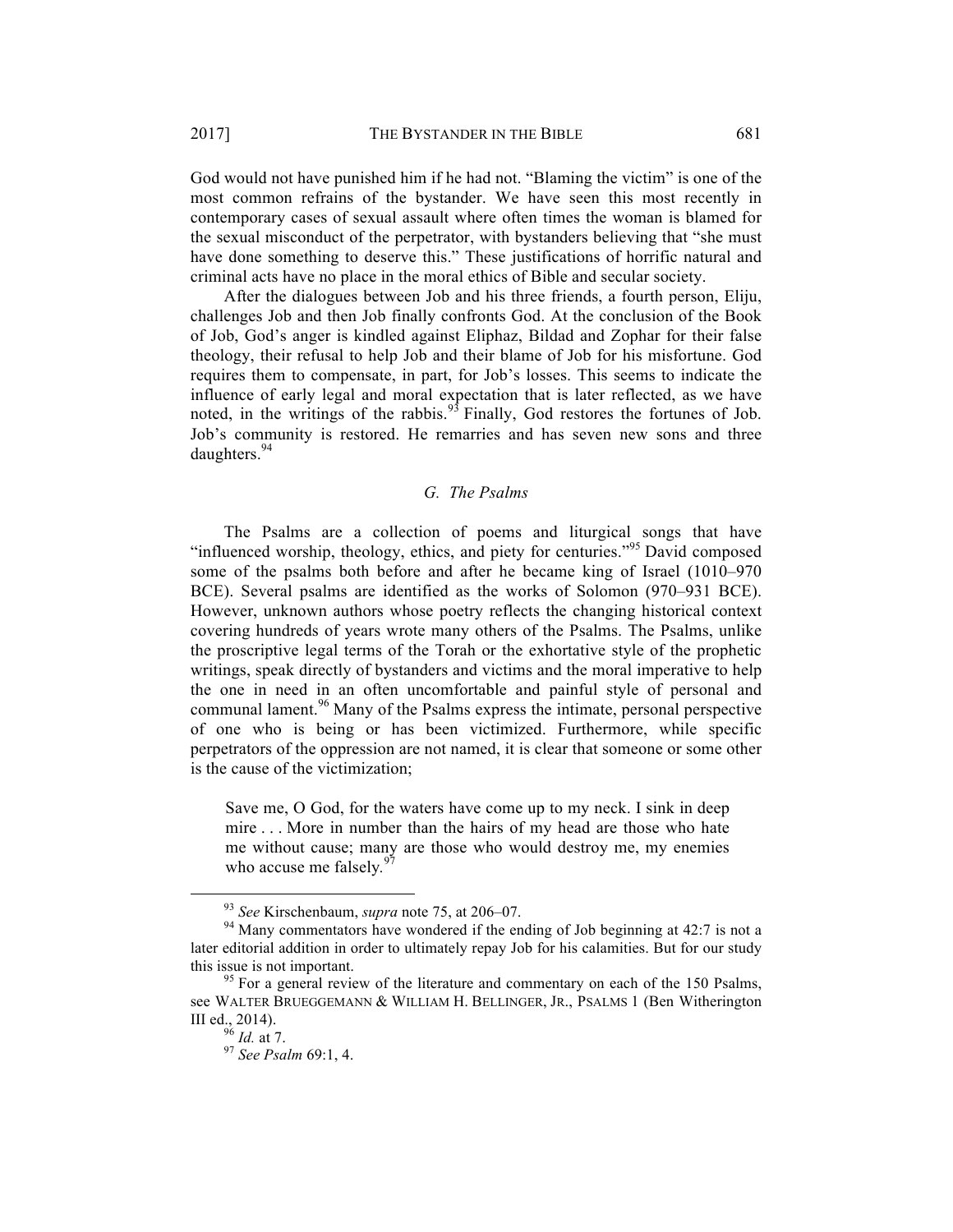God would not have punished him if he had not. "Blaming the victim" is one of the most common refrains of the bystander. We have seen this most recently in contemporary cases of sexual assault where often times the woman is blamed for the sexual misconduct of the perpetrator, with bystanders believing that "she must have done something to deserve this." These justifications of horrific natural and criminal acts have no place in the moral ethics of Bible and secular society.

After the dialogues between Job and his three friends, a fourth person, Eliju, challenges Job and then Job finally confronts God. At the conclusion of the Book of Job, God's anger is kindled against Eliphaz, Bildad and Zophar for their false theology, their refusal to help Job and their blame of Job for his misfortune. God requires them to compensate, in part, for Job's losses. This seems to indicate the influence of early legal and moral expectation that is later reflected, as we have noted, in the writings of the rabbis.[93] Finally, God restores the fortunes of Job. Job's community is restored. He remarries and has seven new sons and three daughters.[94]

### *G. The Psalms*

The Psalms are a collection of poems and liturgical songs that have "influenced worship, theology, ethics, and piety for centuries."[95] David composed some of the psalms both before and after he became king of Israel (1010–970 BCE). Several psalms are identified as the works of Solomon (970–931 BCE). However, unknown authors whose poetry reflects the changing historical context covering hundreds of years wrote many others of the Psalms. The Psalms, unlike the proscriptive legal terms of the Torah or the exhortative style of the prophetic writings, speak directly of bystanders and victims and the moral imperative to help the one in need in an often uncomfortable and painful style of personal and communal lament.[96] Many of the Psalms express the intimate, personal perspective of one who is being or has been victimized. Furthermore, while specific perpetrators of the oppression are not named, it is clear that someone or some other is the cause of the victimization;

> Save me, O God, for the waters have come up to my neck. I sink in deep mire . . . More in number than the hairs of my head are those who hate me without cause; many are those who would destroy me, my enemies who accuse me falsely.[97]

---

[93] *See* Kirschenbaum, *supra* note 75, at 206–07.

[94] Many commentators have wondered if the ending of Job beginning at 42:7 is not a later editorial addition in order to ultimately repay Job for his calamities. But for our study this issue is not important.

[95] For a general review of the literature and commentary on each of the 150 Psalms, see WALTER BRUEGGEMANN & WILLIAM H. BELLINGER, JR., PSALMS 1 (Ben Witherington III ed., 2014).

[96] *Id.* at 7.

[97] *See Psalm* 69:1, 4.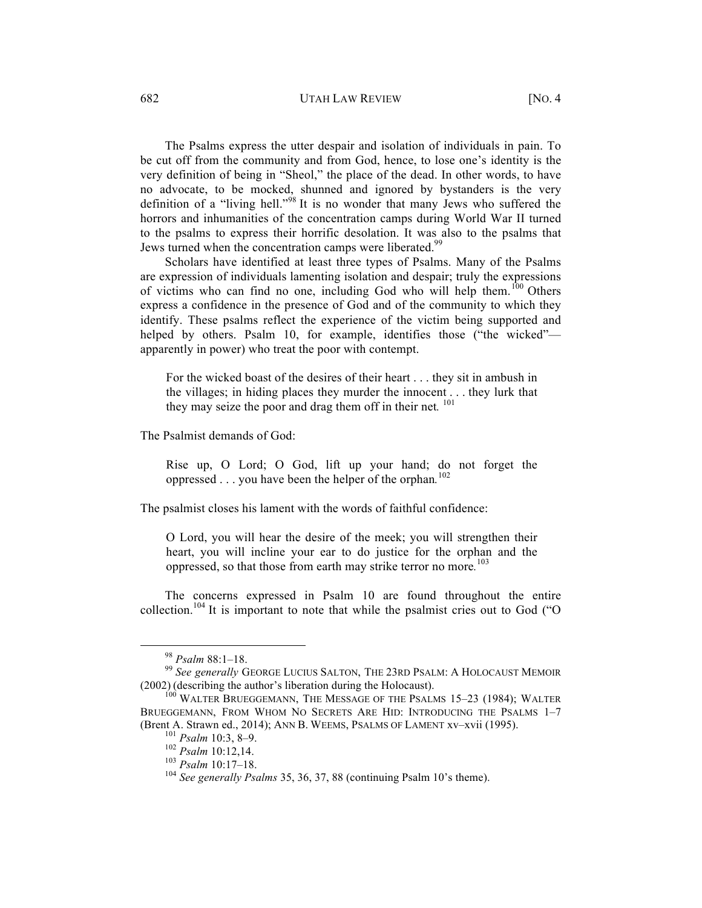The Psalms express the utter despair and isolation of individuals in pain. To be cut off from the community and from God, hence, to lose one's identity is the very definition of being in "Sheol," the place of the dead. In other words, to have no advocate, to be mocked, shunned and ignored by bystanders is the very definition of a "living hell."[98] It is no wonder that many Jews who suffered the horrors and inhumanities of the concentration camps during World War II turned to the psalms to express their horrific desolation. It was also to the psalms that Jews turned when the concentration camps were liberated.[99]

Scholars have identified at least three types of Psalms. Many of the Psalms are expression of individuals lamenting isolation and despair; truly the expressions of victims who can find no one, including God who will help them.[100] Others express a confidence in the presence of God and of the community to which they identify. These psalms reflect the experience of the victim being supported and helped by others. Psalm 10, for example, identifies those ("the wicked"—apparently in power) who treat the poor with contempt.

> For the wicked boast of the desires of their heart . . . they sit in ambush in the villages; in hiding places they murder the innocent . . . they lurk that they may seize the poor and drag them off in their net.[101]

The Psalmist demands of God:

> Rise up, O Lord; O God, lift up your hand; do not forget the oppressed . . . you have been the helper of the orphan.[102]

The psalmist closes his lament with the words of faithful confidence:

> O Lord, you will hear the desire of the meek; you will strengthen their heart, you will incline your ear to do justice for the orphan and the oppressed, so that those from earth may strike terror no more.[103]

The concerns expressed in Psalm 10 are found throughout the entire collection.[104] It is important to note that while the psalmist cries out to God ("O

---

[98] *Psalm* 88:1–18.

[99] *See generally* GEORGE LUCIUS SALTON, THE 23RD PSALM: A HOLOCAUST MEMOIR (2002) (describing the author's liberation during the Holocaust).

[100] WALTER BRUEGGEMANN, THE MESSAGE OF THE PSALMS 15–23 (1984); WALTER BRUEGGEMANN, FROM WHOM NO SECRETS ARE HID: INTRODUCING THE PSALMS 1–7 (Brent A. Strawn ed., 2014); ANN B. WEEMS, PSALMS OF LAMENT xv–xvii (1995).

[101] *Psalm* 10:3, 8–9.

[102] *Psalm* 10:12,14.

[103] *Psalm* 10:17–18.

[104] *See generally Psalms* 35, 36, 37, 88 (continuing Psalm 10's theme).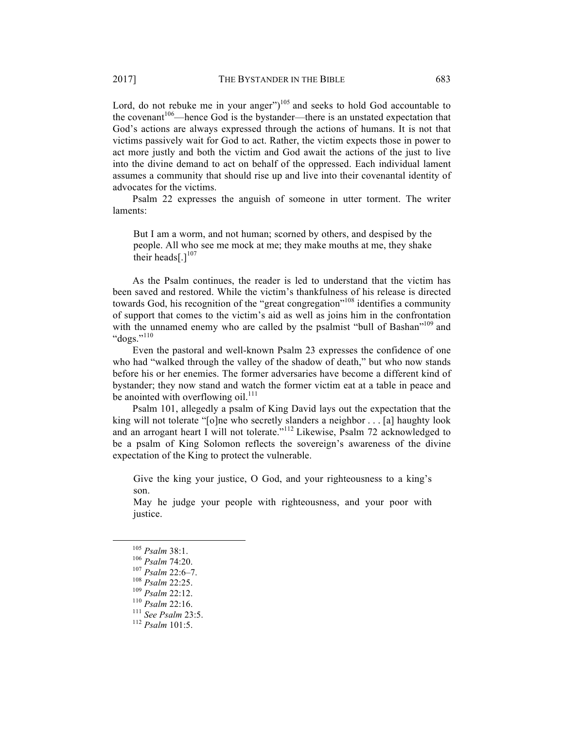Lord, do not rebuke me in your anger")[105] and seeks to hold God accountable to the covenant[106]—hence God is the bystander—there is an unstated expectation that God's actions are always expressed through the actions of humans. It is not that victims passively wait for God to act. Rather, the victim expects those in power to act more justly and both the victim and God await the actions of the just to live into the divine demand to act on behalf of the oppressed. Each individual lament assumes a community that should rise up and live into their covenantal identity of advocates for the victims.

Psalm 22 expresses the anguish of someone in utter torment. The writer laments:

> But I am a worm, and not human; scorned by others, and despised by the people. All who see me mock at me; they make mouths at me, they shake their heads[.][107]

As the Psalm continues, the reader is led to understand that the victim has been saved and restored. While the victim's thankfulness of his release is directed towards God, his recognition of the "great congregation"[108] identifies a community of support that comes to the victim's aid as well as joins him in the confrontation with the unnamed enemy who are called by the psalmist "bull of Bashan"[109] and "dogs."[110]

Even the pastoral and well-known Psalm 23 expresses the confidence of one who had "walked through the valley of the shadow of death," but who now stands before his or her enemies. The former adversaries have become a different kind of bystander; they now stand and watch the former victim eat at a table in peace and be anointed with overflowing oil.[111]

Psalm 101, allegedly a psalm of King David lays out the expectation that the king will not tolerate "[o]ne who secretly slanders a neighbor . . . [a] haughty look and an arrogant heart I will not tolerate."[112] Likewise, Psalm 72 acknowledged to be a psalm of King Solomon reflects the sovereign's awareness of the divine expectation of the King to protect the vulnerable.

> Give the king your justice, O God, and your righteousness to a king's son.
> May he judge your people with righteousness, and your poor with justice.

---

[105] *Psalm* 38:1.
[106] *Psalm* 74:20.
[107] *Psalm* 22:6–7.
[108] *Psalm* 22:25.
[109] *Psalm* 22:12.
[110] *Psalm* 22:16.
[111] *See Psalm* 23:5.
[112] *Psalm* 101:5.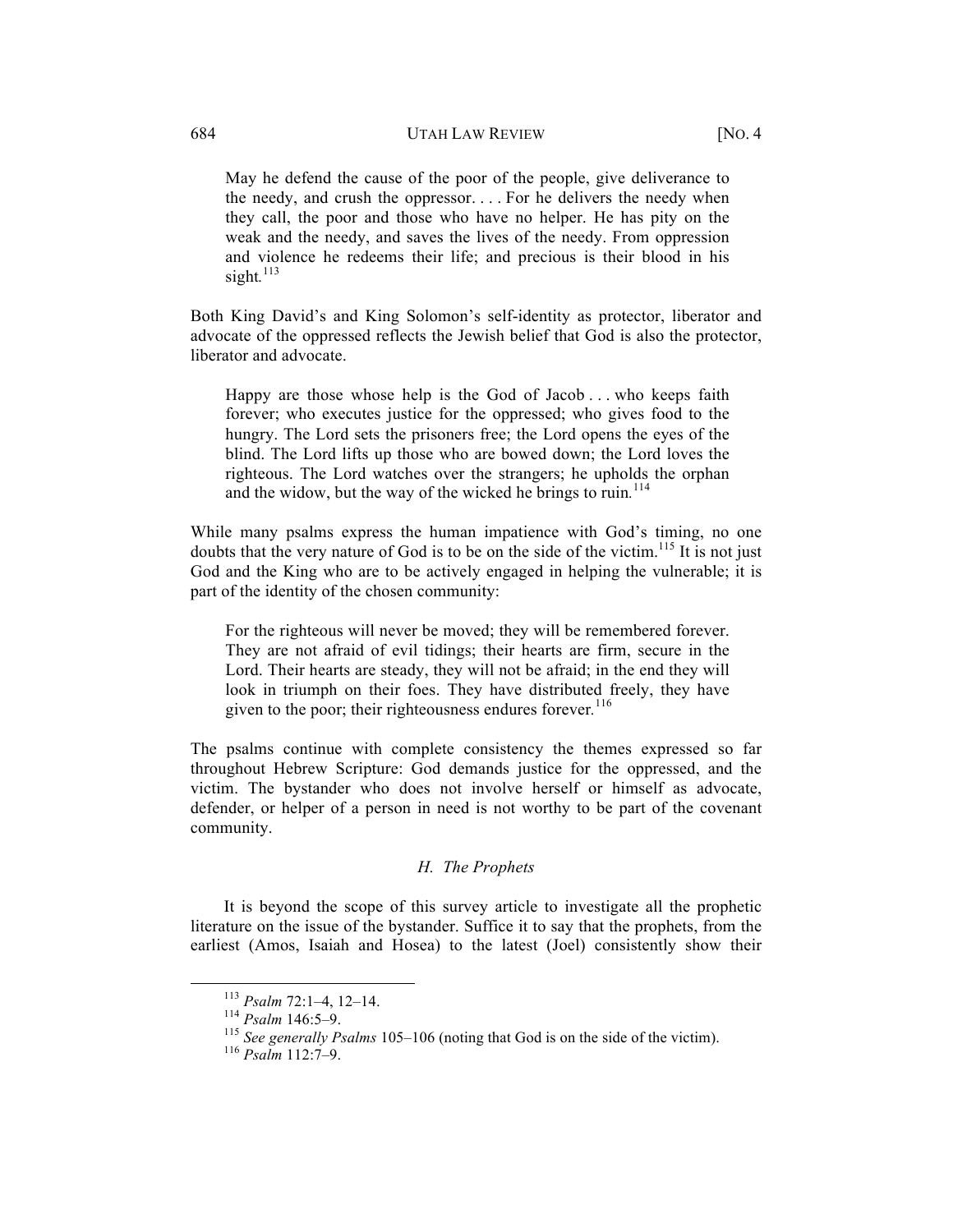> May he defend the cause of the poor of the people, give deliverance to the needy, and crush the oppressor. . . . For he delivers the needy when they call, the poor and those who have no helper. He has pity on the weak and the needy, and saves the lives of the needy. From oppression and violence he redeems their life; and precious is their blood in his sight.[113]

Both King David's and King Solomon's self-identity as protector, liberator and advocate of the oppressed reflects the Jewish belief that God is also the protector, liberator and advocate.

> Happy are those whose help is the God of Jacob . . . who keeps faith forever; who executes justice for the oppressed; who gives food to the hungry. The Lord sets the prisoners free; the Lord opens the eyes of the blind. The Lord lifts up those who are bowed down; the Lord loves the righteous. The Lord watches over the strangers; he upholds the orphan and the widow, but the way of the wicked he brings to ruin.[114]

While many psalms express the human impatience with God's timing, no one doubts that the very nature of God is to be on the side of the victim.[115] It is not just God and the King who are to be actively engaged in helping the vulnerable; it is part of the identity of the chosen community:

> For the righteous will never be moved; they will be remembered forever. They are not afraid of evil tidings; their hearts are firm, secure in the Lord. Their hearts are steady, they will not be afraid; in the end they will look in triumph on their foes. They have distributed freely, they have given to the poor; their righteousness endures forever.[116]

The psalms continue with complete consistency the themes expressed so far throughout Hebrew Scripture: God demands justice for the oppressed, and the victim. The bystander who does not involve herself or himself as advocate, defender, or helper of a person in need is not worthy to be part of the covenant community.

### *H. The Prophets*

It is beyond the scope of this survey article to investigate all the prophetic literature on the issue of the bystander. Suffice it to say that the prophets, from the earliest (Amos, Isaiah and Hosea) to the latest (Joel) consistently show their

---

[113] *Psalm* 72:1–4, 12–14.

[114] *Psalm* 146:5–9.

[115] *See generally Psalms* 105–106 (noting that God is on the side of the victim).

[116] *Psalm* 112:7–9.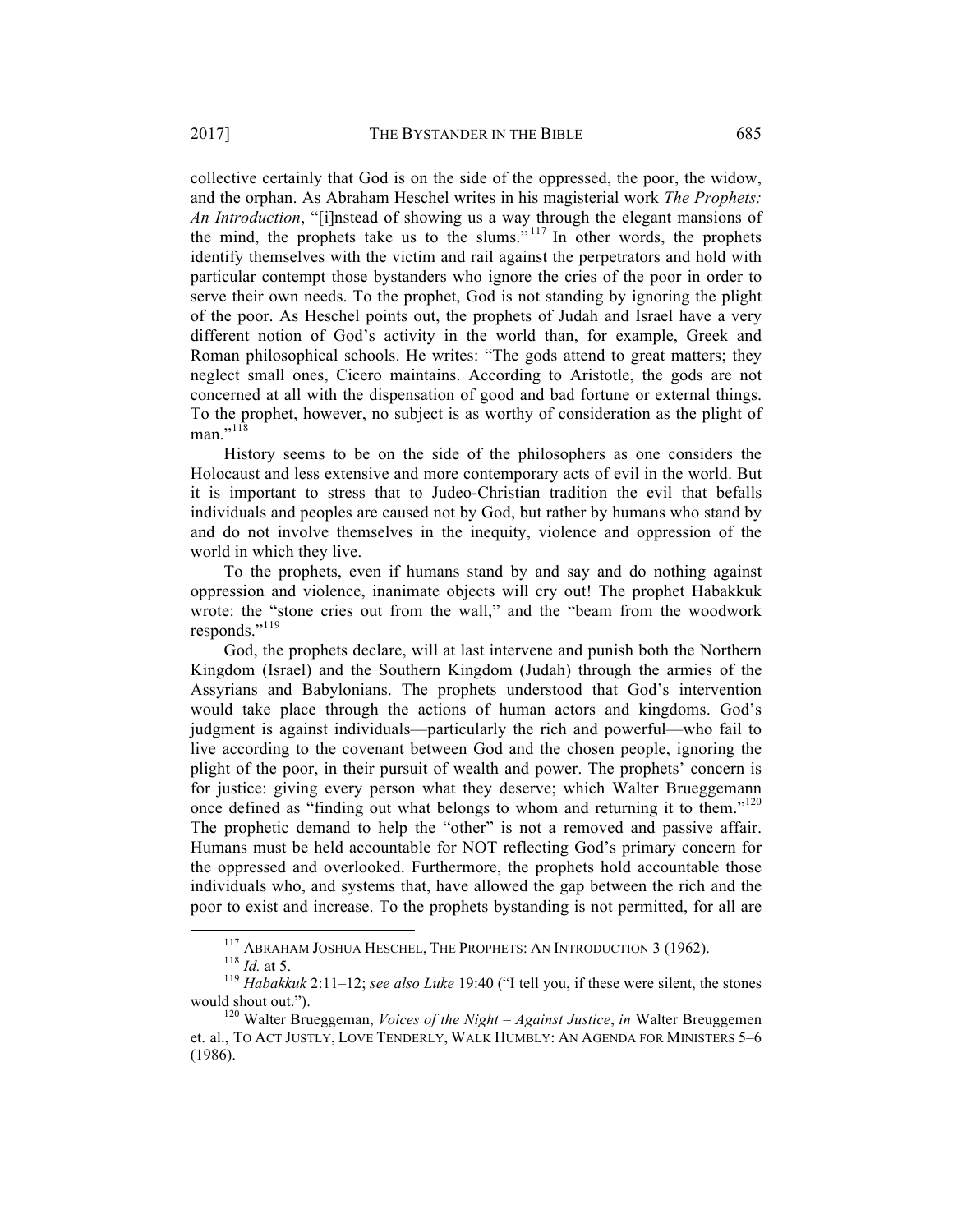collective certainly that God is on the side of the oppressed, the poor, the widow, and the orphan. As Abraham Heschel writes in his magisterial work *The Prophets: An Introduction*, "[i]nstead of showing us a way through the elegant mansions of the mind, the prophets take us to the slums."[117] In other words, the prophets identify themselves with the victim and rail against the perpetrators and hold with particular contempt those bystanders who ignore the cries of the poor in order to serve their own needs. To the prophet, God is not standing by ignoring the plight of the poor. As Heschel points out, the prophets of Judah and Israel have a very different notion of God's activity in the world than, for example, Greek and Roman philosophical schools. He writes: "The gods attend to great matters; they neglect small ones, Cicero maintains. According to Aristotle, the gods are not concerned at all with the dispensation of good and bad fortune or external things. To the prophet, however, no subject is as worthy of consideration as the plight of man."[118]

History seems to be on the side of the philosophers as one considers the Holocaust and less extensive and more contemporary acts of evil in the world. But it is important to stress that to Judeo-Christian tradition the evil that befalls individuals and peoples are caused not by God, but rather by humans who stand by and do not involve themselves in the inequity, violence and oppression of the world in which they live.

To the prophets, even if humans stand by and say and do nothing against oppression and violence, inanimate objects will cry out! The prophet Habakkuk wrote: the "stone cries out from the wall," and the "beam from the woodwork responds."[119]

God, the prophets declare, will at last intervene and punish both the Northern Kingdom (Israel) and the Southern Kingdom (Judah) through the armies of the Assyrians and Babylonians. The prophets understood that God's intervention would take place through the actions of human actors and kingdoms. God's judgment is against individuals—particularly the rich and powerful—who fail to live according to the covenant between God and the chosen people, ignoring the plight of the poor, in their pursuit of wealth and power. The prophets' concern is for justice: giving every person what they deserve; which Walter Brueggemann once defined as "finding out what belongs to whom and returning it to them."[120] The prophetic demand to help the "other" is not a removed and passive affair. Humans must be held accountable for NOT reflecting God's primary concern for the oppressed and overlooked. Furthermore, the prophets hold accountable those individuals who, and systems that, have allowed the gap between the rich and the poor to exist and increase. To the prophets bystanding is not permitted, for all are

---

[117] ABRAHAM JOSHUA HESCHEL, THE PROPHETS: AN INTRODUCTION 3 (1962).

[118] *Id.* at 5.

[119] *Habakkuk* 2:11–12; *see also Luke* 19:40 ("I tell you, if these were silent, the stones would shout out.").

[120] Walter Brueggeman, *Voices of the Night – Against Justice*, *in* Walter Breuggemen et. al., TO ACT JUSTLY, LOVE TENDERLY, WALK HUMBLY: AN AGENDA FOR MINISTERS 5–6 (1986).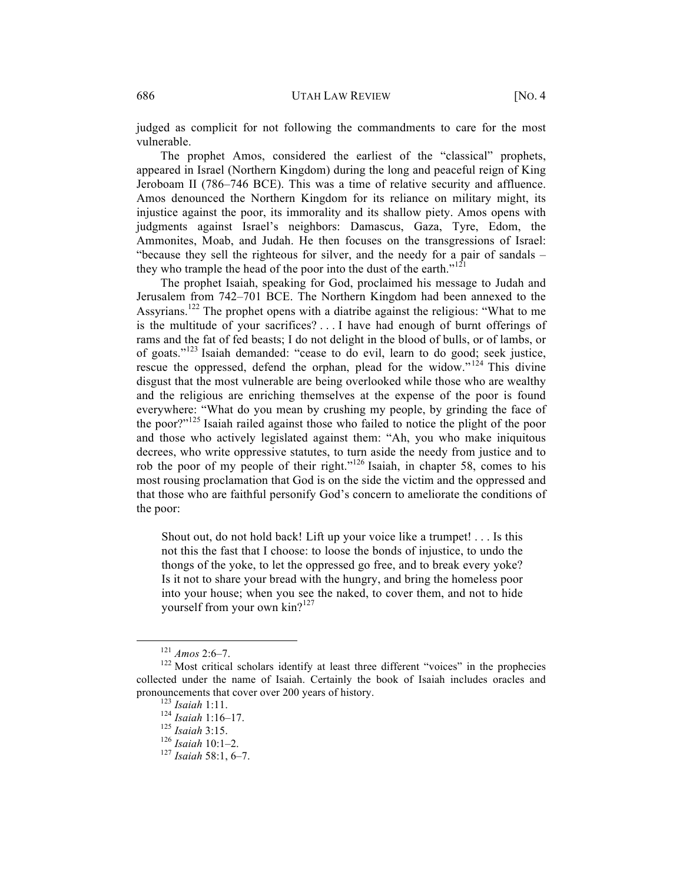judged as complicit for not following the commandments to care for the most vulnerable.

The prophet Amos, considered the earliest of the "classical" prophets, appeared in Israel (Northern Kingdom) during the long and peaceful reign of King Jeroboam II (786–746 BCE). This was a time of relative security and affluence. Amos denounced the Northern Kingdom for its reliance on military might, its injustice against the poor, its immorality and its shallow piety. Amos opens with judgments against Israel's neighbors: Damascus, Gaza, Tyre, Edom, the Ammonites, Moab, and Judah. He then focuses on the transgressions of Israel: "because they sell the righteous for silver, and the needy for a pair of sandals – they who trample the head of the poor into the dust of the earth."[121]

The prophet Isaiah, speaking for God, proclaimed his message to Judah and Jerusalem from 742–701 BCE. The Northern Kingdom had been annexed to the Assyrians.[122] The prophet opens with a diatribe against the religious: "What to me is the multitude of your sacrifices? . . . I have had enough of burnt offerings of rams and the fat of fed beasts; I do not delight in the blood of bulls, or of lambs, or of goats."[123] Isaiah demanded: "cease to do evil, learn to do good; seek justice, rescue the oppressed, defend the orphan, plead for the widow."[124] This divine disgust that the most vulnerable are being overlooked while those who are wealthy and the religious are enriching themselves at the expense of the poor is found everywhere: "What do you mean by crushing my people, by grinding the face of the poor?"[125] Isaiah railed against those who failed to notice the plight of the poor and those who actively legislated against them: "Ah, you who make iniquitous decrees, who write oppressive statutes, to turn aside the needy from justice and to rob the poor of my people of their right."[126] Isaiah, in chapter 58, comes to his most rousing proclamation that God is on the side the victim and the oppressed and that those who are faithful personify God's concern to ameliorate the conditions of the poor:

> Shout out, do not hold back! Lift up your voice like a trumpet! . . . Is this not this the fast that I choose: to loose the bonds of injustice, to undo the thongs of the yoke, to let the oppressed go free, and to break every yoke? Is it not to share your bread with the hungry, and bring the homeless poor into your house; when you see the naked, to cover them, and not to hide yourself from your own kin?[127]

---

[121] *Amos* 2:6–7.

[122] Most critical scholars identify at least three different "voices" in the prophecies collected under the name of Isaiah. Certainly the book of Isaiah includes oracles and pronouncements that cover over 200 years of history.

[123] *Isaiah* 1:11.

[124] *Isaiah* 1:16–17.

[125] *Isaiah* 3:15.

[126] *Isaiah* 10:1–2.

[127] *Isaiah* 58:1, 6–7.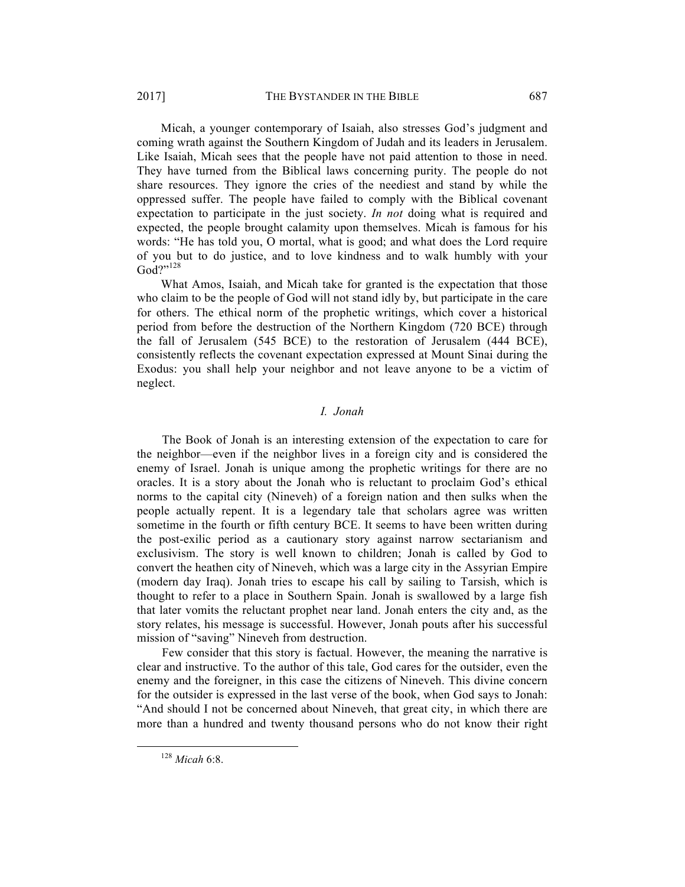Micah, a younger contemporary of Isaiah, also stresses God's judgment and coming wrath against the Southern Kingdom of Judah and its leaders in Jerusalem. Like Isaiah, Micah sees that the people have not paid attention to those in need. They have turned from the Biblical laws concerning purity. The people do not share resources. They ignore the cries of the neediest and stand by while the oppressed suffer. The people have failed to comply with the Biblical covenant expectation to participate in the just society. *In not* doing what is required and expected, the people brought calamity upon themselves. Micah is famous for his words: "He has told you, O mortal, what is good; and what does the Lord require of you but to do justice, and to love kindness and to walk humbly with your God?"[128]

What Amos, Isaiah, and Micah take for granted is the expectation that those who claim to be the people of God will not stand idly by, but participate in the care for others. The ethical norm of the prophetic writings, which cover a historical period from before the destruction of the Northern Kingdom (720 BCE) through the fall of Jerusalem (545 BCE) to the restoration of Jerusalem (444 BCE), consistently reflects the covenant expectation expressed at Mount Sinai during the Exodus: you shall help your neighbor and not leave anyone to be a victim of neglect.

### *I. Jonah*

The Book of Jonah is an interesting extension of the expectation to care for the neighbor—even if the neighbor lives in a foreign city and is considered the enemy of Israel. Jonah is unique among the prophetic writings for there are no oracles. It is a story about the Jonah who is reluctant to proclaim God's ethical norms to the capital city (Nineveh) of a foreign nation and then sulks when the people actually repent. It is a legendary tale that scholars agree was written sometime in the fourth or fifth century BCE. It seems to have been written during the post-exilic period as a cautionary story against narrow sectarianism and exclusivism. The story is well known to children; Jonah is called by God to convert the heathen city of Nineveh, which was a large city in the Assyrian Empire (modern day Iraq). Jonah tries to escape his call by sailing to Tarsish, which is thought to refer to a place in Southern Spain. Jonah is swallowed by a large fish that later vomits the reluctant prophet near land. Jonah enters the city and, as the story relates, his message is successful. However, Jonah pouts after his successful mission of "saving" Nineveh from destruction.

Few consider that this story is factual. However, the meaning the narrative is clear and instructive. To the author of this tale, God cares for the outsider, even the enemy and the foreigner, in this case the citizens of Nineveh. This divine concern for the outsider is expressed in the last verse of the book, when God says to Jonah: "And should I not be concerned about Nineveh, that great city, in which there are more than a hundred and twenty thousand persons who do not know their right

---

[128] *Micah* 6:8.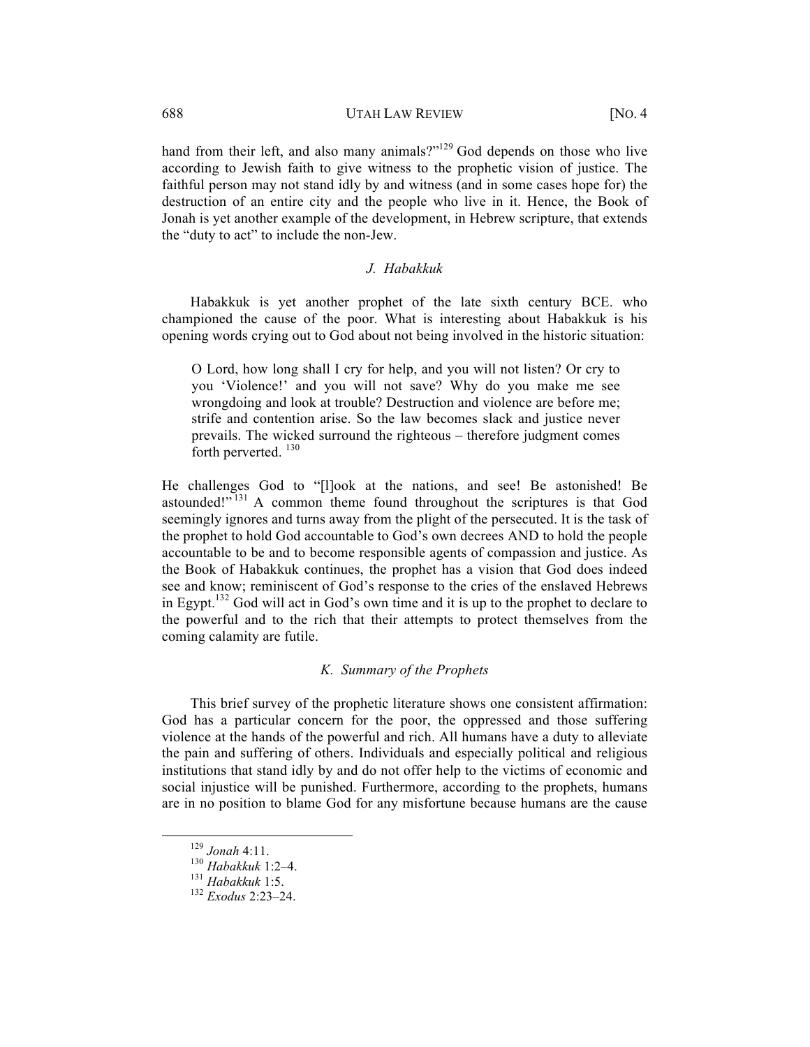hand from their left, and also many animals?"[129] God depends on those who live according to Jewish faith to give witness to the prophetic vision of justice. The faithful person may not stand idly by and witness (and in some cases hope for) the destruction of an entire city and the people who live in it. Hence, the Book of Jonah is yet another example of the development, in Hebrew scripture, that extends the "duty to act" to include the non-Jew.

### *J. Habakkuk*

Habakkuk is yet another prophet of the late sixth century BCE. who championed the cause of the poor. What is interesting about Habakkuk is his opening words crying out to God about not being involved in the historic situation:

> O Lord, how long shall I cry for help, and you will not listen? Or cry to you 'Violence!' and you will not save? Why do you make me see wrongdoing and look at trouble? Destruction and violence are before me; strife and contention arise. So the law becomes slack and justice never prevails. The wicked surround the righteous – therefore judgment comes forth perverted. [130]

He challenges God to "[l]ook at the nations, and see! Be astonished! Be astounded!"[131] A common theme found throughout the scriptures is that God seemingly ignores and turns away from the plight of the persecuted. It is the task of the prophet to hold God accountable to God's own decrees AND to hold the people accountable to be and to become responsible agents of compassion and justice. As the Book of Habakkuk continues, the prophet has a vision that God does indeed see and know; reminiscent of God's response to the cries of the enslaved Hebrews in Egypt.[132] God will act in God's own time and it is up to the prophet to declare to the powerful and to the rich that their attempts to protect themselves from the coming calamity are futile.

### *K. Summary of the Prophets*

This brief survey of the prophetic literature shows one consistent affirmation: God has a particular concern for the poor, the oppressed and those suffering violence at the hands of the powerful and rich. All humans have a duty to alleviate the pain and suffering of others. Individuals and especially political and religious institutions that stand idly by and do not offer help to the victims of economic and social injustice will be punished. Furthermore, according to the prophets, humans are in no position to blame God for any misfortune because humans are the cause

---

[129] *Jonah* 4:11.

[130] *Habakkuk* 1:2–4.

[131] *Habakkuk* 1:5.

[132] *Exodus* 2:23–24.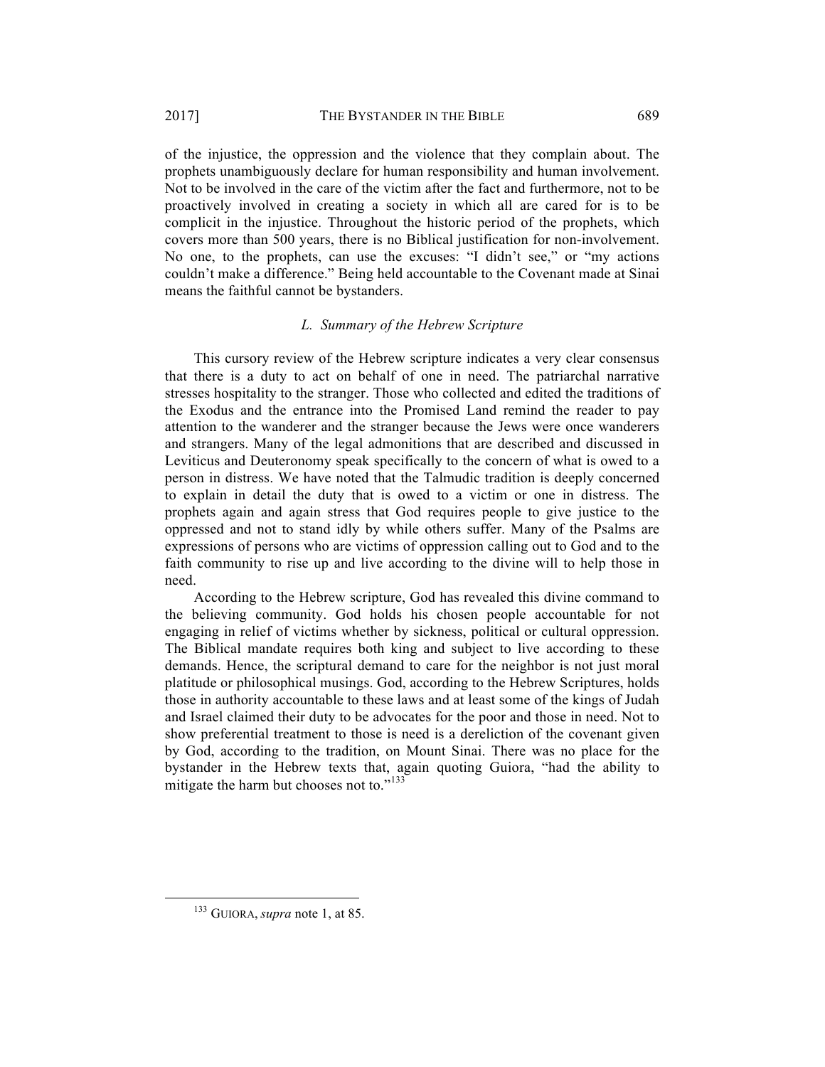of the injustice, the oppression and the violence that they complain about. The prophets unambiguously declare for human responsibility and human involvement. Not to be involved in the care of the victim after the fact and furthermore, not to be proactively involved in creating a society in which all are cared for is to be complicit in the injustice. Throughout the historic period of the prophets, which covers more than 500 years, there is no Biblical justification for non-involvement. No one, to the prophets, can use the excuses: "I didn't see," or "my actions couldn't make a difference." Being held accountable to the Covenant made at Sinai means the faithful cannot be bystanders.

### *L. Summary of the Hebrew Scripture*

This cursory review of the Hebrew scripture indicates a very clear consensus that there is a duty to act on behalf of one in need. The patriarchal narrative stresses hospitality to the stranger. Those who collected and edited the traditions of the Exodus and the entrance into the Promised Land remind the reader to pay attention to the wanderer and the stranger because the Jews were once wanderers and strangers. Many of the legal admonitions that are described and discussed in Leviticus and Deuteronomy speak specifically to the concern of what is owed to a person in distress. We have noted that the Talmudic tradition is deeply concerned to explain in detail the duty that is owed to a victim or one in distress. The prophets again and again stress that God requires people to give justice to the oppressed and not to stand idly by while others suffer. Many of the Psalms are expressions of persons who are victims of oppression calling out to God and to the faith community to rise up and live according to the divine will to help those in need.

According to the Hebrew scripture, God has revealed this divine command to the believing community. God holds his chosen people accountable for not engaging in relief of victims whether by sickness, political or cultural oppression. The Biblical mandate requires both king and subject to live according to these demands. Hence, the scriptural demand to care for the neighbor is not just moral platitude or philosophical musings. God, according to the Hebrew Scriptures, holds those in authority accountable to these laws and at least some of the kings of Judah and Israel claimed their duty to be advocates for the poor and those in need. Not to show preferential treatment to those is need is a dereliction of the covenant given by God, according to the tradition, on Mount Sinai. There was no place for the bystander in the Hebrew texts that, again quoting Guiora, "had the ability to mitigate the harm but chooses not to."[133]

---

[133] GUIORA, *supra* note 1, at 85.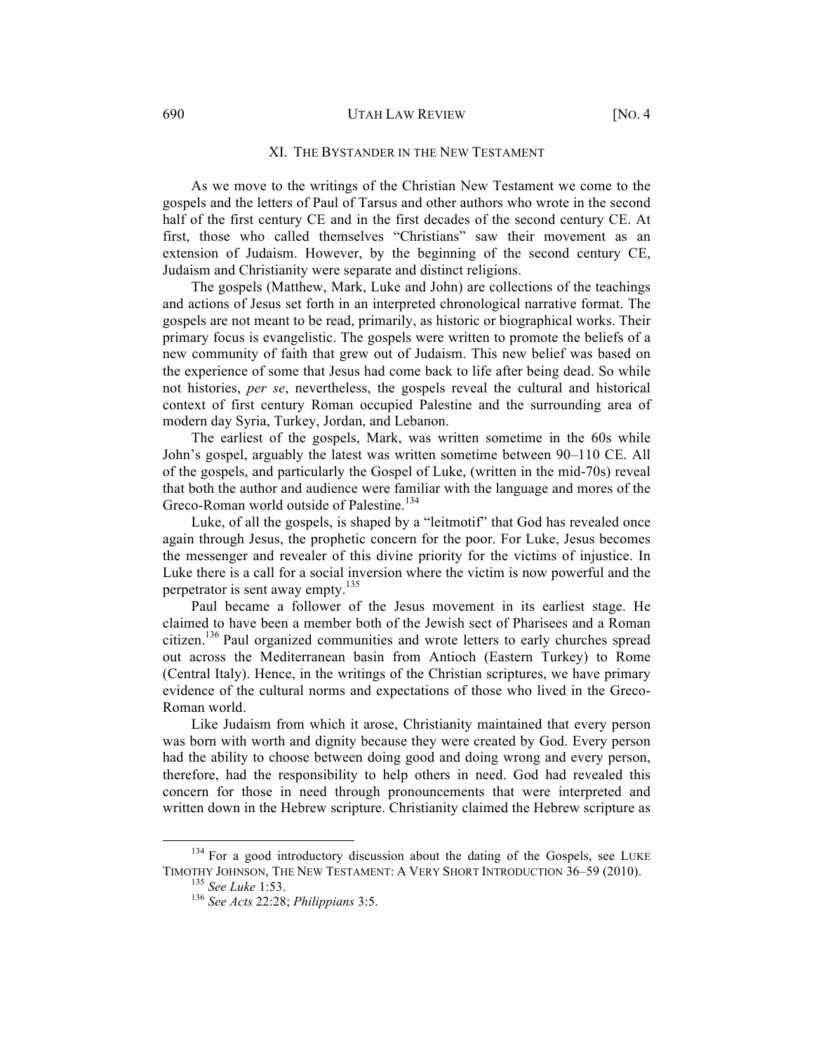## XI. THE BYSTANDER IN THE NEW TESTAMENT

As we move to the writings of the Christian New Testament we come to the gospels and the letters of Paul of Tarsus and other authors who wrote in the second half of the first century CE and in the first decades of the second century CE. At first, those who called themselves "Christians" saw their movement as an extension of Judaism. However, by the beginning of the second century CE, Judaism and Christianity were separate and distinct religions.

The gospels (Matthew, Mark, Luke and John) are collections of the teachings and actions of Jesus set forth in an interpreted chronological narrative format. The gospels are not meant to be read, primarily, as historic or biographical works. Their primary focus is evangelistic. The gospels were written to promote the beliefs of a new community of faith that grew out of Judaism. This new belief was based on the experience of some that Jesus had come back to life after being dead. So while not histories, *per se*, nevertheless, the gospels reveal the cultural and historical context of first century Roman occupied Palestine and the surrounding area of modern day Syria, Turkey, Jordan, and Lebanon.

The earliest of the gospels, Mark, was written sometime in the 60s while John's gospel, arguably the latest was written sometime between 90–110 CE. All of the gospels, and particularly the Gospel of Luke, (written in the mid-70s) reveal that both the author and audience were familiar with the language and mores of the Greco-Roman world outside of Palestine.[134]

Luke, of all the gospels, is shaped by a "leitmotif" that God has revealed once again through Jesus, the prophetic concern for the poor. For Luke, Jesus becomes the messenger and revealer of this divine priority for the victims of injustice. In Luke there is a call for a social inversion where the victim is now powerful and the perpetrator is sent away empty.[135]

Paul became a follower of the Jesus movement in its earliest stage. He claimed to have been a member both of the Jewish sect of Pharisees and a Roman citizen.[136] Paul organized communities and wrote letters to early churches spread out across the Mediterranean basin from Antioch (Eastern Turkey) to Rome (Central Italy). Hence, in the writings of the Christian scriptures, we have primary evidence of the cultural norms and expectations of those who lived in the Greco-Roman world.

Like Judaism from which it arose, Christianity maintained that every person was born with worth and dignity because they were created by God. Every person had the ability to choose between doing good and doing wrong and every person, therefore, had the responsibility to help others in need. God had revealed this concern for those in need through pronouncements that were interpreted and written down in the Hebrew scripture. Christianity claimed the Hebrew scripture as

---

[134] For a good introductory discussion about the dating of the Gospels, see LUKE TIMOTHY JOHNSON, THE NEW TESTAMENT: A VERY SHORT INTRODUCTION 36–59 (2010).

[135] *See Luke* 1:53.

[136] *See Acts* 22:28; *Philippians* 3:5.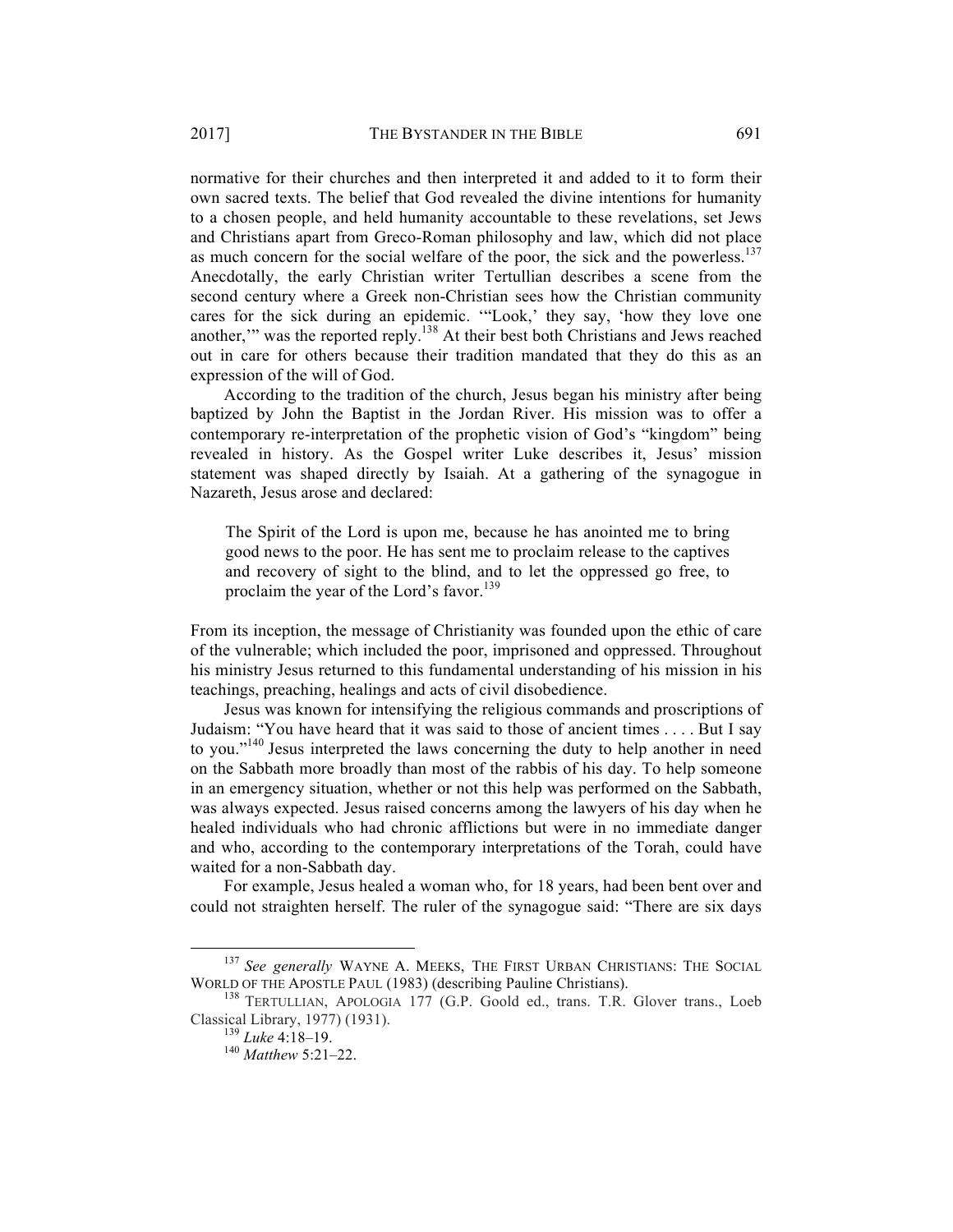normative for their churches and then interpreted it and added to it to form their own sacred texts. The belief that God revealed the divine intentions for humanity to a chosen people, and held humanity accountable to these revelations, set Jews and Christians apart from Greco-Roman philosophy and law, which did not place as much concern for the social welfare of the poor, the sick and the powerless.[137] Anecdotally, the early Christian writer Tertullian describes a scene from the second century where a Greek non-Christian sees how the Christian community cares for the sick during an epidemic. '"Look,' they say, 'how they love one another,'" was the reported reply.[138] At their best both Christians and Jews reached out in care for others because their tradition mandated that they do this as an expression of the will of God.

According to the tradition of the church, Jesus began his ministry after being baptized by John the Baptist in the Jordan River. His mission was to offer a contemporary re-interpretation of the prophetic vision of God's "kingdom" being revealed in history. As the Gospel writer Luke describes it, Jesus' mission statement was shaped directly by Isaiah. At a gathering of the synagogue in Nazareth, Jesus arose and declared:

> The Spirit of the Lord is upon me, because he has anointed me to bring good news to the poor. He has sent me to proclaim release to the captives and recovery of sight to the blind, and to let the oppressed go free, to proclaim the year of the Lord's favor.[139]

From its inception, the message of Christianity was founded upon the ethic of care of the vulnerable; which included the poor, imprisoned and oppressed. Throughout his ministry Jesus returned to this fundamental understanding of his mission in his teachings, preaching, healings and acts of civil disobedience.

Jesus was known for intensifying the religious commands and proscriptions of Judaism: "You have heard that it was said to those of ancient times . . . . But I say to you."[140] Jesus interpreted the laws concerning the duty to help another in need on the Sabbath more broadly than most of the rabbis of his day. To help someone in an emergency situation, whether or not this help was performed on the Sabbath, was always expected. Jesus raised concerns among the lawyers of his day when he healed individuals who had chronic afflictions but were in no immediate danger and who, according to the contemporary interpretations of the Torah, could have waited for a non-Sabbath day.

For example, Jesus healed a woman who, for 18 years, had been bent over and could not straighten herself. The ruler of the synagogue said: "There are six days

---

[137] *See generally* WAYNE A. MEEKS, THE FIRST URBAN CHRISTIANS: THE SOCIAL WORLD OF THE APOSTLE PAUL (1983) (describing Pauline Christians).

[138] TERTULLIAN, APOLOGIA 177 (G.P. Goold ed., trans. T.R. Glover trans., Loeb Classical Library, 1977) (1931).

[139] *Luke* 4:18–19.

[140] *Matthew* 5:21–22.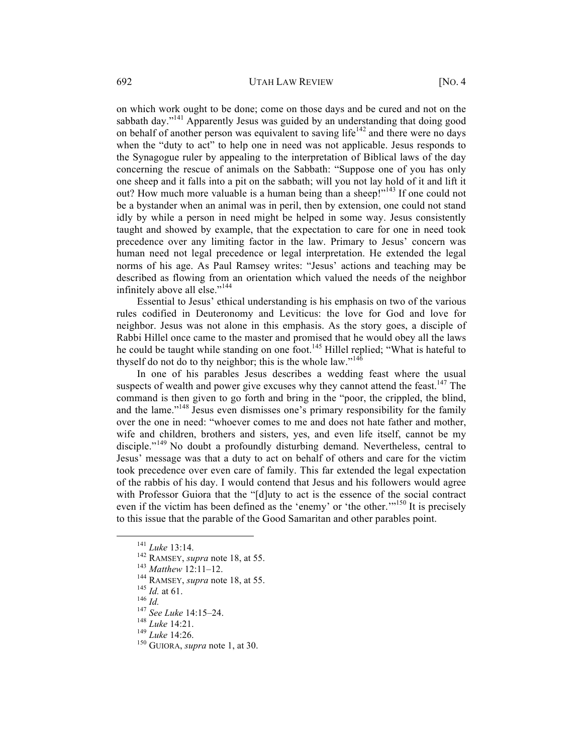on which work ought to be done; come on those days and be cured and not on the sabbath day."[141] Apparently Jesus was guided by an understanding that doing good on behalf of another person was equivalent to saving life[142] and there were no days when the "duty to act" to help one in need was not applicable. Jesus responds to the Synagogue ruler by appealing to the interpretation of Biblical laws of the day concerning the rescue of animals on the Sabbath: "Suppose one of you has only one sheep and it falls into a pit on the sabbath; will you not lay hold of it and lift it out? How much more valuable is a human being than a sheep!"[143] If one could not be a bystander when an animal was in peril, then by extension, one could not stand idly by while a person in need might be helped in some way. Jesus consistently taught and showed by example, that the expectation to care for one in need took precedence over any limiting factor in the law. Primary to Jesus' concern was human need not legal precedence or legal interpretation. He extended the legal norms of his age. As Paul Ramsey writes: "Jesus' actions and teaching may be described as flowing from an orientation which valued the needs of the neighbor infinitely above all else."[144]

Essential to Jesus' ethical understanding is his emphasis on two of the various rules codified in Deuteronomy and Leviticus: the love for God and love for neighbor. Jesus was not alone in this emphasis. As the story goes, a disciple of Rabbi Hillel once came to the master and promised that he would obey all the laws he could be taught while standing on one foot.[145] Hillel replied; "What is hateful to thyself do not do to thy neighbor; this is the whole law."[146]

In one of his parables Jesus describes a wedding feast where the usual suspects of wealth and power give excuses why they cannot attend the feast.[147] The command is then given to go forth and bring in the "poor, the crippled, the blind, and the lame."[148] Jesus even dismisses one's primary responsibility for the family over the one in need: "whoever comes to me and does not hate father and mother, wife and children, brothers and sisters, yes, and even life itself, cannot be my disciple."[149] No doubt a profoundly disturbing demand. Nevertheless, central to Jesus' message was that a duty to act on behalf of others and care for the victim took precedence over even care of family. This far extended the legal expectation of the rabbis of his day. I would contend that Jesus and his followers would agree with Professor Guiora that the "[d]uty to act is the essence of the social contract even if the victim has been defined as the 'enemy' or 'the other.'"[150] It is precisely to this issue that the parable of the Good Samaritan and other parables point.

---

[141] *Luke* 13:14.
[142] RAMSEY, *supra* note 18, at 55.
[143] *Matthew* 12:11–12.
[144] RAMSEY, *supra* note 18, at 55.
[145] *Id.* at 61.
[146] *Id.*
[147] *See Luke* 14:15–24.
[148] *Luke* 14:21.
[149] *Luke* 14:26.
[150] GUIORA, *supra* note 1, at 30.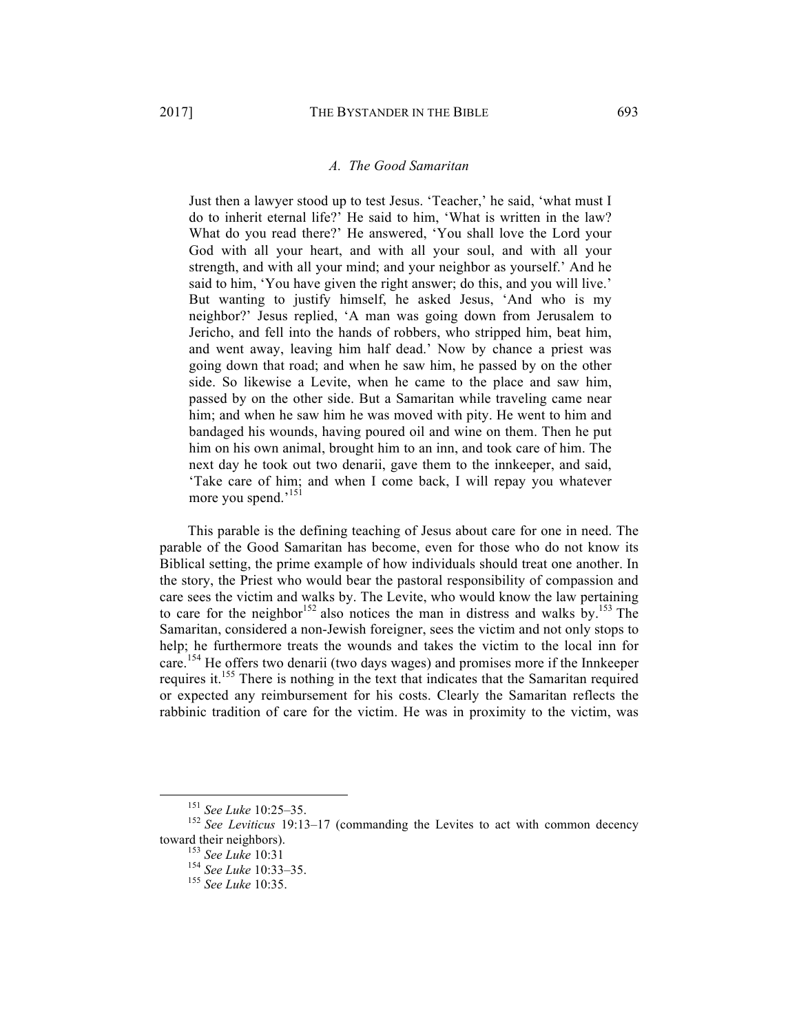### *A. The Good Samaritan*

> Just then a lawyer stood up to test Jesus. 'Teacher,' he said, 'what must I do to inherit eternal life?' He said to him, 'What is written in the law? What do you read there?' He answered, 'You shall love the Lord your God with all your heart, and with all your soul, and with all your strength, and with all your mind; and your neighbor as yourself.' And he said to him, 'You have given the right answer; do this, and you will live.' But wanting to justify himself, he asked Jesus, 'And who is my neighbor?' Jesus replied, 'A man was going down from Jerusalem to Jericho, and fell into the hands of robbers, who stripped him, beat him, and went away, leaving him half dead.' Now by chance a priest was going down that road; and when he saw him, he passed by on the other side. So likewise a Levite, when he came to the place and saw him, passed by on the other side. But a Samaritan while traveling came near him; and when he saw him he was moved with pity. He went to him and bandaged his wounds, having poured oil and wine on them. Then he put him on his own animal, brought him to an inn, and took care of him. The next day he took out two denarii, gave them to the innkeeper, and said, 'Take care of him; and when I come back, I will repay you whatever more you spend.'[151]

This parable is the defining teaching of Jesus about care for one in need. The parable of the Good Samaritan has become, even for those who do not know its Biblical setting, the prime example of how individuals should treat one another. In the story, the Priest who would bear the pastoral responsibility of compassion and care sees the victim and walks by. The Levite, who would know the law pertaining to care for the neighbor[152] also notices the man in distress and walks by.[153] The Samaritan, considered a non-Jewish foreigner, sees the victim and not only stops to help; he furthermore treats the wounds and takes the victim to the local inn for care.[154] He offers two denarii (two days wages) and promises more if the Innkeeper requires it.[155] There is nothing in the text that indicates that the Samaritan required or expected any reimbursement for his costs. Clearly the Samaritan reflects the rabbinic tradition of care for the victim. He was in proximity to the victim, was

---

[151] *See Luke* 10:25–35.

[152] *See Leviticus* 19:13–17 (commanding the Levites to act with common decency toward their neighbors).

[153] *See Luke* 10:31

[154] *See Luke* 10:33–35.

[155] *See Luke* 10:35.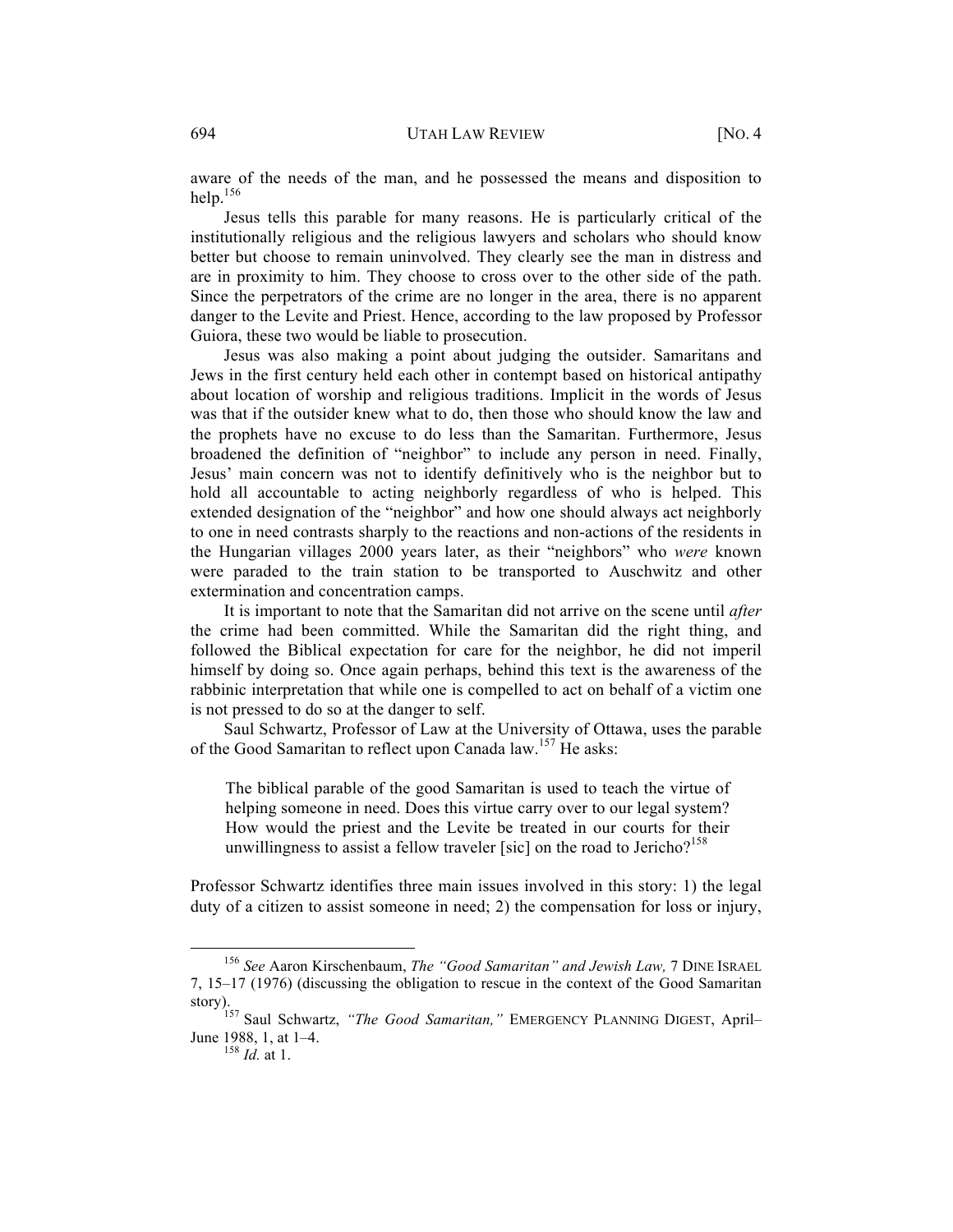aware of the needs of the man, and he possessed the means and disposition to help.[156]

Jesus tells this parable for many reasons. He is particularly critical of the institutionally religious and the religious lawyers and scholars who should know better but choose to remain uninvolved. They clearly see the man in distress and are in proximity to him. They choose to cross over to the other side of the path. Since the perpetrators of the crime are no longer in the area, there is no apparent danger to the Levite and Priest. Hence, according to the law proposed by Professor Guiora, these two would be liable to prosecution.

Jesus was also making a point about judging the outsider. Samaritans and Jews in the first century held each other in contempt based on historical antipathy about location of worship and religious traditions. Implicit in the words of Jesus was that if the outsider knew what to do, then those who should know the law and the prophets have no excuse to do less than the Samaritan. Furthermore, Jesus broadened the definition of "neighbor" to include any person in need. Finally, Jesus' main concern was not to identify definitively who is the neighbor but to hold all accountable to acting neighborly regardless of who is helped. This extended designation of the "neighbor" and how one should always act neighborly to one in need contrasts sharply to the reactions and non-actions of the residents in the Hungarian villages 2000 years later, as their "neighbors" who *were* known were paraded to the train station to be transported to Auschwitz and other extermination and concentration camps.

It is important to note that the Samaritan did not arrive on the scene until *after* the crime had been committed. While the Samaritan did the right thing, and followed the Biblical expectation for care for the neighbor, he did not imperil himself by doing so. Once again perhaps, behind this text is the awareness of the rabbinic interpretation that while one is compelled to act on behalf of a victim one is not pressed to do so at the danger to self.

Saul Schwartz, Professor of Law at the University of Ottawa, uses the parable of the Good Samaritan to reflect upon Canada law.[157] He asks:

> The biblical parable of the good Samaritan is used to teach the virtue of helping someone in need. Does this virtue carry over to our legal system? How would the priest and the Levite be treated in our courts for their unwillingness to assist a fellow traveler [sic] on the road to Jericho?[158]

Professor Schwartz identifies three main issues involved in this story: 1) the legal duty of a citizen to assist someone in need; 2) the compensation for loss or injury,

---

[156] *See* Aaron Kirschenbaum, *The "Good Samaritan" and Jewish Law,* 7 DINE ISRAEL 7, 15–17 (1976) (discussing the obligation to rescue in the context of the Good Samaritan story).

[157] Saul Schwartz, *"The Good Samaritan,"* EMERGENCY PLANNING DIGEST, April–June 1988, 1, at 1–4.

[158] *Id.* at 1.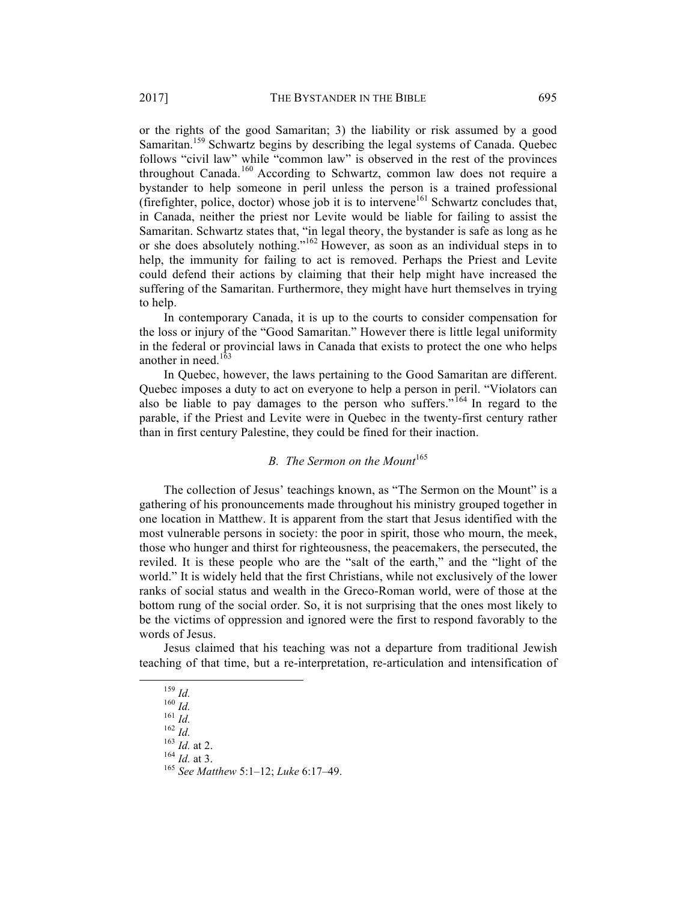or the rights of the good Samaritan; 3) the liability or risk assumed by a good Samaritan.[159] Schwartz begins by describing the legal systems of Canada. Quebec follows "civil law" while "common law" is observed in the rest of the provinces throughout Canada.[160] According to Schwartz, common law does not require a bystander to help someone in peril unless the person is a trained professional (firefighter, police, doctor) whose job it is to intervene[161] Schwartz concludes that, in Canada, neither the priest nor Levite would be liable for failing to assist the Samaritan. Schwartz states that, "in legal theory, the bystander is safe as long as he or she does absolutely nothing."[162] However, as soon as an individual steps in to help, the immunity for failing to act is removed. Perhaps the Priest and Levite could defend their actions by claiming that their help might have increased the suffering of the Samaritan. Furthermore, they might have hurt themselves in trying to help.

In contemporary Canada, it is up to the courts to consider compensation for the loss or injury of the "Good Samaritan." However there is little legal uniformity in the federal or provincial laws in Canada that exists to protect the one who helps another in need.[163]

In Quebec, however, the laws pertaining to the Good Samaritan are different. Quebec imposes a duty to act on everyone to help a person in peril. "Violators can also be liable to pay damages to the person who suffers."[164] In regard to the parable, if the Priest and Levite were in Quebec in the twenty-first century rather than in first century Palestine, they could be fined for their inaction.

### *B. The Sermon on the Mount*[165]

The collection of Jesus' teachings known, as "The Sermon on the Mount" is a gathering of his pronouncements made throughout his ministry grouped together in one location in Matthew. It is apparent from the start that Jesus identified with the most vulnerable persons in society: the poor in spirit, those who mourn, the meek, those who hunger and thirst for righteousness, the peacemakers, the persecuted, the reviled. It is these people who are the "salt of the earth," and the "light of the world." It is widely held that the first Christians, while not exclusively of the lower ranks of social status and wealth in the Greco-Roman world, were of those at the bottom rung of the social order. So, it is not surprising that the ones most likely to be the victims of oppression and ignored were the first to respond favorably to the words of Jesus.

Jesus claimed that his teaching was not a departure from traditional Jewish teaching of that time, but a re-interpretation, re-articulation and intensification of

---

[159] *Id.*
[160] *Id.*
[161] *Id.*
[162] *Id.*
[163] *Id.* at 2.
[164] *Id.* at 3.
[165] *See Matthew* 5:1–12; *Luke* 6:17–49.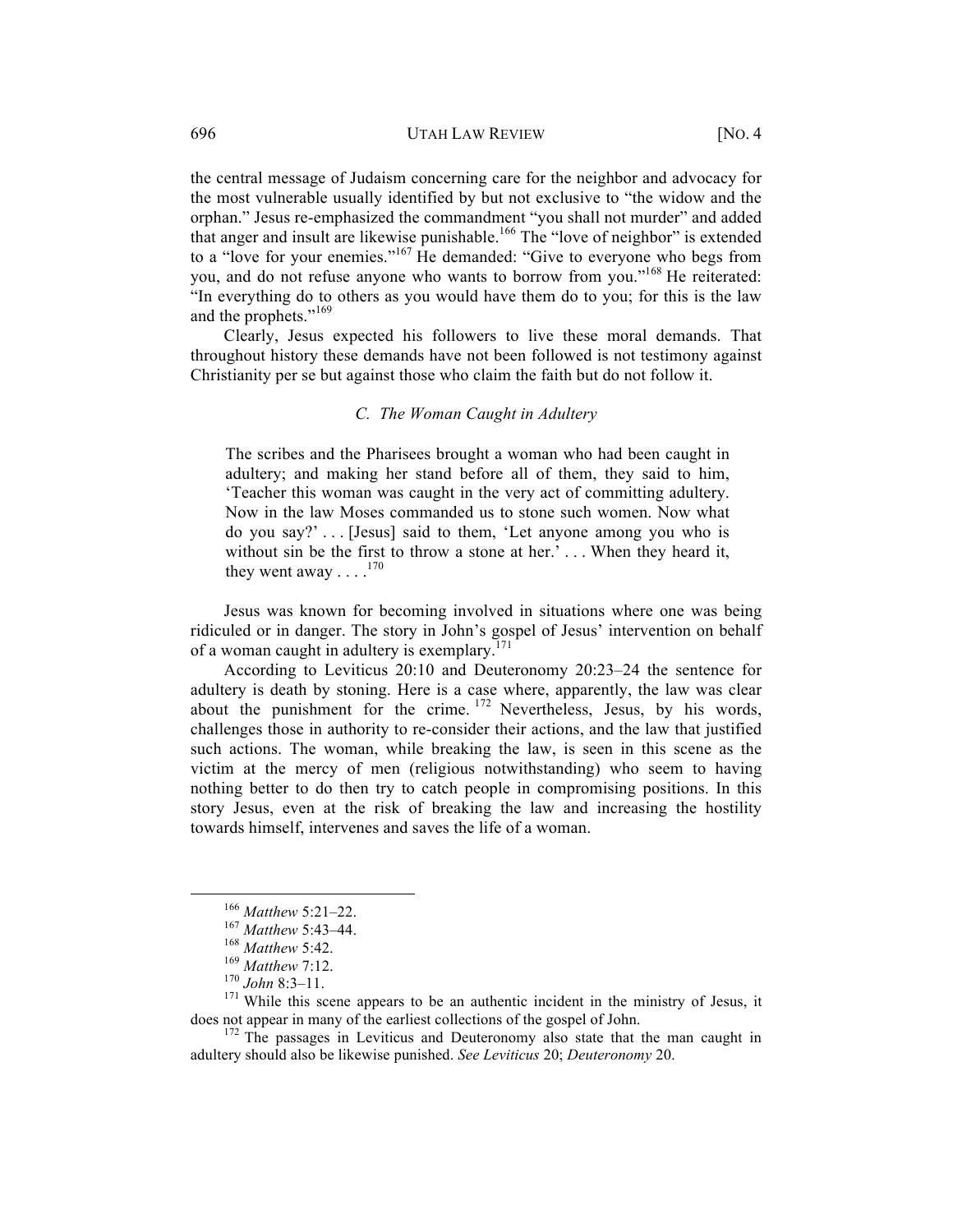the central message of Judaism concerning care for the neighbor and advocacy for the most vulnerable usually identified by but not exclusive to "the widow and the orphan." Jesus re-emphasized the commandment "you shall not murder" and added that anger and insult are likewise punishable.[166] The "love of neighbor" is extended to a "love for your enemies."[167] He demanded: "Give to everyone who begs from you, and do not refuse anyone who wants to borrow from you."[168] He reiterated: "In everything do to others as you would have them do to you; for this is the law and the prophets."[169]

Clearly, Jesus expected his followers to live these moral demands. That throughout history these demands have not been followed is not testimony against Christianity per se but against those who claim the faith but do not follow it.

### *C. The Woman Caught in Adultery*

> The scribes and the Pharisees brought a woman who had been caught in adultery; and making her stand before all of them, they said to him, 'Teacher this woman was caught in the very act of committing adultery. Now in the law Moses commanded us to stone such women. Now what do you say?' . . . [Jesus] said to them, 'Let anyone among you who is without sin be the first to throw a stone at her.' . . . When they heard it, they went away . . . .[170]

Jesus was known for becoming involved in situations where one was being ridiculed or in danger. The story in John's gospel of Jesus' intervention on behalf of a woman caught in adultery is exemplary.[171]

According to Leviticus 20:10 and Deuteronomy 20:23–24 the sentence for adultery is death by stoning. Here is a case where, apparently, the law was clear about the punishment for the crime.[172] Nevertheless, Jesus, by his words, challenges those in authority to re-consider their actions, and the law that justified such actions. The woman, while breaking the law, is seen in this scene as the victim at the mercy of men (religious notwithstanding) who seem to having nothing better to do then try to catch people in compromising positions. In this story Jesus, even at the risk of breaking the law and increasing the hostility towards himself, intervenes and saves the life of a woman.

---

[166] *Matthew* 5:21–22.

[167] *Matthew* 5:43–44.

[168] *Matthew* 5:42.

[169] *Matthew* 7:12.

[170] *John* 8:3–11.

[171] While this scene appears to be an authentic incident in the ministry of Jesus, it does not appear in many of the earliest collections of the gospel of John.

[172] The passages in Leviticus and Deuteronomy also state that the man caught in adultery should also be likewise punished. *See Leviticus* 20; *Deuteronomy* 20.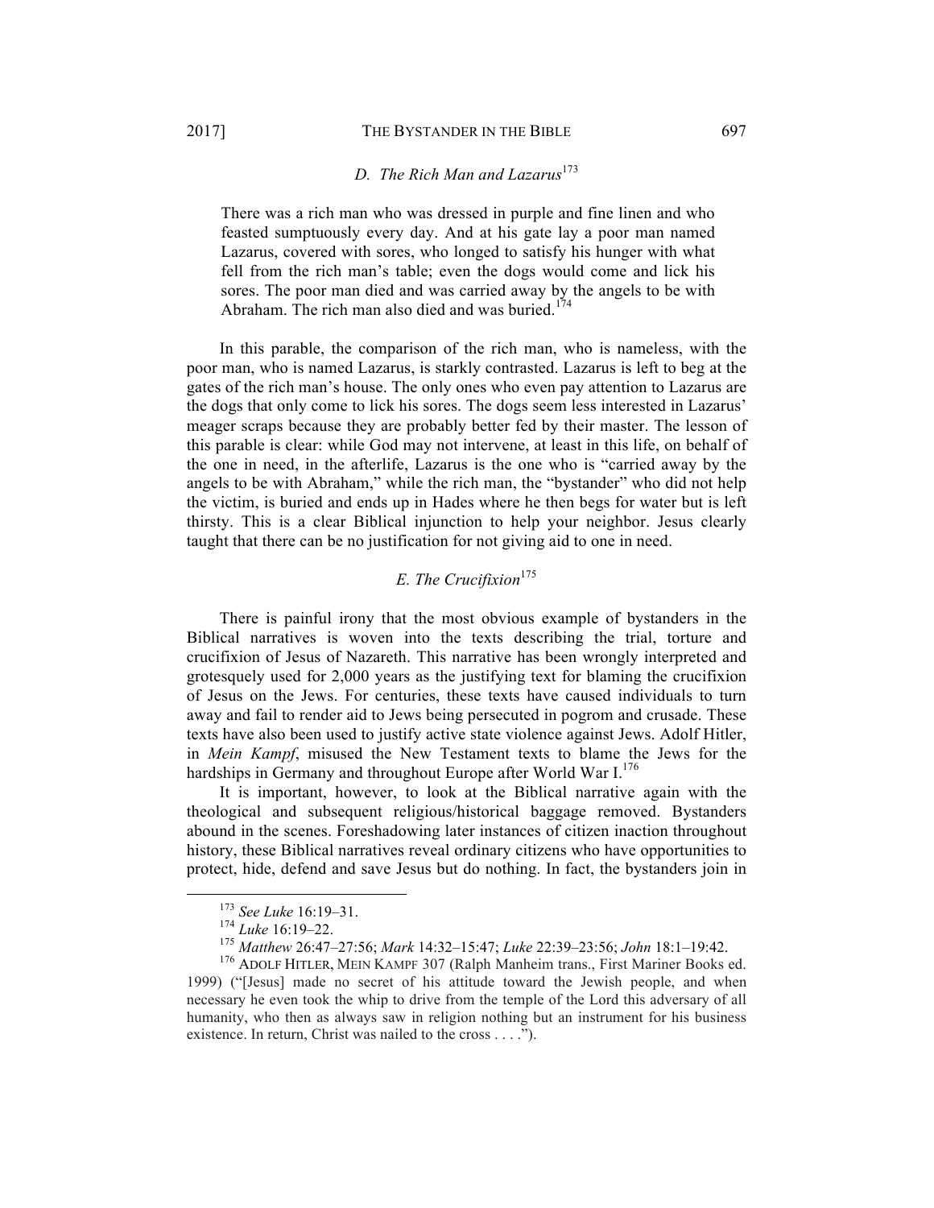### *D. The Rich Man and Lazarus*[173]

> There was a rich man who was dressed in purple and fine linen and who feasted sumptuously every day. And at his gate lay a poor man named Lazarus, covered with sores, who longed to satisfy his hunger with what fell from the rich man's table; even the dogs would come and lick his sores. The poor man died and was carried away by the angels to be with Abraham. The rich man also died and was buried.[174]

In this parable, the comparison of the rich man, who is nameless, with the poor man, who is named Lazarus, is starkly contrasted. Lazarus is left to beg at the gates of the rich man's house. The only ones who even pay attention to Lazarus are the dogs that only come to lick his sores. The dogs seem less interested in Lazarus' meager scraps because they are probably better fed by their master. The lesson of this parable is clear: while God may not intervene, at least in this life, on behalf of the one in need, in the afterlife, Lazarus is the one who is "carried away by the angels to be with Abraham," while the rich man, the "bystander" who did not help the victim, is buried and ends up in Hades where he then begs for water but is left thirsty. This is a clear Biblical injunction to help your neighbor. Jesus clearly taught that there can be no justification for not giving aid to one in need.

### *E. The Crucifixion*[175]

There is painful irony that the most obvious example of bystanders in the Biblical narratives is woven into the texts describing the trial, torture and crucifixion of Jesus of Nazareth. This narrative has been wrongly interpreted and grotesquely used for 2,000 years as the justifying text for blaming the crucifixion of Jesus on the Jews. For centuries, these texts have caused individuals to turn away and fail to render aid to Jews being persecuted in pogrom and crusade. These texts have also been used to justify active state violence against Jews. Adolf Hitler, in *Mein Kampf*, misused the New Testament texts to blame the Jews for the hardships in Germany and throughout Europe after World War I.[176]

It is important, however, to look at the Biblical narrative again with the theological and subsequent religious/historical baggage removed. Bystanders abound in the scenes. Foreshadowing later instances of citizen inaction throughout history, these Biblical narratives reveal ordinary citizens who have opportunities to protect, hide, defend and save Jesus but do nothing. In fact, the bystanders join in

---

[173] *See Luke* 16:19–31.

[174] *Luke* 16:19–22.

[175] *Matthew* 26:47–27:56; *Mark* 14:32–15:47; *Luke* 22:39–23:56; *John* 18:1–19:42.

[176] ADOLF HITLER, MEIN KAMPF 307 (Ralph Manheim trans., First Mariner Books ed. 1999) ("[Jesus] made no secret of his attitude toward the Jewish people, and when necessary he even took the whip to drive from the temple of the Lord this adversary of all humanity, who then as always saw in religion nothing but an instrument for his business existence. In return, Christ was nailed to the cross . . . .").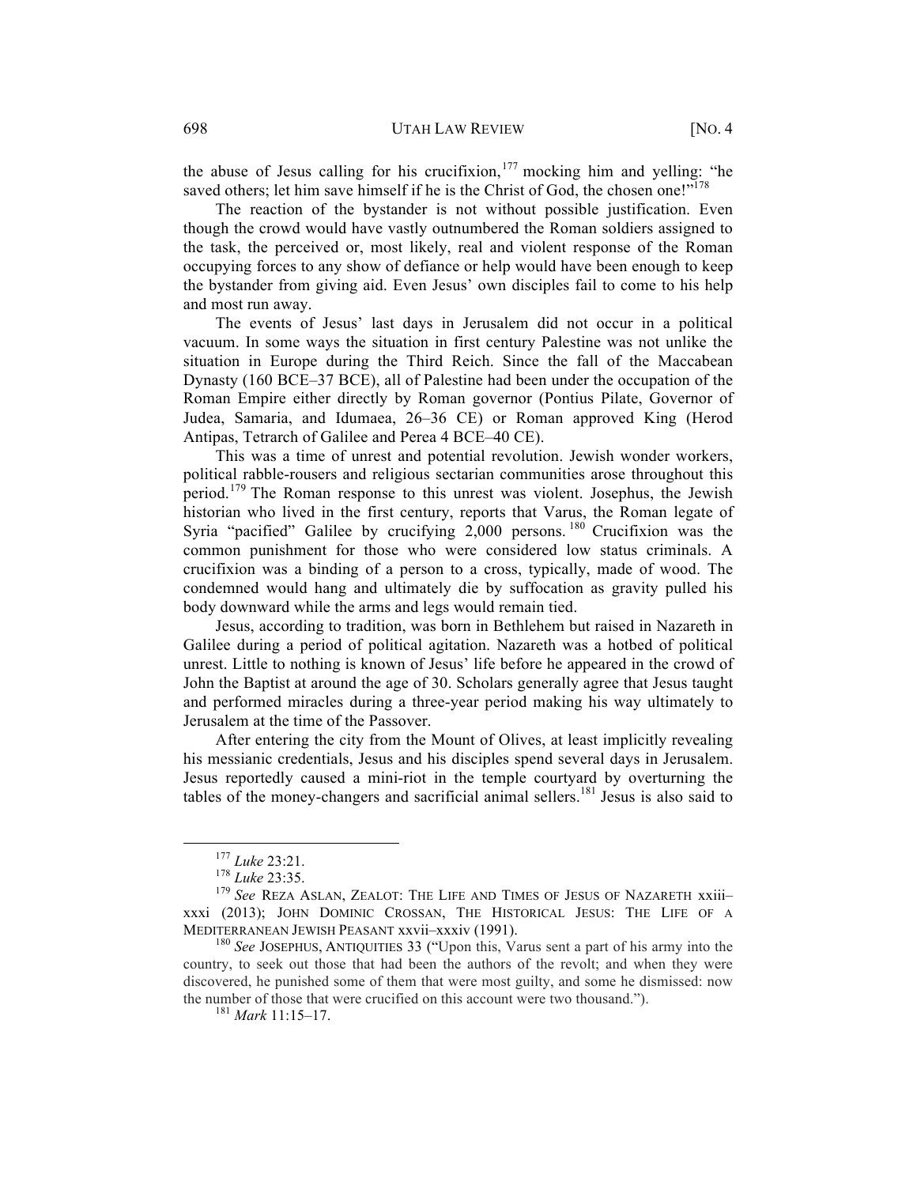the abuse of Jesus calling for his crucifixion,[177] mocking him and yelling: "he saved others; let him save himself if he is the Christ of God, the chosen one!"[178]

The reaction of the bystander is not without possible justification. Even though the crowd would have vastly outnumbered the Roman soldiers assigned to the task, the perceived or, most likely, real and violent response of the Roman occupying forces to any show of defiance or help would have been enough to keep the bystander from giving aid. Even Jesus' own disciples fail to come to his help and most run away.

The events of Jesus' last days in Jerusalem did not occur in a political vacuum. In some ways the situation in first century Palestine was not unlike the situation in Europe during the Third Reich. Since the fall of the Maccabean Dynasty (160 BCE–37 BCE), all of Palestine had been under the occupation of the Roman Empire either directly by Roman governor (Pontius Pilate, Governor of Judea, Samaria, and Idumaea, 26–36 CE) or Roman approved King (Herod Antipas, Tetrarch of Galilee and Perea 4 BCE–40 CE).

This was a time of unrest and potential revolution. Jewish wonder workers, political rabble-rousers and religious sectarian communities arose throughout this period.[179] The Roman response to this unrest was violent. Josephus, the Jewish historian who lived in the first century, reports that Varus, the Roman legate of Syria "pacified" Galilee by crucifying 2,000 persons.[180] Crucifixion was the common punishment for those who were considered low status criminals. A crucifixion was a binding of a person to a cross, typically, made of wood. The condemned would hang and ultimately die by suffocation as gravity pulled his body downward while the arms and legs would remain tied.

Jesus, according to tradition, was born in Bethlehem but raised in Nazareth in Galilee during a period of political agitation. Nazareth was a hotbed of political unrest. Little to nothing is known of Jesus' life before he appeared in the crowd of John the Baptist at around the age of 30. Scholars generally agree that Jesus taught and performed miracles during a three-year period making his way ultimately to Jerusalem at the time of the Passover.

After entering the city from the Mount of Olives, at least implicitly revealing his messianic credentials, Jesus and his disciples spend several days in Jerusalem. Jesus reportedly caused a mini-riot in the temple courtyard by overturning the tables of the money-changers and sacrificial animal sellers.[181] Jesus is also said to

---

[177] *Luke* 23:21.

[178] *Luke* 23:35.

[179] *See* REZA ASLAN, ZEALOT: THE LIFE AND TIMES OF JESUS OF NAZARETH xxiii–xxxi (2013); JOHN DOMINIC CROSSAN, THE HISTORICAL JESUS: THE LIFE OF A MEDITERRANEAN JEWISH PEASANT xxvii–xxxiv (1991).

[180] *See* JOSEPHUS, ANTIQUITIES 33 ("Upon this, Varus sent a part of his army into the country, to seek out those that had been the authors of the revolt; and when they were discovered, he punished some of them that were most guilty, and some he dismissed: now the number of those that were crucified on this account were two thousand.").

[181] *Mark* 11:15–17.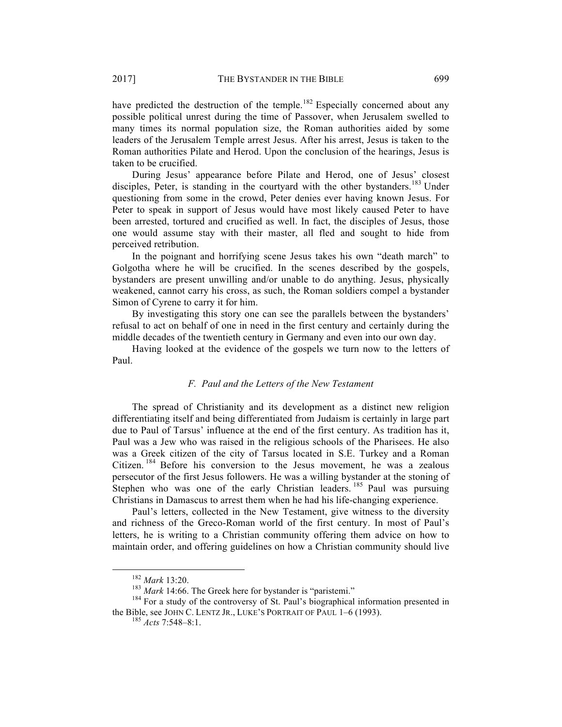have predicted the destruction of the temple.[182] Especially concerned about any possible political unrest during the time of Passover, when Jerusalem swelled to many times its normal population size, the Roman authorities aided by some leaders of the Jerusalem Temple arrest Jesus. After his arrest, Jesus is taken to the Roman authorities Pilate and Herod. Upon the conclusion of the hearings, Jesus is taken to be crucified.

During Jesus' appearance before Pilate and Herod, one of Jesus' closest disciples, Peter, is standing in the courtyard with the other bystanders.[183] Under questioning from some in the crowd, Peter denies ever having known Jesus. For Peter to speak in support of Jesus would have most likely caused Peter to have been arrested, tortured and crucified as well. In fact, the disciples of Jesus, those one would assume stay with their master, all fled and sought to hide from perceived retribution.

In the poignant and horrifying scene Jesus takes his own "death march" to Golgotha where he will be crucified. In the scenes described by the gospels, bystanders are present unwilling and/or unable to do anything. Jesus, physically weakened, cannot carry his cross, as such, the Roman soldiers compel a bystander Simon of Cyrene to carry it for him.

By investigating this story one can see the parallels between the bystanders' refusal to act on behalf of one in need in the first century and certainly during the middle decades of the twentieth century in Germany and even into our own day.

Having looked at the evidence of the gospels we turn now to the letters of Paul.

### *F. Paul and the Letters of the New Testament*

The spread of Christianity and its development as a distinct new religion differentiating itself and being differentiated from Judaism is certainly in large part due to Paul of Tarsus' influence at the end of the first century. As tradition has it, Paul was a Jew who was raised in the religious schools of the Pharisees. He also was a Greek citizen of the city of Tarsus located in S.E. Turkey and a Roman Citizen.[184] Before his conversion to the Jesus movement, he was a zealous persecutor of the first Jesus followers. He was a willing bystander at the stoning of Stephen who was one of the early Christian leaders.[185] Paul was pursuing Christians in Damascus to arrest them when he had his life-changing experience.

Paul's letters, collected in the New Testament, give witness to the diversity and richness of the Greco-Roman world of the first century. In most of Paul's letters, he is writing to a Christian community offering them advice on how to maintain order, and offering guidelines on how a Christian community should live

---

[182] *Mark* 13:20.

[183] *Mark* 14:66. The Greek here for bystander is "paristemi."

[184] For a study of the controversy of St. Paul's biographical information presented in the Bible, see JOHN C. LENTZ JR., LUKE'S PORTRAIT OF PAUL 1–6 (1993).

[185] *Acts* 7:548–8:1.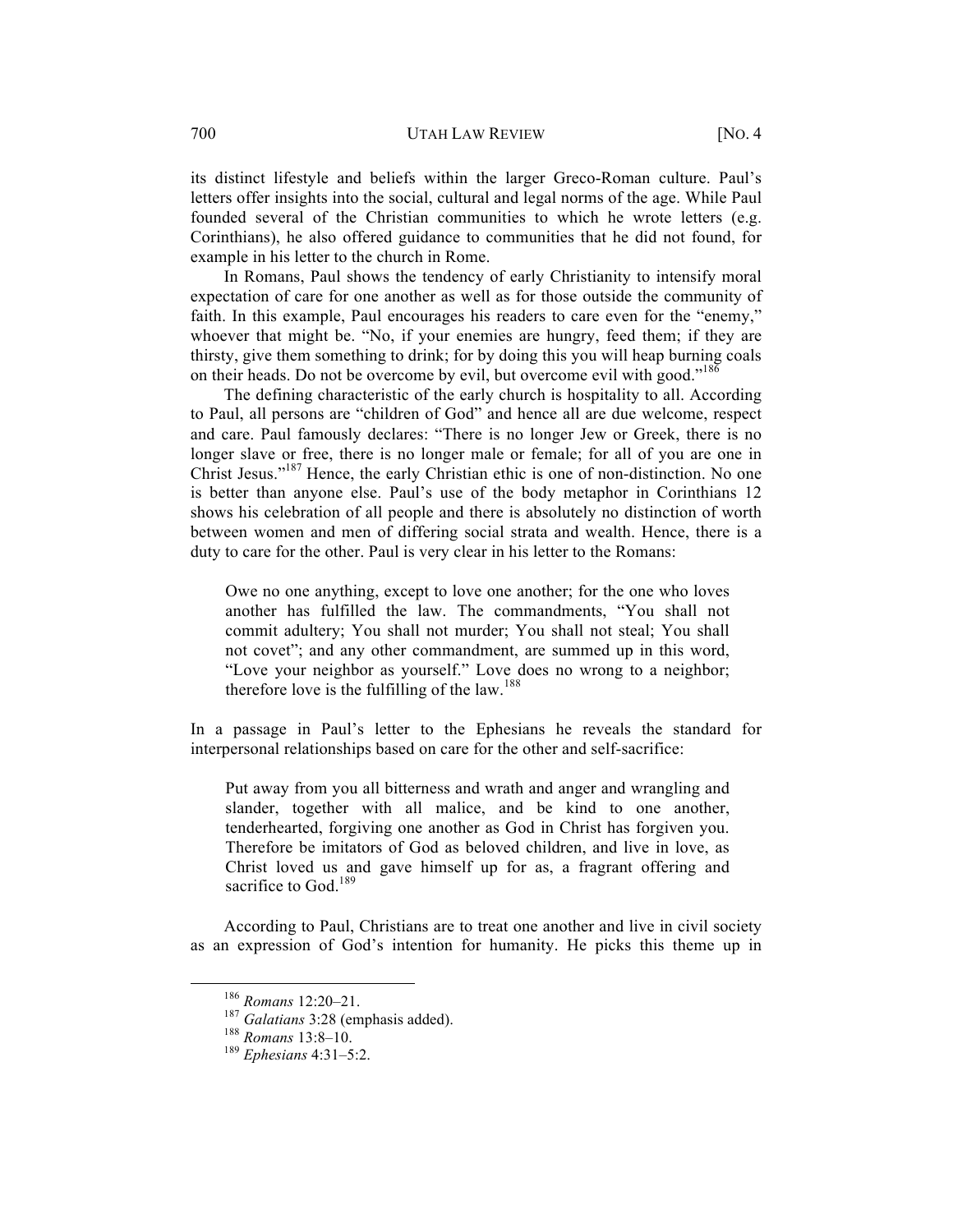its distinct lifestyle and beliefs within the larger Greco-Roman culture. Paul's letters offer insights into the social, cultural and legal norms of the age. While Paul founded several of the Christian communities to which he wrote letters (e.g. Corinthians), he also offered guidance to communities that he did not found, for example in his letter to the church in Rome.

In Romans, Paul shows the tendency of early Christianity to intensify moral expectation of care for one another as well as for those outside the community of faith. In this example, Paul encourages his readers to care even for the "enemy," whoever that might be. "No, if your enemies are hungry, feed them; if they are thirsty, give them something to drink; for by doing this you will heap burning coals on their heads. Do not be overcome by evil, but overcome evil with good."[186]

The defining characteristic of the early church is hospitality to all. According to Paul, all persons are "children of God" and hence all are due welcome, respect and care. Paul famously declares: "There is no longer Jew or Greek, there is no longer slave or free, there is no longer male or female; for all of you are one in Christ Jesus."[187] Hence, the early Christian ethic is one of non-distinction. No one is better than anyone else. Paul's use of the body metaphor in Corinthians 12 shows his celebration of all people and there is absolutely no distinction of worth between women and men of differing social strata and wealth. Hence, there is a duty to care for the other. Paul is very clear in his letter to the Romans:

> Owe no one anything, except to love one another; for the one who loves another has fulfilled the law. The commandments, "You shall not commit adultery; You shall not murder; You shall not steal; You shall not covet"; and any other commandment, are summed up in this word, "Love your neighbor as yourself." Love does no wrong to a neighbor; therefore love is the fulfilling of the law.[188]

In a passage in Paul's letter to the Ephesians he reveals the standard for interpersonal relationships based on care for the other and self-sacrifice:

> Put away from you all bitterness and wrath and anger and wrangling and slander, together with all malice, and be kind to one another, tenderhearted, forgiving one another as God in Christ has forgiven you. Therefore be imitators of God as beloved children, and live in love, as Christ loved us and gave himself up for as, a fragrant offering and sacrifice to God.[189]

According to Paul, Christians are to treat one another and live in civil society as an expression of God's intention for humanity. He picks this theme up in

---

[186] *Romans* 12:20–21.

[187] *Galatians* 3:28 (emphasis added).

[188] *Romans* 13:8–10.

[189] *Ephesians* 4:31–5:2.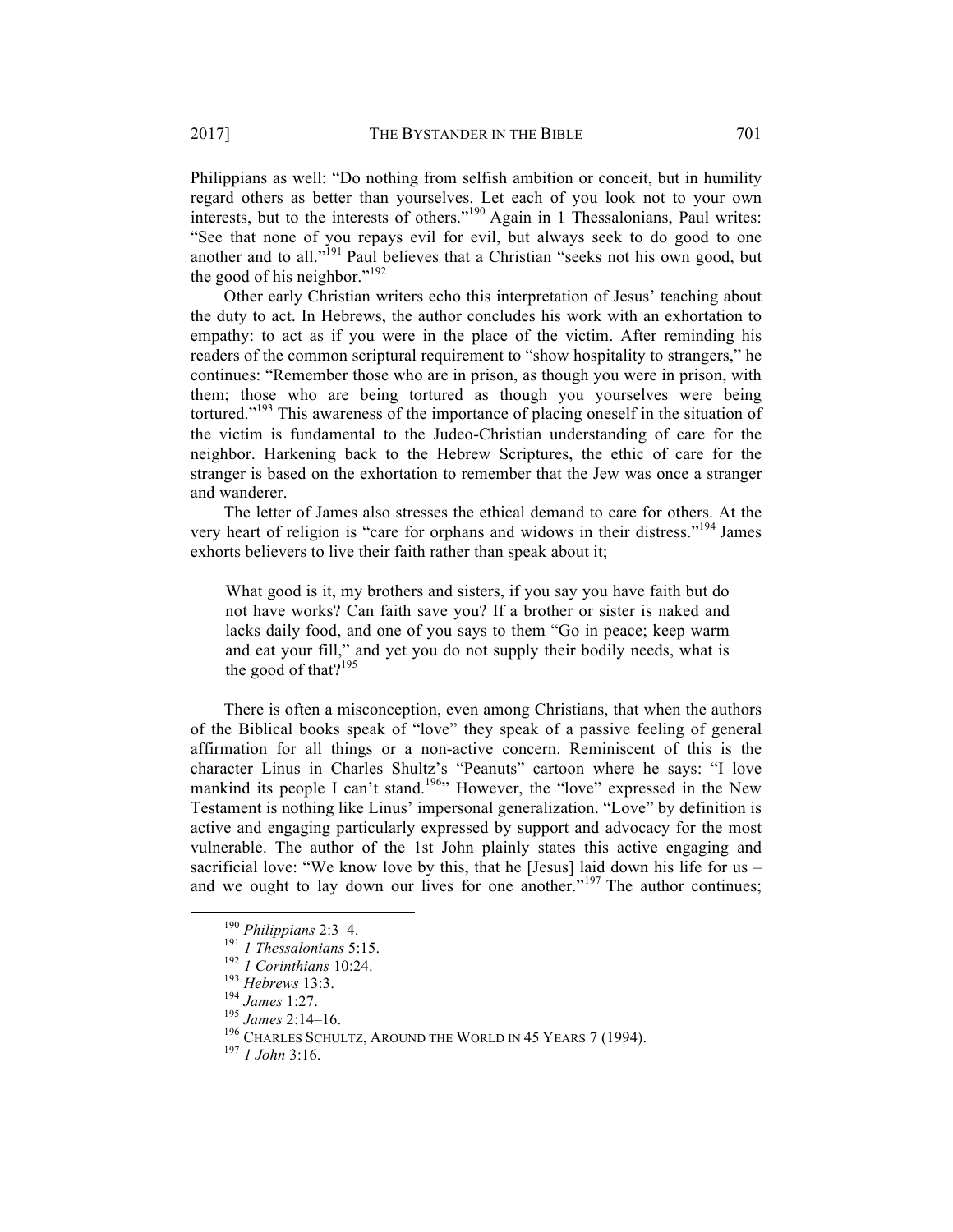Philippians as well: "Do nothing from selfish ambition or conceit, but in humility regard others as better than yourselves. Let each of you look not to your own interests, but to the interests of others."[190] Again in 1 Thessalonians, Paul writes: "See that none of you repays evil for evil, but always seek to do good to one another and to all."[191] Paul believes that a Christian "seeks not his own good, but the good of his neighbor."[192]

Other early Christian writers echo this interpretation of Jesus' teaching about the duty to act. In Hebrews, the author concludes his work with an exhortation to empathy: to act as if you were in the place of the victim. After reminding his readers of the common scriptural requirement to "show hospitality to strangers," he continues: "Remember those who are in prison, as though you were in prison, with them; those who are being tortured as though you yourselves were being tortured."[193] This awareness of the importance of placing oneself in the situation of the victim is fundamental to the Judeo-Christian understanding of care for the neighbor. Harkening back to the Hebrew Scriptures, the ethic of care for the stranger is based on the exhortation to remember that the Jew was once a stranger and wanderer.

The letter of James also stresses the ethical demand to care for others. At the very heart of religion is "care for orphans and widows in their distress."[194] James exhorts believers to live their faith rather than speak about it;

> What good is it, my brothers and sisters, if you say you have faith but do not have works? Can faith save you? If a brother or sister is naked and lacks daily food, and one of you says to them "Go in peace; keep warm and eat your fill," and yet you do not supply their bodily needs, what is the good of that?[195]

There is often a misconception, even among Christians, that when the authors of the Biblical books speak of "love" they speak of a passive feeling of general affirmation for all things or a non-active concern. Reminiscent of this is the character Linus in Charles Shultz's "Peanuts" cartoon where he says: "I love mankind its people I can't stand.[196]" However, the "love" expressed in the New Testament is nothing like Linus' impersonal generalization. "Love" by definition is active and engaging particularly expressed by support and advocacy for the most vulnerable. The author of the 1st John plainly states this active engaging and sacrificial love: "We know love by this, that he [Jesus] laid down his life for us – and we ought to lay down our lives for one another."[197] The author continues;

---

[190] *Philippians* 2:3–4.

[191] *1 Thessalonians* 5:15.

[192] *1 Corinthians* 10:24.

[193] *Hebrews* 13:3.

[194] *James* 1:27.

[195] *James* 2:14–16.

[196] CHARLES SCHULTZ, AROUND THE WORLD IN 45 YEARS 7 (1994).

[197] *1 John* 3:16.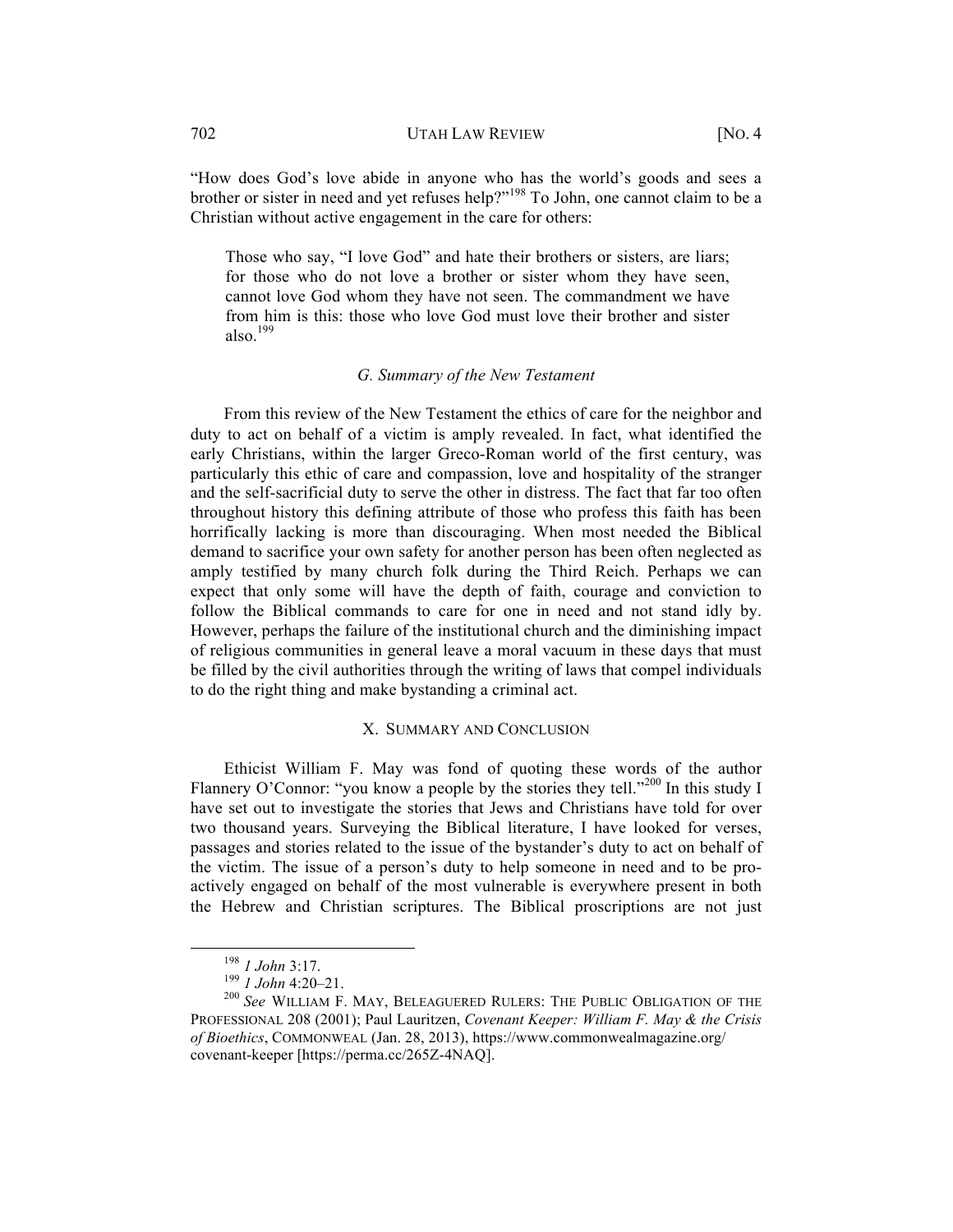"How does God's love abide in anyone who has the world's goods and sees a brother or sister in need and yet refuses help?"[198] To John, one cannot claim to be a Christian without active engagement in the care for others:

> Those who say, "I love God" and hate their brothers or sisters, are liars; for those who do not love a brother or sister whom they have seen, cannot love God whom they have not seen. The commandment we have from him is this: those who love God must love their brother and sister also.[199]

### *G. Summary of the New Testament*

From this review of the New Testament the ethics of care for the neighbor and duty to act on behalf of a victim is amply revealed. In fact, what identified the early Christians, within the larger Greco-Roman world of the first century, was particularly this ethic of care and compassion, love and hospitality of the stranger and the self-sacrificial duty to serve the other in distress. The fact that far too often throughout history this defining attribute of those who profess this faith has been horrifically lacking is more than discouraging. When most needed the Biblical demand to sacrifice your own safety for another person has been often neglected as amply testified by many church folk during the Third Reich. Perhaps we can expect that only some will have the depth of faith, courage and conviction to follow the Biblical commands to care for one in need and not stand idly by. However, perhaps the failure of the institutional church and the diminishing impact of religious communities in general leave a moral vacuum in these days that must be filled by the civil authorities through the writing of laws that compel individuals to do the right thing and make bystanding a criminal act.

## X. Summary and Conclusion

Ethicist William F. May was fond of quoting these words of the author Flannery O'Connor: "you know a people by the stories they tell."[200] In this study I have set out to investigate the stories that Jews and Christians have told for over two thousand years. Surveying the Biblical literature, I have looked for verses, passages and stories related to the issue of the bystander's duty to act on behalf of the victim. The issue of a person's duty to help someone in need and to be pro-actively engaged on behalf of the most vulnerable is everywhere present in both the Hebrew and Christian scriptures. The Biblical proscriptions are not just

---

[198] *1 John* 3:17.

[199] *1 John* 4:20–21.

[200] *See* William F. May, Beleaguered Rulers: The Public Obligation of the Professional 208 (2001); Paul Lauritzen, *Covenant Keeper: William F. May & the Crisis of Bioethics*, Commonweal (Jan. 28, 2013), https://www.commonwealmagazine.org/covenant-keeper [https://perma.cc/265Z-4NAQ].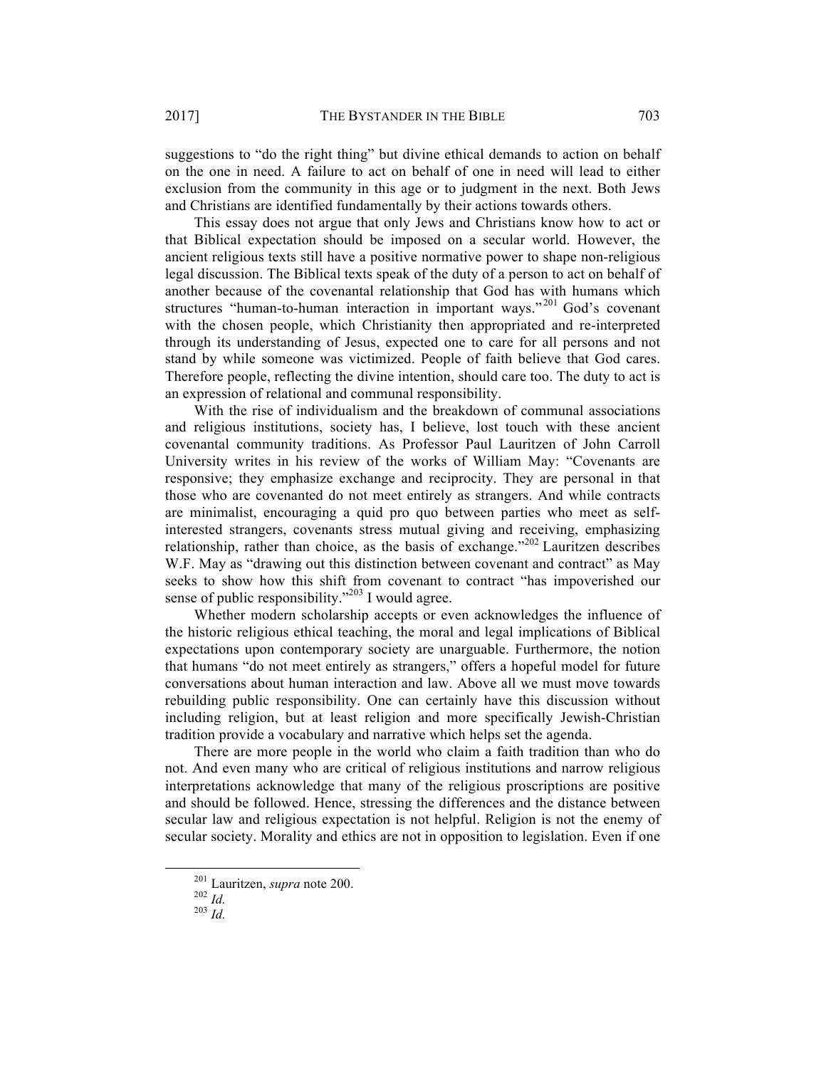suggestions to "do the right thing" but divine ethical demands to action on behalf on the one in need. A failure to act on behalf of one in need will lead to either exclusion from the community in this age or to judgment in the next. Both Jews and Christians are identified fundamentally by their actions towards others.

This essay does not argue that only Jews and Christians know how to act or that Biblical expectation should be imposed on a secular world. However, the ancient religious texts still have a positive normative power to shape non-religious legal discussion. The Biblical texts speak of the duty of a person to act on behalf of another because of the covenantal relationship that God has with humans which structures "human-to-human interaction in important ways."[201] God's covenant with the chosen people, which Christianity then appropriated and re-interpreted through its understanding of Jesus, expected one to care for all persons and not stand by while someone was victimized. People of faith believe that God cares. Therefore people, reflecting the divine intention, should care too. The duty to act is an expression of relational and communal responsibility.

With the rise of individualism and the breakdown of communal associations and religious institutions, society has, I believe, lost touch with these ancient covenantal community traditions. As Professor Paul Lauritzen of John Carroll University writes in his review of the works of William May: "Covenants are responsive; they emphasize exchange and reciprocity. They are personal in that those who are covenanted do not meet entirely as strangers. And while contracts are minimalist, encouraging a quid pro quo between parties who meet as self-interested strangers, covenants stress mutual giving and receiving, emphasizing relationship, rather than choice, as the basis of exchange."[202] Lauritzen describes W.F. May as "drawing out this distinction between covenant and contract" as May seeks to show how this shift from covenant to contract "has impoverished our sense of public responsibility."[203] I would agree.

Whether modern scholarship accepts or even acknowledges the influence of the historic religious ethical teaching, the moral and legal implications of Biblical expectations upon contemporary society are unarguable. Furthermore, the notion that humans "do not meet entirely as strangers," offers a hopeful model for future conversations about human interaction and law. Above all we must move towards rebuilding public responsibility. One can certainly have this discussion without including religion, but at least religion and more specifically Jewish-Christian tradition provide a vocabulary and narrative which helps set the agenda.

There are more people in the world who claim a faith tradition than who do not. And even many who are critical of religious institutions and narrow religious interpretations acknowledge that many of the religious proscriptions are positive and should be followed. Hence, stressing the differences and the distance between secular law and religious expectation is not helpful. Religion is not the enemy of secular society. Morality and ethics are not in opposition to legislation. Even if one

---

[201] Lauritzen, *supra* note 200.

[202] *Id.*

[203] *Id.*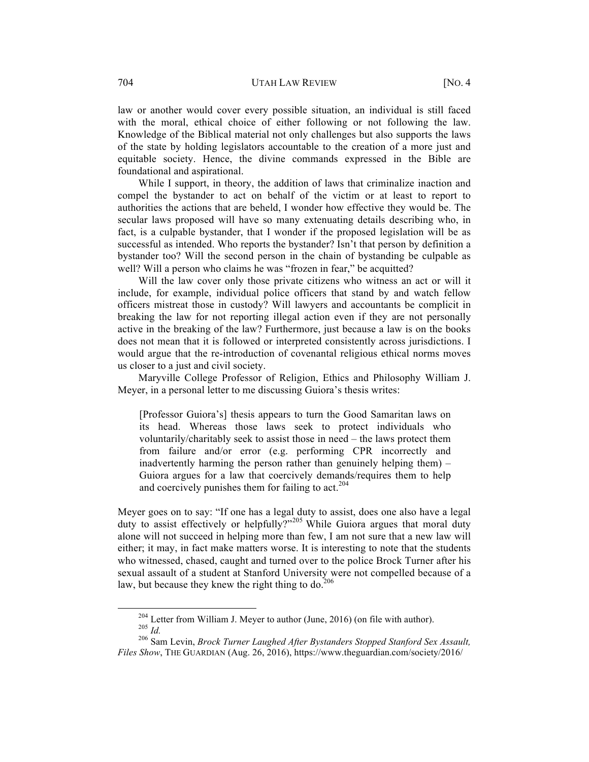law or another would cover every possible situation, an individual is still faced with the moral, ethical choice of either following or not following the law. Knowledge of the Biblical material not only challenges but also supports the laws of the state by holding legislators accountable to the creation of a more just and equitable society. Hence, the divine commands expressed in the Bible are foundational and aspirational.

While I support, in theory, the addition of laws that criminalize inaction and compel the bystander to act on behalf of the victim or at least to report to authorities the actions that are beheld, I wonder how effective they would be. The secular laws proposed will have so many extenuating details describing who, in fact, is a culpable bystander, that I wonder if the proposed legislation will be as successful as intended. Who reports the bystander? Isn't that person by definition a bystander too? Will the second person in the chain of bystanding be culpable as well? Will a person who claims he was "frozen in fear," be acquitted?

Will the law cover only those private citizens who witness an act or will it include, for example, individual police officers that stand by and watch fellow officers mistreat those in custody? Will lawyers and accountants be complicit in breaking the law for not reporting illegal action even if they are not personally active in the breaking of the law? Furthermore, just because a law is on the books does not mean that it is followed or interpreted consistently across jurisdictions. I would argue that the re-introduction of covenantal religious ethical norms moves us closer to a just and civil society.

Maryville College Professor of Religion, Ethics and Philosophy William J. Meyer, in a personal letter to me discussing Guiora's thesis writes:

> [Professor Guiora's] thesis appears to turn the Good Samaritan laws on its head. Whereas those laws seek to protect individuals who voluntarily/charitably seek to assist those in need – the laws protect them from failure and/or error (e.g. performing CPR incorrectly and inadvertently harming the person rather than genuinely helping them) – Guiora argues for a law that coercively demands/requires them to help and coercively punishes them for failing to act.[204]

Meyer goes on to say: "If one has a legal duty to assist, does one also have a legal duty to assist effectively or helpfully?"[205] While Guiora argues that moral duty alone will not succeed in helping more than few, I am not sure that a new law will either; it may, in fact make matters worse. It is interesting to note that the students who witnessed, chased, caught and turned over to the police Brock Turner after his sexual assault of a student at Stanford University were not compelled because of a law, but because they knew the right thing to do.[206]

---

[204] Letter from William J. Meyer to author (June, 2016) (on file with author).

[205] *Id.*

[206] Sam Levin, *Brock Turner Laughed After Bystanders Stopped Stanford Sex Assault, Files Show*, THE GUARDIAN (Aug. 26, 2016), https://www.theguardian.com/society/2016/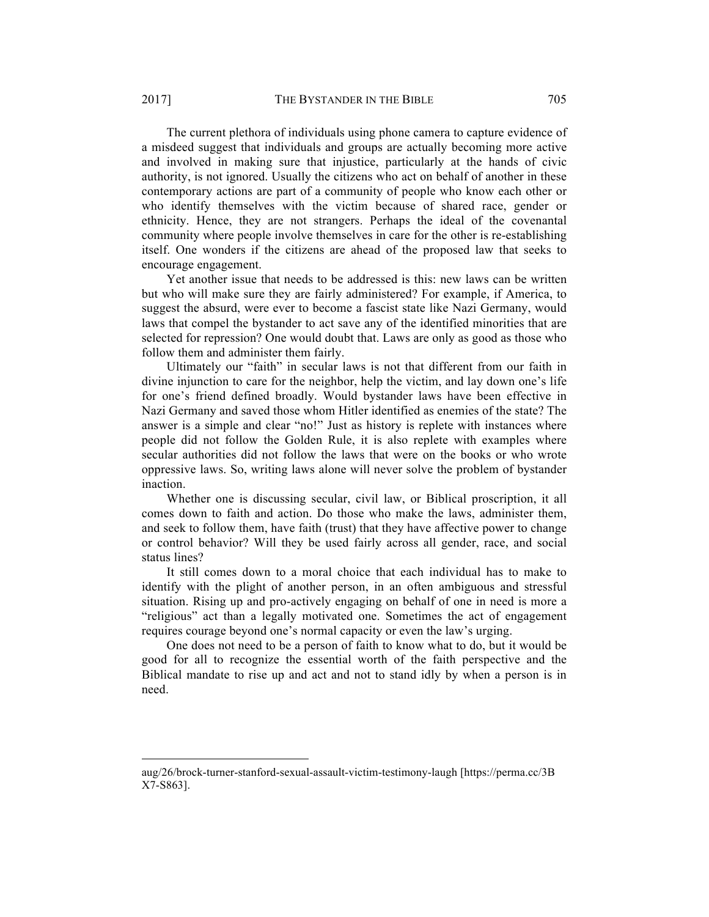The current plethora of individuals using phone camera to capture evidence of a misdeed suggest that individuals and groups are actually becoming more active and involved in making sure that injustice, particularly at the hands of civic authority, is not ignored. Usually the citizens who act on behalf of another in these contemporary actions are part of a community of people who know each other or who identify themselves with the victim because of shared race, gender or ethnicity. Hence, they are not strangers. Perhaps the ideal of the covenantal community where people involve themselves in care for the other is re-establishing itself. One wonders if the citizens are ahead of the proposed law that seeks to encourage engagement.

Yet another issue that needs to be addressed is this: new laws can be written but who will make sure they are fairly administered? For example, if America, to suggest the absurd, were ever to become a fascist state like Nazi Germany, would laws that compel the bystander to act save any of the identified minorities that are selected for repression? One would doubt that. Laws are only as good as those who follow them and administer them fairly.

Ultimately our "faith" in secular laws is not that different from our faith in divine injunction to care for the neighbor, help the victim, and lay down one's life for one's friend defined broadly. Would bystander laws have been effective in Nazi Germany and saved those whom Hitler identified as enemies of the state? The answer is a simple and clear "no!" Just as history is replete with instances where people did not follow the Golden Rule, it is also replete with examples where secular authorities did not follow the laws that were on the books or who wrote oppressive laws. So, writing laws alone will never solve the problem of bystander inaction.

Whether one is discussing secular, civil law, or Biblical proscription, it all comes down to faith and action. Do those who make the laws, administer them, and seek to follow them, have faith (trust) that they have affective power to change or control behavior? Will they be used fairly across all gender, race, and social status lines?

It still comes down to a moral choice that each individual has to make to identify with the plight of another person, in an often ambiguous and stressful situation. Rising up and pro-actively engaging on behalf of one in need is more a "religious" act than a legally motivated one. Sometimes the act of engagement requires courage beyond one's normal capacity or even the law's urging.

One does not need to be a person of faith to know what to do, but it would be good for all to recognize the essential worth of the faith perspective and the Biblical mandate to rise up and act and not to stand idly by when a person is in need.

---

aug/26/brock-turner-stanford-sexual-assault-victim-testimony-laugh [https://perma.cc/3BX7-S863].